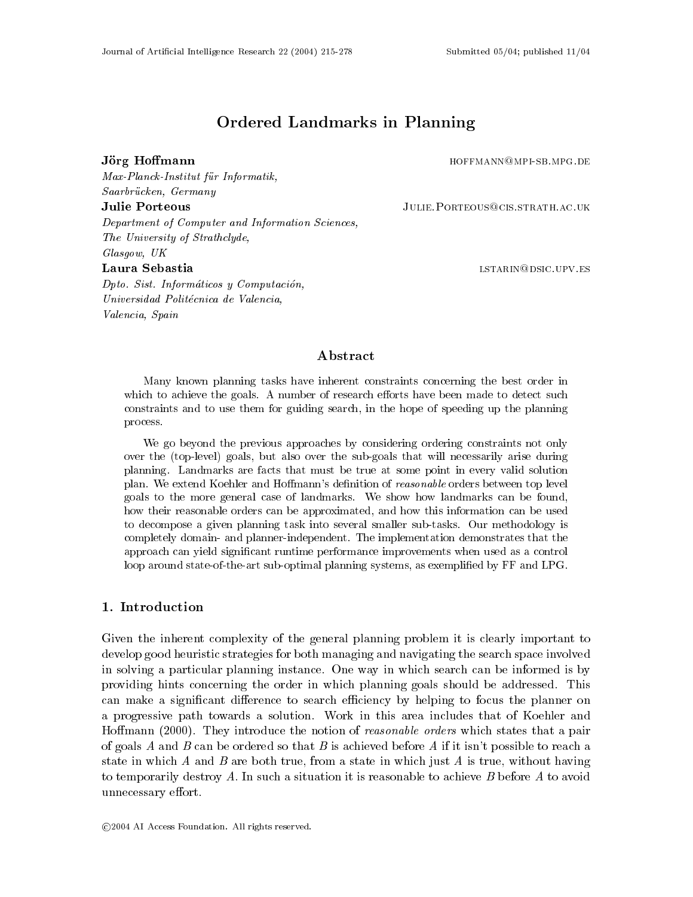# Ordered Landmarks in Planning

**Jörg Hoffmann** hoffmann@mpi-sb.mpg.de

*Max-Planck-Institut für Informatik,*
*Saarbrücken, Germany*

**Julie Porteous** Julie.Porteous@cis.strath.ac.uk

*Department of Computer and Information Sciences,*
*The University of Strathclyde,*
*Glasgow, UK*

**Laura Sebastia** lstarin@dsic.upv.es

*Dpto. Sist. Informáticos y Computación,*
*Universidad Politécnica de Valencia,*
*Valencia, Spain*

## Abstract

Many known planning tasks have inherent constraints concerning the best order in which to achieve the goals. A number of research efforts have been made to detect such constraints and to use them for guiding search, in the hope of speeding up the planning process.

We go beyond the previous approaches by considering ordering constraints not only over the (top-level) goals, but also over the sub-goals that will necessarily arise during planning. Landmarks are facts that must be true at some point in every valid solution plan. We extend Koehler and Hoffmann's definition of *reasonable* orders between top level goals to the more general case of landmarks. We show how landmarks can be found, how their reasonable orders can be approximated, and how this information can be used to decompose a given planning task into several smaller sub-tasks. Our methodology is completely domain- and planner-independent. The implementation demonstrates that the approach can yield significant runtime performance improvements when used as a control loop around state-of-the-art sub-optimal planning systems, as exemplified by FF and LPG.

## 1. Introduction

Given the inherent complexity of the general planning problem it is clearly important to develop good heuristic strategies for both managing and navigating the search space involved in solving a particular planning instance. One way in which search can be informed is by providing hints concerning the order in which planning goals should be addressed. This can make a significant difference to search efficiency by helping to focus the planner on a progressive path towards a solution. Work in this area includes that of Koehler and Hoffmann (2000). They introduce the notion of *reasonable orders* which states that a pair of goals $A$ and $B$ can be ordered so that $B$ is achieved before $A$ if it isn't possible to reach a state in which $A$ and $B$ are both true, from a state in which just $A$ is true, without having to temporarily destroy $A$. In such a situation it is reasonable to achieve $B$ before $A$ to avoid unnecessary effort.

©2004 AI Access Foundation. All rights reserved.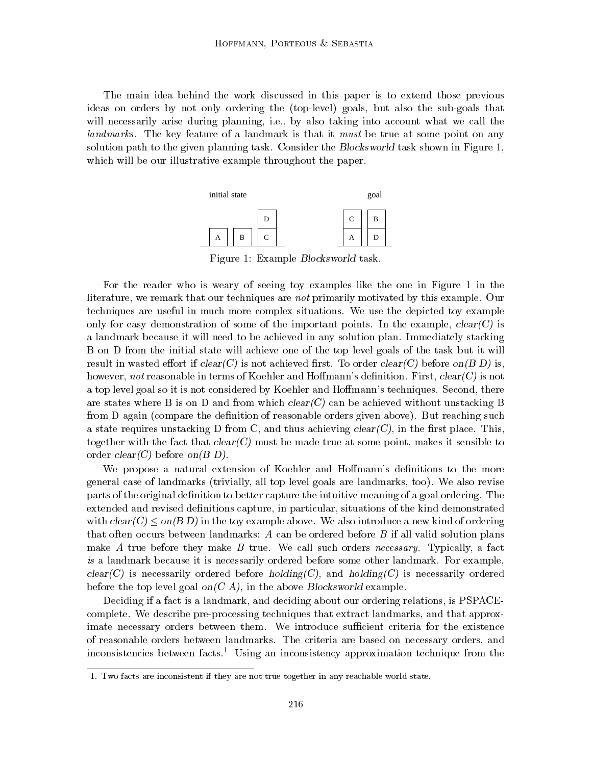The main idea behind the work discussed in this paper is to extend those previous ideas on orders by not only ordering the (top-level) goals, but also the sub-goals that will necessarily arise during planning, i.e., by also taking into account what we call the *landmarks*. The key feature of a landmark is that it *must* be true at some point on any solution path to the given planning task. Consider the *Blocksworld* task shown in Figure 1, which will be our illustrative example throughout the paper.

Figure 1: Example *Blocksworld* task.

For the reader who is weary of seeing toy examples like the one in Figure 1 in the literature, we remark that our techniques are *not* primarily motivated by this example. Our techniques are useful in much more complex situations. We use the depicted toy example only for easy demonstration of some of the important points. In the example, *clear(C)* is a landmark because it will need to be achieved in any solution plan. Immediately stacking B on D from the initial state will achieve one of the top level goals of the task but it will result in wasted effort if *clear(C)* is not achieved first. To order *clear(C)* before *on(B D)* is, however, *not* reasonable in terms of Koehler and Hoffmann's definition. First, *clear(C)* is not a top level goal so it is not considered by Koehler and Hoffmann's techniques. Second, there are states where B is on D and from which *clear(C)* can be achieved without unstacking B from D again (compare the definition of reasonable orders given above). But reaching such a state requires unstacking D from C, and thus achieving *clear(C)*, in the first place. This, together with the fact that *clear(C)* must be made true at some point, makes it sensible to order *clear(C)* before *on(B D)*.

We propose a natural extension of Koehler and Hoffmann's definitions to the more general case of landmarks (trivially, all top level goals are landmarks, too). We also revise parts of the original definition to better capture the intuitive meaning of a goal ordering. The extended and revised definitions capture, in particular, situations of the kind demonstrated with *clear(C)* $\leq$ *on(B D)* in the toy example above. We also introduce a new kind of ordering that often occurs between landmarks: *A* can be ordered before *B* if all valid solution plans make *A* true before they make *B* true. We call such orders *necessary*. Typically, a fact *is* a landmark because it is necessarily ordered before some other landmark. For example, *clear(C)* is necessarily ordered before *holding(C)*, and *holding(C)* is necessarily ordered before the top level goal *on(C A)*, in the above *Blocksworld* example.

Deciding if a fact is a landmark, and deciding about our ordering relations, is PSPACE-complete. We describe pre-processing techniques that extract landmarks, and that approximate necessary orders between them. We introduce sufficient criteria for the existence of reasonable orders between landmarks. The criteria are based on necessary orders, and inconsistencies between facts.[1] Using an inconsistency approximation technique from the

1. Two facts are inconsistent if they are not true together in any reachable world state.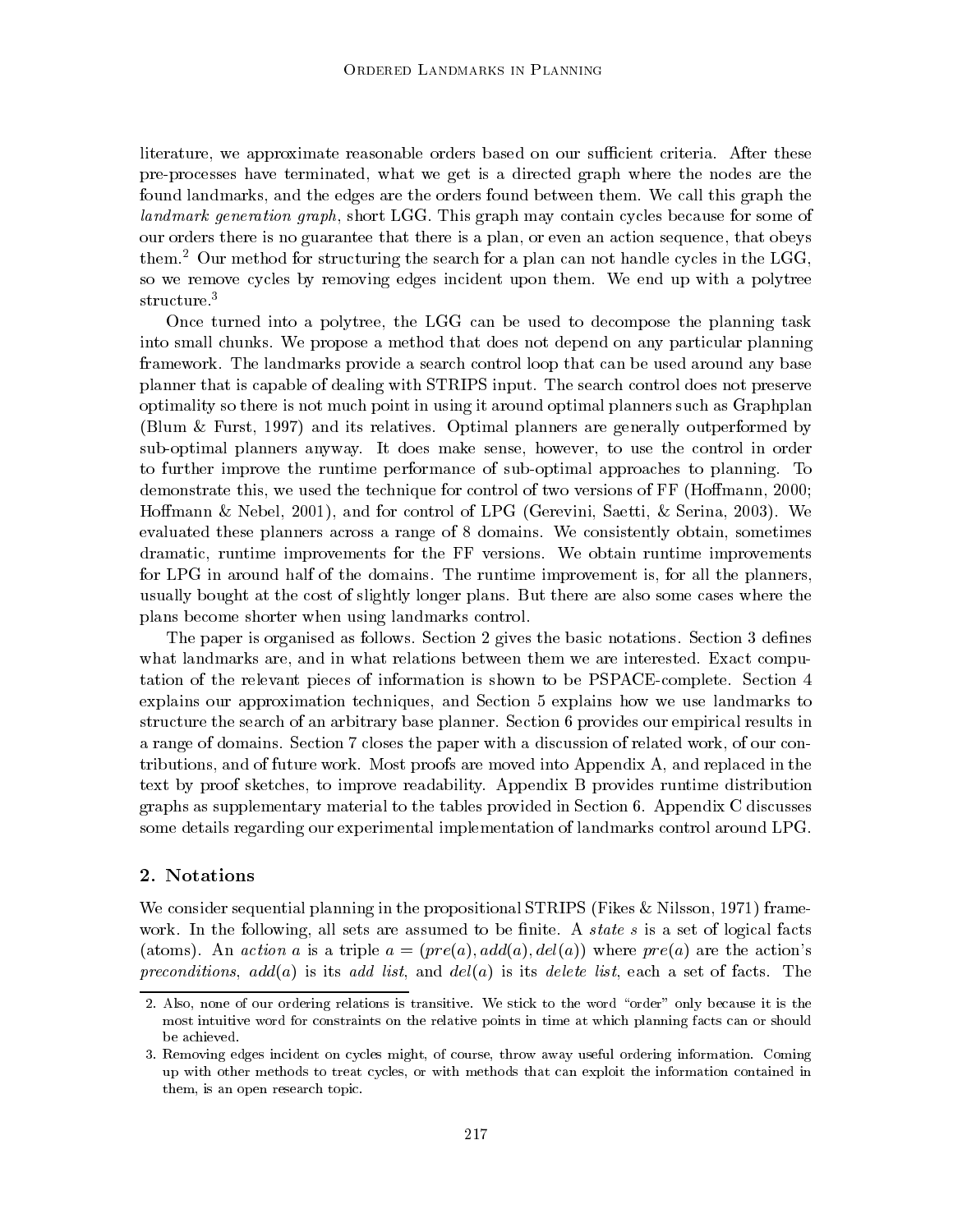literature, we approximate reasonable orders based on our sufficient criteria. After these pre-processes have terminated, what we get is a directed graph where the nodes are the found landmarks, and the edges are the orders found between them. We call this graph the *landmark generation graph*, short LGG. This graph may contain cycles because for some of our orders there is no guarantee that there is a plan, or even an action sequence, that obeys them.[2] Our method for structuring the search for a plan can not handle cycles in the LGG, so we remove cycles by removing edges incident upon them. We end up with a polytree structure.[3]

Once turned into a polytree, the LGG can be used to decompose the planning task into small chunks. We propose a method that does not depend on any particular planning framework. The landmarks provide a search control loop that can be used around any base planner that is capable of dealing with STRIPS input. The search control does not preserve optimality so there is not much point in using it around optimal planners such as Graphplan (Blum & Furst, 1997) and its relatives. Optimal planners are generally outperformed by sub-optimal planners anyway. It does make sense, however, to use the control in order to further improve the runtime performance of sub-optimal approaches to planning. To demonstrate this, we used the technique for control of two versions of FF (Hoffmann, 2000; Hoffmann & Nebel, 2001), and for control of LPG (Gerevini, Saetti, & Serina, 2003). We evaluated these planners across a range of 8 domains. We consistently obtain, sometimes dramatic, runtime improvements for the FF versions. We obtain runtime improvements for LPG in around half of the domains. The runtime improvement is, for all the planners, usually bought at the cost of slightly longer plans. But there are also some cases where the plans become shorter when using landmarks control.

The paper is organised as follows. Section 2 gives the basic notations. Section 3 defines what landmarks are, and in what relations between them we are interested. Exact computation of the relevant pieces of information is shown to be PSPACE-complete. Section 4 explains our approximation techniques, and Section 5 explains how we use landmarks to structure the search of an arbitrary base planner. Section 6 provides our empirical results in a range of domains. Section 7 closes the paper with a discussion of related work, of our contributions, and of future work. Most proofs are moved into Appendix A, and replaced in the text by proof sketches, to improve readability. Appendix B provides runtime distribution graphs as supplementary material to the tables provided in Section 6. Appendix C discusses some details regarding our experimental implementation of landmarks control around LPG.

## 2. Notations

We consider sequential planning in the propositional STRIPS (Fikes & Nilsson, 1971) framework. In the following, all sets are assumed to be finite. A *state* $s$ is a set of logical facts (atoms). An *action* $a$ is a triple $a = (pre(a), add(a), del(a))$ where $pre(a)$ are the action's *preconditions*, $add(a)$ is its *add list*, and $del(a)$ is its *delete list*, each a set of facts. The

---

2. Also, none of our ordering relations is transitive. We stick to the word "order" only because it is the most intuitive word for constraints on the relative points in time at which planning facts can or should be achieved.

3. Removing edges incident on cycles might, of course, throw away useful ordering information. Coming up with other methods to treat cycles, or with methods that can exploit the information contained in them, is an open research topic.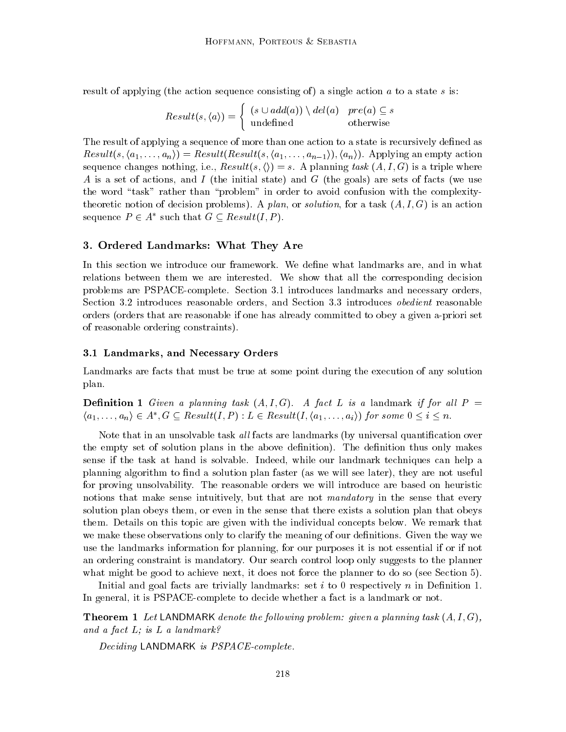result of applying (the action sequence consisting of) a single action $a$ to a state $s$ is:

$$Result(s, \langle a \rangle) = \begin{cases} (s \cup add(a)) \setminus del(a) & pre(a) \subseteq s \\ \text{undefined} & \text{otherwise} \end{cases}$$

The result of applying a sequence of more than one action to a state is recursively defined as $Result(s, \langle a_1, \dots, a_n \rangle) = Result(Result(s, \langle a_1, \dots, a_{n-1} \rangle), \langle a_n \rangle)$. Applying an empty action sequence changes nothing, i.e., $Result(s, \langle\rangle) = s$. A planning *task* $(A, I, G)$ is a triple where $A$ is a set of actions, and $I$ (the initial state) and $G$ (the goals) are sets of facts (we use the word "task" rather than "problem" in order to avoid confusion with the complexity-theoretic notion of decision problems). A *plan*, or *solution*, for a task $(A, I, G)$ is an action sequence $P \in A^*$ such that $G \subseteq Result(I, P)$.

## 3. Ordered Landmarks: What They Are

In this section we introduce our framework. We define what landmarks are, and in what relations between them we are interested. We show that all the corresponding decision problems are PSPACE-complete. Section 3.1 introduces landmarks and necessary orders, Section 3.2 introduces reasonable orders, and Section 3.3 introduces *obedient* reasonable orders (orders that are reasonable if one has already committed to obey a given a-priori set of reasonable ordering constraints).

### 3.1 Landmarks, and Necessary Orders

Landmarks are facts that must be true at some point during the execution of any solution plan.

**Definition 1** *Given a planning task $(A, I, G)$. A fact $L$ is a* landmark *if for all $P = \langle a_1, \dots, a_n \rangle \in A^*, G \subseteq Result(I, P) : L \in Result(I, \langle a_1, \dots, a_i \rangle)$ for some $0 \leq i \leq n$.*

Note that in an unsolvable task *all* facts are landmarks (by universal quantification over the empty set of solution plans in the above definition). The definition thus only makes sense if the task at hand is solvable. Indeed, while our landmark techniques can help a planning algorithm to find a solution plan faster (as we will see later), they are not useful for proving unsolvability. The reasonable orders we will introduce are based on heuristic notions that make sense intuitively, but that are not *mandatory* in the sense that every solution plan obeys them, or even in the sense that there exists a solution plan that obeys them. Details on this topic are given with the individual concepts below. We remark that we make these observations only to clarify the meaning of our definitions. Given the way we use the landmarks information for planning, for our purposes it is not essential if or if not an ordering constraint is mandatory. Our search control loop only suggests to the planner what might be good to achieve next, it does not force the planner to do so (see Section 5).

Initial and goal facts are trivially landmarks: set $i$ to 0 respectively $n$ in Definition 1. In general, it is PSPACE-complete to decide whether a fact is a landmark or not.

**Theorem 1** *Let* LANDMARK *denote the following problem: given a planning task $(A, I, G)$, and a fact $L$; is $L$ a landmark?*

*Deciding* LANDMARK *is PSPACE-complete.*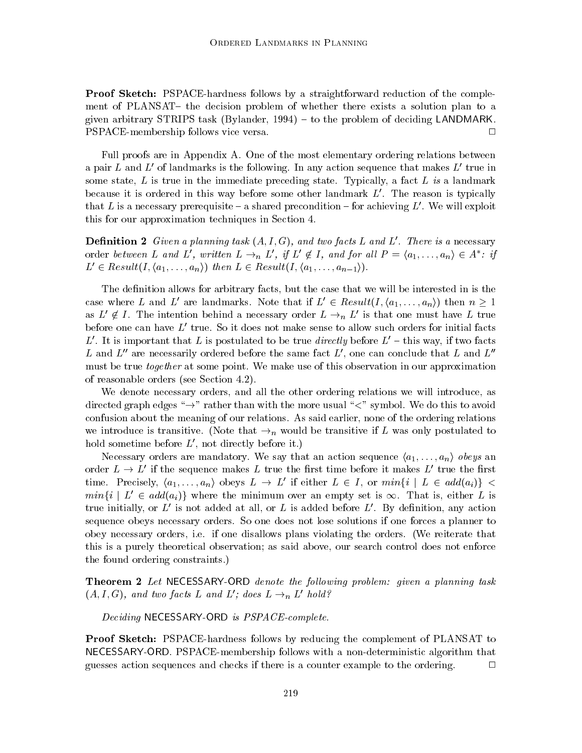**Proof Sketch:** PSPACE-hardness follows by a straightforward reduction of the complement of PLANSAT– the decision problem of whether there exists a solution plan to a given arbitrary STRIPS task (Bylander, 1994) – to the problem of deciding LANDMARK. PSPACE-membership follows vice versa. □

Full proofs are in Appendix A. One of the most elementary ordering relations between a pair $L$ and $L'$ of landmarks is the following. In any action sequence that makes $L'$ true in some state, $L$ is true in the immediate preceding state. Typically, a fact $L$ *is* a landmark because it is ordered in this way before some other landmark $L'$. The reason is typically that $L$ is a necessary prerequisite – a shared precondition – for achieving $L'$. We will exploit this for our approximation techniques in Section 4.

**Definition 2** *Given a planning task* $(A, I, G)$*, and two facts* $L$ *and* $L'$*. There is a* necessary order *between* $L$ *and* $L'$*, written* $L \rightarrow_n L'$*, if* $L' \notin I$*, and for all* $P = \langle a_1, \dots, a_n \rangle \in A^*$*: if* $L' \in Result(I, \langle a_1, \dots, a_n \rangle)$ *then* $L \in Result(I, \langle a_1, \dots, a_{n-1} \rangle)$*.*

The definition allows for arbitrary facts, but the case that we will be interested in is the case where $L$ and $L'$ are landmarks. Note that if $L' \in Result(I, \langle a_1, \dots, a_n \rangle)$ then $n \geq 1$ as $L' \notin I$. The intention behind a necessary order $L \rightarrow_n L'$ is that one must have $L$ true before one can have $L'$ true. So it does not make sense to allow such orders for initial facts $L'$. It is important that $L$ is postulated to be true *directly* before $L'$ – this way, if two facts $L$ and $L''$ are necessarily ordered before the same fact $L'$, one can conclude that $L$ and $L''$ must be true *together* at some point. We make use of this observation in our approximation of reasonable orders (see Section 4.2).

We denote necessary orders, and all the other ordering relations we will introduce, as directed graph edges "$\rightarrow$" rather than with the more usual "$<$" symbol. We do this to avoid confusion about the meaning of our relations. As said earlier, none of the ordering relations we introduce is transitive. (Note that $\rightarrow_n$ would be transitive if $L$ was only postulated to hold sometime before $L'$, not directly before it.)

Necessary orders are mandatory. We say that an action sequence $\langle a_1, \dots, a_n \rangle$ *obeys* an order $L \rightarrow L'$ if the sequence makes $L$ true the first time before it makes $L'$ true the first time. Precisely, $\langle a_1, \dots, a_n \rangle$ obeys $L \rightarrow L'$ if either $L \in I$, or $min\{i \mid L \in add(a_i)\} < min\{i \mid L' \in add(a_i)\}$ where the minimum over an empty set is $\infty$. That is, either $L$ is true initially, or $L'$ is not added at all, or $L$ is added before $L'$. By definition, any action sequence obeys necessary orders. So one does not lose solutions if one forces a planner to obey necessary orders, i.e. if one disallows plans violating the orders. (We reiterate that this is a purely theoretical observation; as said above, our search control does not enforce the found ordering constraints.)

**Theorem 2** *Let* NECESSARY-ORD *denote the following problem: given a planning task* $(A, I, G)$*, and two facts* $L$ *and* $L'$*; does* $L \rightarrow_n L'$ *hold?*

*Deciding* NECESSARY-ORD *is PSPACE-complete.*

**Proof Sketch:** PSPACE-hardness follows by reducing the complement of PLANSAT to NECESSARY-ORD. PSPACE-membership follows with a non-deterministic algorithm that guesses action sequences and checks if there is a counter example to the ordering. □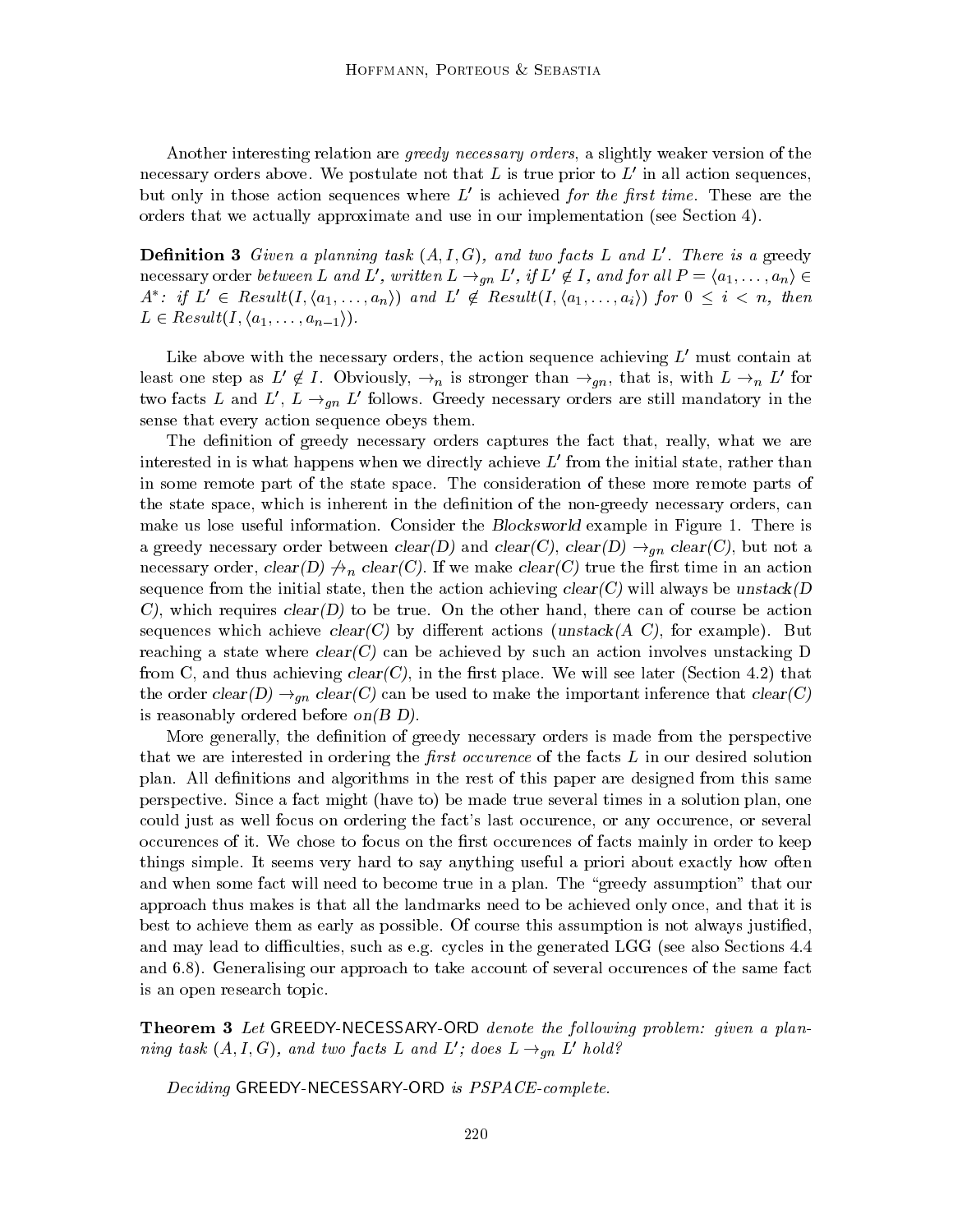Another interesting relation are *greedy necessary orders*, a slightly weaker version of the necessary orders above. We postulate not that $L$ is true prior to $L'$ in all action sequences, but only in those action sequences where $L'$ is achieved *for the first time*. These are the orders that we actually approximate and use in our implementation (see Section 4).

**Definition 3** *Given a planning task $(A, I, G)$, and two facts $L$ and $L'$. There is a* greedy necessary order *between $L$ and $L'$, written $L \rightarrow_{gn} L'$, if $L' \notin I$, and for all $P = \langle a_1, \ldots, a_n \rangle \in A^*$: if $L' \in Result(I, \langle a_1, \ldots, a_n \rangle)$ and $L' \notin Result(I, \langle a_1, \ldots, a_i \rangle)$ for $0 \leq i < n$, then $L \in Result(I, \langle a_1, \ldots, a_{n-1} \rangle)$.*

Like above with the necessary orders, the action sequence achieving $L'$ must contain at least one step as $L' \notin I$. Obviously, $\rightarrow_n$ is stronger than $\rightarrow_{gn}$, that is, with $L \rightarrow_n L'$ for two facts $L$ and $L'$, $L \rightarrow_{gn} L'$ follows. Greedy necessary orders are still mandatory in the sense that every action sequence obeys them.

The definition of greedy necessary orders captures the fact that, really, what we are interested in is what happens when we directly achieve $L'$ from the initial state, rather than in some remote part of the state space. The consideration of these more remote parts of the state space, which is inherent in the definition of the non-greedy necessary orders, can make us lose useful information. Consider the *Blocksworld* example in Figure 1. There is a greedy necessary order between *clear(D)* and *clear(C)*, *clear(D)* $\rightarrow_{gn}$ *clear(C)*, but not a necessary order, *clear(D)* $\not\rightarrow_n$ *clear(C)*. If we make *clear(C)* true the first time in an action sequence from the initial state, then the action achieving *clear(C)* will always be *unstack(D C)*, which requires *clear(D)* to be true. On the other hand, there can of course be action sequences which achieve *clear(C)* by different actions (*unstack(A C)*, for example). But reaching a state where *clear(C)* can be achieved by such an action involves unstacking D from C, and thus achieving *clear(C)*, in the first place. We will see later (Section 4.2) that the order *clear(D)* $\rightarrow_{gn}$ *clear(C)* can be used to make the important inference that *clear(C)* is reasonably ordered before *on(B D)*.

More generally, the definition of greedy necessary orders is made from the perspective that we are interested in ordering the *first occurence* of the facts $L$ in our desired solution plan. All definitions and algorithms in the rest of this paper are designed from this same perspective. Since a fact might (have to) be made true several times in a solution plan, one could just as well focus on ordering the fact's last occurence, or any occurence, or several occurences of it. We chose to focus on the first occurences of facts mainly in order to keep things simple. It seems very hard to say anything useful a priori about exactly how often and when some fact will need to become true in a plan. The "greedy assumption" that our approach thus makes is that all the landmarks need to be achieved only once, and that it is best to achieve them as early as possible. Of course this assumption is not always justified, and may lead to difficulties, such as e.g. cycles in the generated LGG (see also Sections 4.4 and 6.8). Generalising our approach to take account of several occurences of the same fact is an open research topic.

**Theorem 3** *Let* GREEDY-NECESSARY-ORD *denote the following problem: given a planning task $(A, I, G)$, and two facts $L$ and $L'$; does $L \rightarrow_{gn} L'$ hold?*

*Deciding* GREEDY-NECESSARY-ORD *is PSPACE-complete.*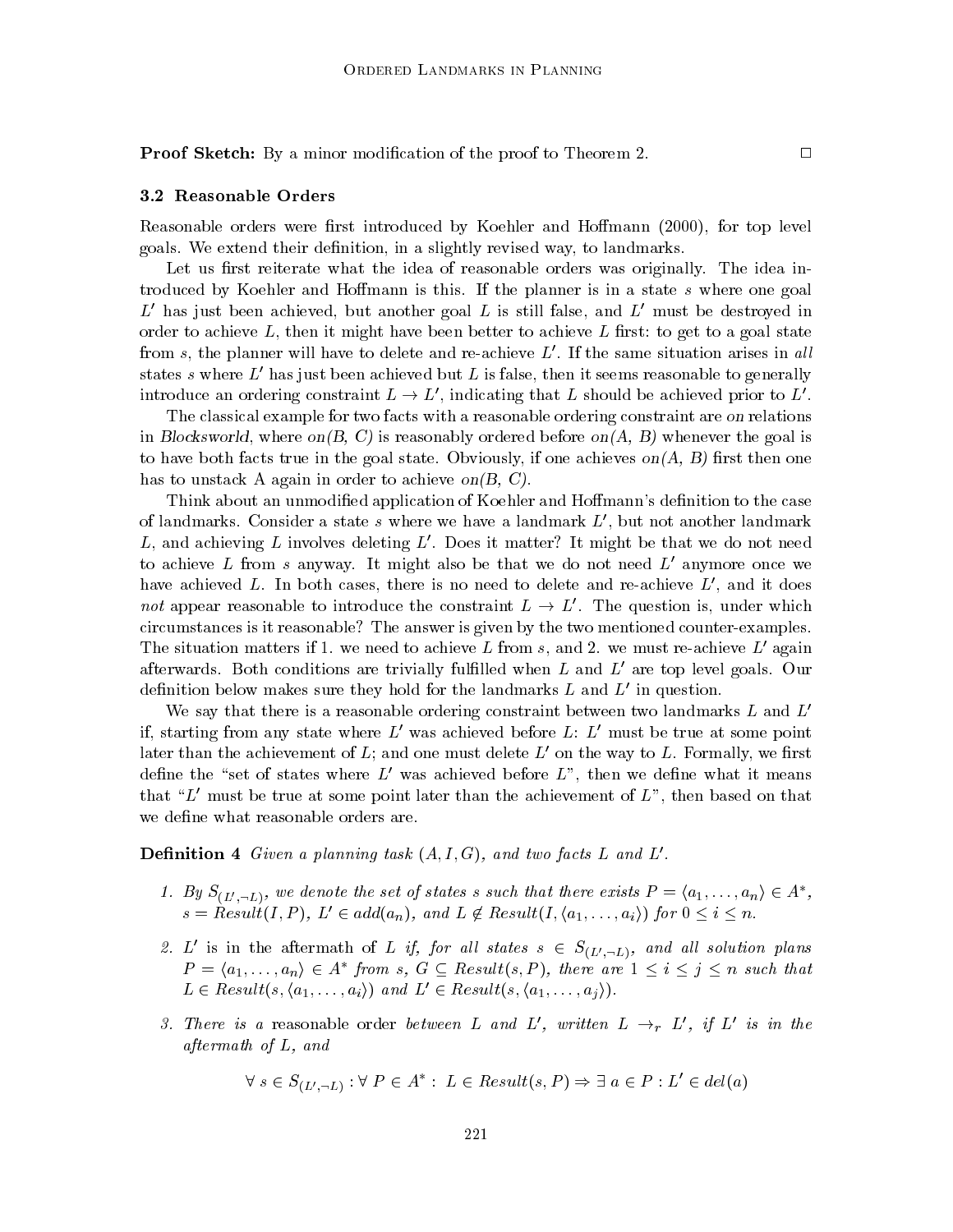**Proof Sketch:** By a minor modification of the proof to Theorem 2. □

### 3.2 Reasonable Orders

Reasonable orders were first introduced by Koehler and Hoffmann (2000), for top level goals. We extend their definition, in a slightly revised way, to landmarks.

Let us first reiterate what the idea of reasonable orders was originally. The idea introduced by Koehler and Hoffmann is this. If the planner is in a state $s$ where one goal $L'$ has just been achieved, but another goal $L$ is still false, and $L'$ must be destroyed in order to achieve $L$, then it might have been better to achieve $L$ first: to get to a goal state from $s$, the planner will have to delete and re-achieve $L'$. If the same situation arises in *all* states $s$ where $L'$ has just been achieved but $L$ is false, then it seems reasonable to generally introduce an ordering constraint $L \rightarrow L'$, indicating that $L$ should be achieved prior to $L'$.

The classical example for two facts with a reasonable ordering constraint are *on* relations in *Blocksworld*, where *on(B, C)* is reasonably ordered before *on(A, B)* whenever the goal is to have both facts true in the goal state. Obviously, if one achieves *on(A, B)* first then one has to unstack A again in order to achieve *on(B, C)*.

Think about an unmodified application of Koehler and Hoffmann's definition to the case of landmarks. Consider a state $s$ where we have a landmark $L'$, but not another landmark $L$, and achieving $L$ involves deleting $L'$. Does it matter? It might be that we do not need to achieve $L$ from $s$ anyway. It might also be that we do not need $L'$ anymore once we have achieved $L$. In both cases, there is no need to delete and re-achieve $L'$, and it does *not* appear reasonable to introduce the constraint $L \rightarrow L'$. The question is, under which circumstances is it reasonable? The answer is given by the two mentioned counter-examples. The situation matters if 1. we need to achieve $L$ from $s$, and 2. we must re-achieve $L'$ again afterwards. Both conditions are trivially fulfilled when $L$ and $L'$ are top level goals. Our definition below makes sure they hold for the landmarks $L$ and $L'$ in question.

We say that there is a reasonable ordering constraint between two landmarks $L$ and $L'$ if, starting from any state where $L'$ was achieved before $L$: $L'$ must be true at some point later than the achievement of $L$; and one must delete $L'$ on the way to $L$. Formally, we first define the "set of states where $L'$ was achieved before $L$", then we define what it means that "$L'$ must be true at some point later than the achievement of $L$", then based on that we define what reasonable orders are.

**Definition 4** *Given a planning task $(A, I, G)$, and two facts $L$ and $L'$.*

1. *By $S_{(L',\neg L)}$, we denote the set of states $s$ such that there exists $P = \langle a_1, \ldots, a_n \rangle \in A^*$, $s = Result(I, P)$, $L' \in add(a_n)$, and $L \notin Result(I, \langle a_1, \ldots, a_i \rangle)$ for $0 \leq i \leq n$.*

2. *$L'$ is in the aftermath of $L$ if, for all states $s \in S_{(L',\neg L)}$, and all solution plans $P = \langle a_1, \ldots, a_n \rangle \in A^*$ from $s$, $G \subseteq Result(s, P)$, there are $1 \leq i \leq j \leq n$ such that $L \in Result(s, \langle a_1, \ldots, a_i \rangle)$ and $L' \in Result(s, \langle a_1, \ldots, a_j \rangle)$.*

3. *There is a* reasonable order *between $L$ and $L'$, written $L \rightarrow_r L'$, if $L'$ is in the aftermath of $L$, and*

$$\forall\, s \in S_{(L',\neg L)} : \forall\, P \in A^* :\ L \in Result(s, P) \Rightarrow \exists\, a \in P : L' \in del(a)$$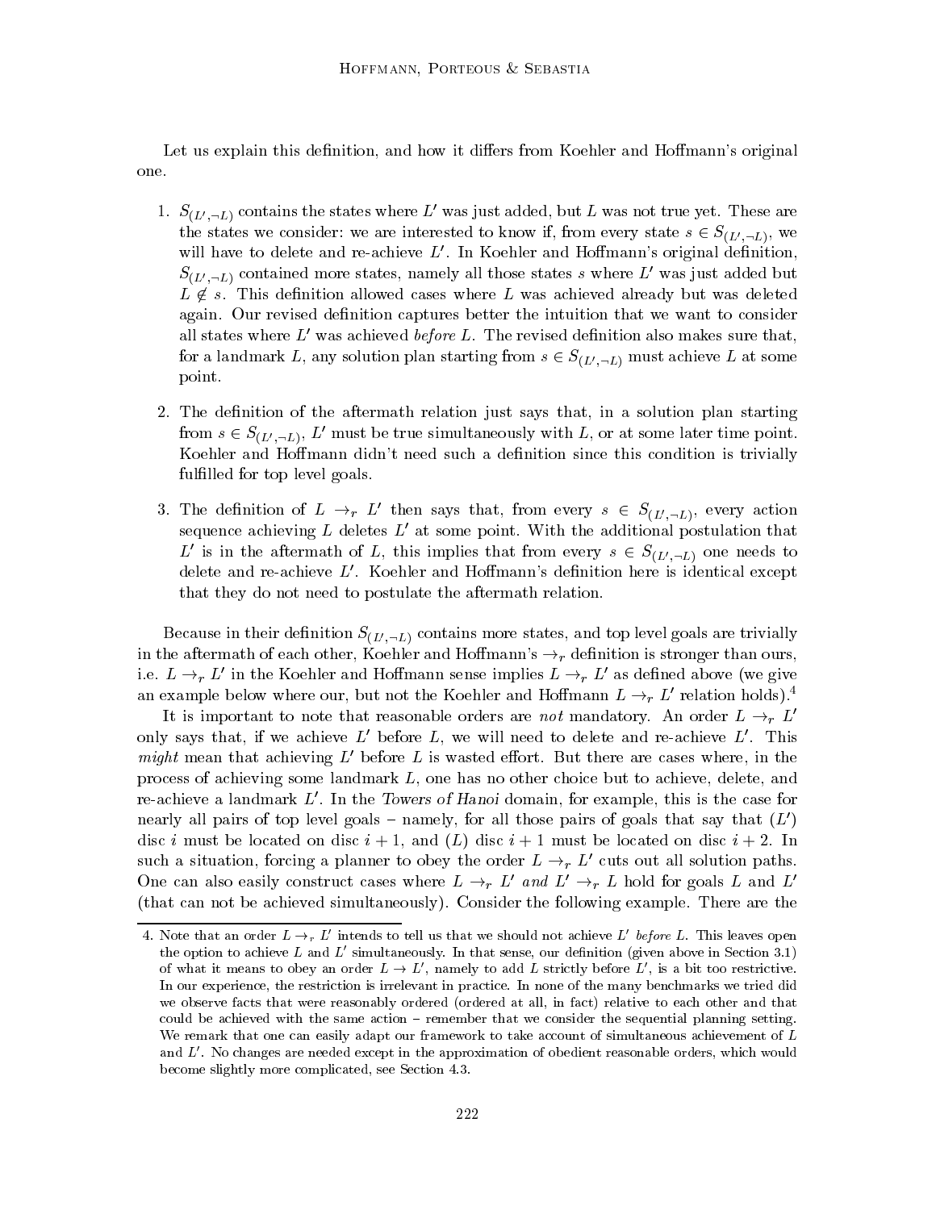Let us explain this definition, and how it differs from Koehler and Hoffmann's original one.

1. $S_{(L',\neg L)}$ contains the states where $L'$ was just added, but $L$ was not true yet. These are the states we consider: we are interested to know if, from every state $s \in S_{(L',\neg L)}$, we will have to delete and re-achieve $L'$. In Koehler and Hoffmann's original definition, $S_{(L',\neg L)}$ contained more states, namely all those states $s$ where $L'$ was just added but $L \notin s$. This definition allowed cases where $L$ was achieved already but was deleted again. Our revised definition captures better the intuition that we want to consider all states where $L'$ was achieved *before* $L$. The revised definition also makes sure that, for a landmark $L$, any solution plan starting from $s \in S_{(L',\neg L)}$ must achieve $L$ at some point.

2. The definition of the aftermath relation just says that, in a solution plan starting from $s \in S_{(L',\neg L)}$, $L'$ must be true simultaneously with $L$, or at some later time point. Koehler and Hoffmann didn't need such a definition since this condition is trivially fulfilled for top level goals.

3. The definition of $L \rightarrow_r L'$ then says that, from every $s \in S_{(L',\neg L)}$, every action sequence achieving $L$ deletes $L'$ at some point. With the additional postulation that $L'$ is in the aftermath of $L$, this implies that from every $s \in S_{(L',\neg L)}$ one needs to delete and re-achieve $L'$. Koehler and Hoffmann's definition here is identical except that they do not need to postulate the aftermath relation.

Because in their definition $S_{(L',\neg L)}$ contains more states, and top level goals are trivially in the aftermath of each other, Koehler and Hoffmann's $\rightarrow_r$ definition is stronger than ours, i.e. $L \rightarrow_r L'$ in the Koehler and Hoffmann sense implies $L \rightarrow_r L'$ as defined above (we give an example below where our, but not the Koehler and Hoffmann $L \rightarrow_r L'$ relation holds).[4]

It is important to note that reasonable orders are *not* mandatory. An order $L \rightarrow_r L'$ only says that, if we achieve $L'$ before $L$, we will need to delete and re-achieve $L'$. This *might* mean that achieving $L'$ before $L$ is wasted effort. But there are cases where, in the process of achieving some landmark $L$, one has no other choice but to achieve, delete, and re-achieve a landmark $L'$. In the *Towers of Hanoi* domain, for example, this is the case for nearly all pairs of top level goals – namely, for all those pairs of goals that say that ($L'$) disc $i$ must be located on disc $i+1$, and ($L$) disc $i+1$ must be located on disc $i+2$. In such a situation, forcing a planner to obey the order $L \rightarrow_r L'$ cuts out all solution paths. One can also easily construct cases where $L \rightarrow_r L'$ *and* $L' \rightarrow_r L$ hold for goals $L$ and $L'$ (that can not be achieved simultaneously). Consider the following example. There are the

4. Note that an order $L \rightarrow_r L'$ intends to tell us that we should not achieve $L'$ *before* $L$. This leaves open the option to achieve $L$ and $L'$ simultaneously. In that sense, our definition (given above in Section 3.1) of what it means to obey an order $L \rightarrow L'$, namely to add $L$ strictly before $L'$, is a bit too restrictive. In our experience, the restriction is irrelevant in practice. In none of the many benchmarks we tried did we observe facts that were reasonably ordered (ordered at all, in fact) relative to each other and that could be achieved with the same action – remember that we consider the sequential planning setting. We remark that one can easily adapt our framework to take account of simultaneous achievement of $L$ and $L'$. No changes are needed except in the approximation of obedient reasonable orders, which would become slightly more complicated, see Section 4.3.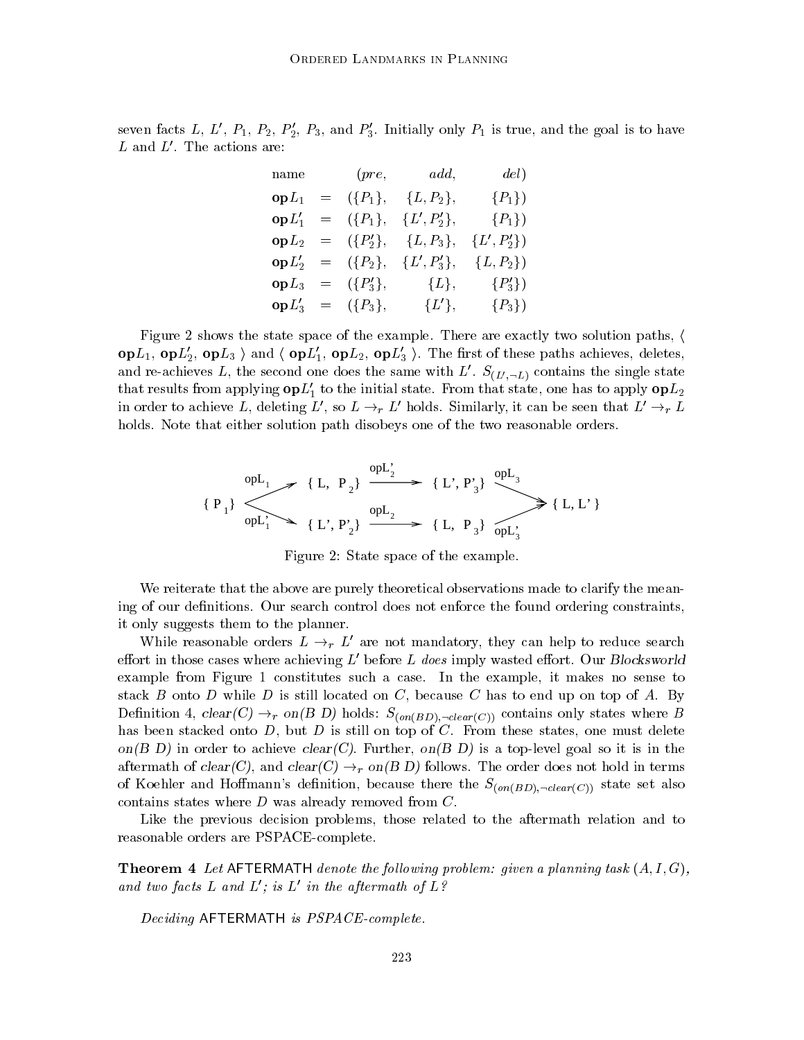seven facts $L$, $L'$, $P_1$, $P_2$, $P'_2$, $P_3$, and $P'_3$. Initially only $P_1$ is true, and the goal is to have $L$ and $L'$. The actions are:

| name | | (*pre*, | *add*, | *del*) |
|---|---|---|---|---|
| $\mathbf{op}L_1$ | = | $(\{P_1\},$ | $\{L, P_2\},$ | $\{P_1\})$ |
| $\mathbf{op}L'_1$ | = | $(\{P_1\},$ | $\{L', P'_2\},$ | $\{P_1\})$ |
| $\mathbf{op}L_2$ | = | $(\{P'_2\},$ | $\{L, P_3\},$ | $\{L', P'_2\})$ |
| $\mathbf{op}L'_2$ | = | $(\{P_2\},$ | $\{L', P'_3\},$ | $\{L, P_2\})$ |
| $\mathbf{op}L_3$ | = | $(\{P'_3\},$ | $\{L\},$ | $\{P'_3\})$ |
| $\mathbf{op}L'_3$ | = | $(\{P_3\},$ | $\{L'\},$ | $\{P_3\})$ |

Figure 2 shows the state space of the example. There are exactly two solution paths, $\langle$ $\mathbf{op}L_1$, $\mathbf{op}L'_2$, $\mathbf{op}L_3$ $\rangle$ and $\langle$ $\mathbf{op}L'_1$, $\mathbf{op}L_2$, $\mathbf{op}L'_3$ $\rangle$. The first of these paths achieves, deletes, and re-achieves $L$, the second one does the same with $L'$. $S_{(L',\neg L)}$ contains the single state that results from applying $\mathbf{op}L'_1$ to the initial state. From that state, one has to apply $\mathbf{op}L_2$ in order to achieve $L$, deleting $L'$, so $L \rightarrow_r L'$ holds. Similarly, it can be seen that $L' \rightarrow_r L$ holds. Note that either solution path disobeys one of the two reasonable orders.

$$\{P_1\} \xrightarrow{\text{op}L_1} \{L, P_2\} \xrightarrow{\text{op}L'_2} \{L', P'_3\} \xrightarrow{\text{op}L_3} \{L, L'\}$$
$$\{P_1\} \xrightarrow{\text{op}L'_1} \{L', P'_2\} \xrightarrow{\text{op}L_2} \{L, P_3\} \xrightarrow{\text{op}L'_3} \{L, L'\}$$

Figure 2: State space of the example.

We reiterate that the above are purely theoretical observations made to clarify the meaning of our definitions. Our search control does not enforce the found ordering constraints, it only suggests them to the planner.

While reasonable orders $L \rightarrow_r L'$ are not mandatory, they can help to reduce search effort in those cases where achieving $L'$ before $L$ *does* imply wasted effort. Our *Blocksworld* example from Figure 1 constitutes such a case. In the example, it makes no sense to stack $B$ onto $D$ while $D$ is still located on $C$, because $C$ has to end up on top of $A$. By Definition 4, *clear(C)* $\rightarrow_r$ *on(B D)* holds: $S_{(on(B\,D),\neg clear(C))}$ contains only states where $B$ has been stacked onto $D$, but $D$ is still on top of $C$. From these states, one must delete *on(B D)* in order to achieve *clear(C)*. Further, *on(B D)* is a top-level goal so it is in the aftermath of *clear(C)*, and *clear(C)* $\rightarrow_r$ *on(B D)* follows. The order does not hold in terms of Koehler and Hoffmann's definition, because there the $S_{(on(B\,D),\neg clear(C))}$ state set also contains states where $D$ was already removed from $C$.

Like the previous decision problems, those related to the aftermath relation and to reasonable orders are PSPACE-complete.

**Theorem 4** *Let* AFTERMATH *denote the following problem: given a planning task $(A, I, G)$, and two facts $L$ and $L'$; is $L'$ in the aftermath of $L$?*

*Deciding* AFTERMATH *is PSPACE-complete.*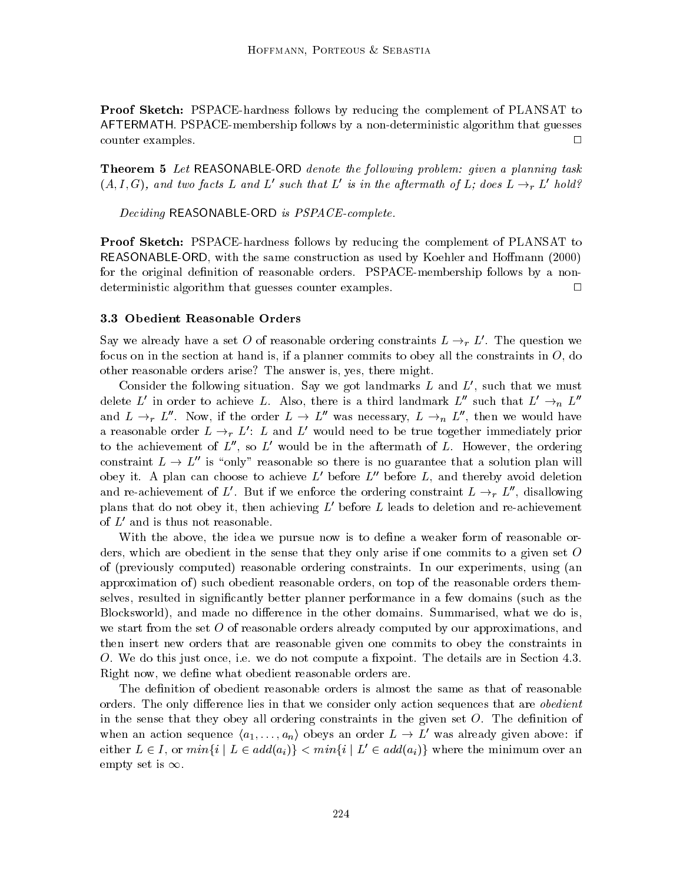**Proof Sketch:** PSPACE-hardness follows by reducing the complement of PLANSAT to AFTERMATH. PSPACE-membership follows by a non-deterministic algorithm that guesses counter examples. □

**Theorem 5** *Let* REASONABLE-ORD *denote the following problem: given a planning task* $(A, I, G)$*, and two facts* $L$ *and* $L'$ *such that* $L'$ *is in the aftermath of* $L$*; does* $L \rightarrow_r L'$ *hold?*

*Deciding* REASONABLE-ORD *is PSPACE-complete.*

**Proof Sketch:** PSPACE-hardness follows by reducing the complement of PLANSAT to REASONABLE-ORD, with the same construction as used by Koehler and Hoffmann (2000) for the original definition of reasonable orders. PSPACE-membership follows by a non-deterministic algorithm that guesses counter examples. □

### 3.3 Obedient Reasonable Orders

Say we already have a set $O$ of reasonable ordering constraints $L \rightarrow_r L'$. The question we focus on in the section at hand is, if a planner commits to obey all the constraints in $O$, do other reasonable orders arise? The answer is, yes, there might.

Consider the following situation. Say we got landmarks $L$ and $L'$, such that we must delete $L'$ in order to achieve $L$. Also, there is a third landmark $L''$ such that $L' \rightarrow_n L''$ and $L \rightarrow_r L''$. Now, if the order $L \rightarrow L''$ was necessary, $L \rightarrow_n L''$, then we would have a reasonable order $L \rightarrow_r L'$: $L$ and $L'$ would need to be true together immediately prior to the achievement of $L''$, so $L'$ would be in the aftermath of $L$. However, the ordering constraint $L \rightarrow L''$ is "only" reasonable so there is no guarantee that a solution plan will obey it. A plan can choose to achieve $L'$ before $L''$ before $L$, and thereby avoid deletion and re-achievement of $L'$. But if we enforce the ordering constraint $L \rightarrow_r L''$, disallowing plans that do not obey it, then achieving $L'$ before $L$ leads to deletion and re-achievement of $L'$ and is thus not reasonable.

With the above, the idea we pursue now is to define a weaker form of reasonable orders, which are obedient in the sense that they only arise if one commits to a given set $O$ of (previously computed) reasonable ordering constraints. In our experiments, using (an approximation of) such obedient reasonable orders, on top of the reasonable orders themselves, resulted in significantly better planner performance in a few domains (such as the Blocksworld), and made no difference in the other domains. Summarised, what we do is, we start from the set $O$ of reasonable orders already computed by our approximations, and then insert new orders that are reasonable given one commits to obey the constraints in $O$. We do this just once, i.e. we do not compute a fixpoint. The details are in Section 4.3. Right now, we define what obedient reasonable orders are.

The definition of obedient reasonable orders is almost the same as that of reasonable orders. The only difference lies in that we consider only action sequences that are *obedient* in the sense that they obey all ordering constraints in the given set $O$. The definition of when an action sequence $\langle a_1, \ldots, a_n \rangle$ obeys an order $L \rightarrow L'$ was already given above: if either $L \in I$, or $min\{i \mid L \in add(a_i)\} < min\{i \mid L' \in add(a_i)\}$ where the minimum over an empty set is $\infty$.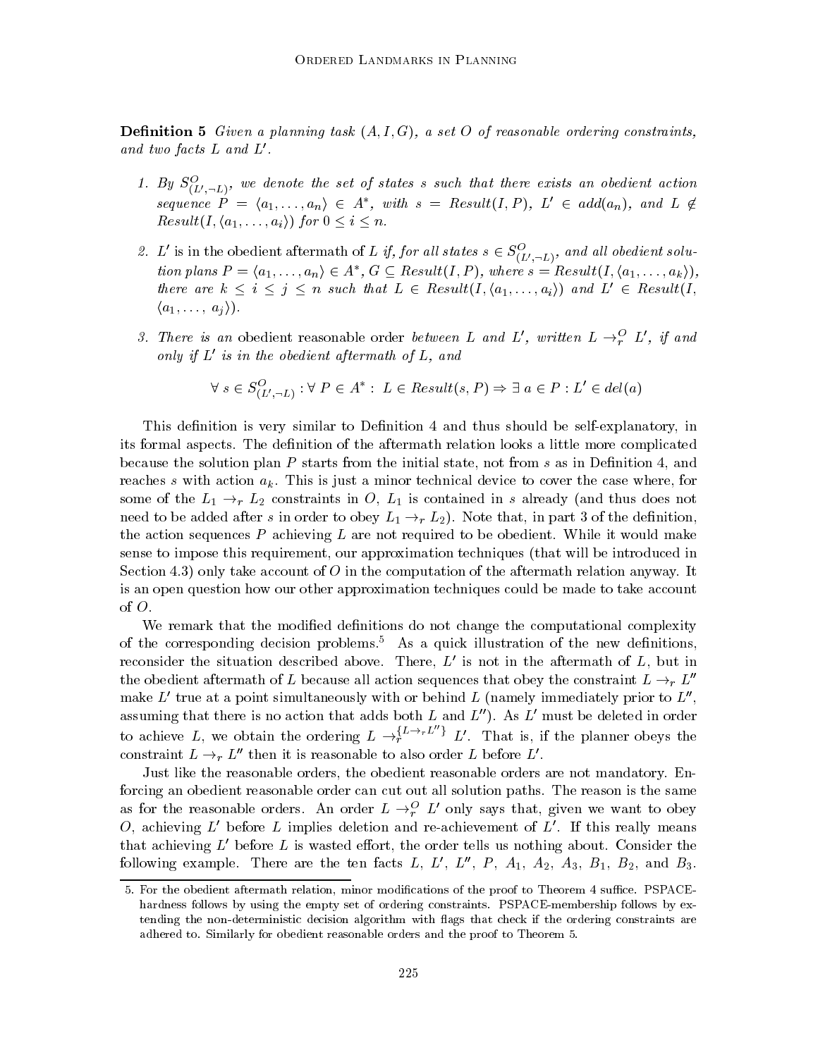**Definition 5** *Given a planning task $(A, I, G)$, a set $O$ of reasonable ordering constraints, and two facts $L$ and $L'$.*

1. *By $S^O_{(L',\neg L)}$, we denote the set of states $s$ such that there exists an obedient action sequence $P = \langle a_1, \ldots, a_n \rangle \in A^*$, with $s = Result(I, P)$, $L' \in add(a_n)$, and $L \notin Result(I, \langle a_1, \ldots, a_i \rangle)$ for $0 \le i \le n$.*

2. *$L'$ is in the* obedient aftermath *of $L$ if, for all states $s \in S^O_{(L',\neg L)}$, and all obedient solution plans $P = \langle a_1, \ldots, a_n \rangle \in A^*$, $G \subseteq Result(I, P)$, where $s = Result(I, \langle a_1, \ldots, a_k \rangle)$, there are $k \le i \le j \le n$ such that $L \in Result(I, \langle a_1, \ldots, a_i \rangle)$ and $L' \in Result(I, \langle a_1, \ldots, a_j \rangle)$.*

3. *There is an* obedient reasonable order *between $L$ and $L'$, written $L \rightarrow^O_r L'$, if and only if $L'$ is in the obedient aftermath of $L$, and*

$$\forall\, s \in S^O_{(L',\neg L)} : \forall\, P \in A^* :\; L \in Result(s, P) \Rightarrow \exists\, a \in P : L' \in del(a)$$

This definition is very similar to Definition 4 and thus should be self-explanatory, in its formal aspects. The definition of the aftermath relation looks a little more complicated because the solution plan $P$ starts from the initial state, not from $s$ as in Definition 4, and reaches $s$ with action $a_k$. This is just a minor technical device to cover the case where, for some of the $L_1 \rightarrow_r L_2$ constraints in $O$, $L_1$ is contained in $s$ already (and thus does not need to be added after $s$ in order to obey $L_1 \rightarrow_r L_2$). Note that, in part 3 of the definition, the action sequences $P$ achieving $L$ are not required to be obedient. While it would make sense to impose this requirement, our approximation techniques (that will be introduced in Section 4.3) only take account of $O$ in the computation of the aftermath relation anyway. It is an open question how our other approximation techniques could be made to take account of $O$.

We remark that the modified definitions do not change the computational complexity of the corresponding decision problems.[5] As a quick illustration of the new definitions, reconsider the situation described above. There, $L'$ is not in the aftermath of $L$, but in the obedient aftermath of $L$ because all action sequences that obey the constraint $L \rightarrow_r L''$ make $L'$ true at a point simultaneously with or behind $L$ (namely immediately prior to $L''$, assuming that there is no action that adds both $L$ and $L''$). As $L'$ must be deleted in order to achieve $L$, we obtain the ordering $L \rightarrow^{\{L \rightarrow_r L''\}}_r L'$. That is, if the planner obeys the constraint $L \rightarrow_r L''$ then it is reasonable to also order $L$ before $L'$.

Just like the reasonable orders, the obedient reasonable orders are not mandatory. Enforcing an obedient reasonable order can cut out all solution paths. The reason is the same as for the reasonable orders. An order $L \rightarrow^O_r L'$ only says that, given we want to obey $O$, achieving $L'$ before $L$ implies deletion and re-achievement of $L'$. If this really means that achieving $L'$ before $L$ is wasted effort, the order tells us nothing about. Consider the following example. There are the ten facts $L$, $L'$, $L''$, $P$, $A_1$, $A_2$, $A_3$, $B_1$, $B_2$, and $B_3$.

---

5. For the obedient aftermath relation, minor modifications of the proof to Theorem 4 suffice. PSPACE-hardness follows by using the empty set of ordering constraints. PSPACE-membership follows by extending the non-deterministic decision algorithm with flags that check if the ordering constraints are adhered to. Similarly for obedient reasonable orders and the proof to Theorem 5.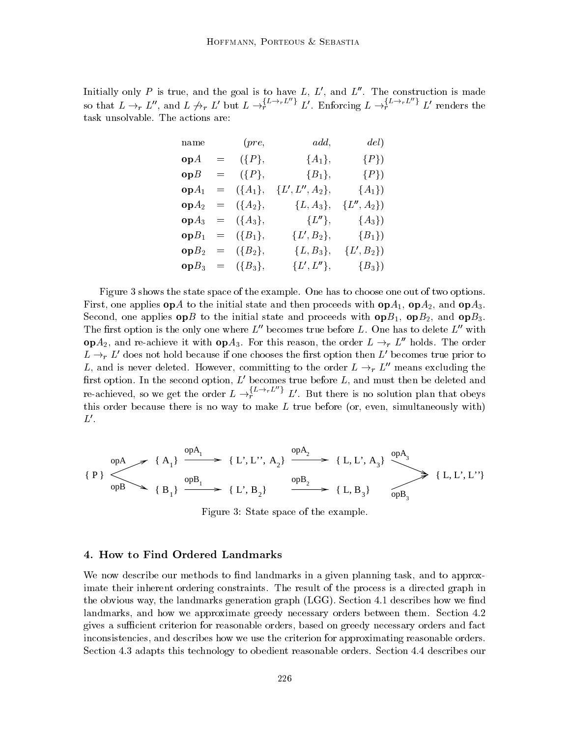Initially only $P$ is true, and the goal is to have $L$, $L'$, and $L''$. The construction is made so that $L \rightarrow_r L''$, and $L \not\rightarrow_r L'$ but $L \rightarrow_r^{\{L \rightarrow_r L''\}} L'$. Enforcing $L \rightarrow_r^{\{L \rightarrow_r L''\}} L'$ renders the task unsolvable. The actions are:

| name | | $(pre,$ | $add,$ | $del)$ |
|---|---|---|---|---|
| $\mathbf{op}A$ | $=$ | $(\{P\},$ | $\{A_1\},$ | $\{P\})$ |
| $\mathbf{op}B$ | $=$ | $(\{P\},$ | $\{B_1\},$ | $\{P\})$ |
| $\mathbf{op}A_1$ | $=$ | $(\{A_1\},$ | $\{L', L'', A_2\},$ | $\{A_1\})$ |
| $\mathbf{op}A_2$ | $=$ | $(\{A_2\},$ | $\{L, A_3\},$ | $\{L'', A_2\})$ |
| $\mathbf{op}A_3$ | $=$ | $(\{A_3\},$ | $\{L''\},$ | $\{A_3\})$ |
| $\mathbf{op}B_1$ | $=$ | $(\{B_1\},$ | $\{L', B_2\},$ | $\{B_1\})$ |
| $\mathbf{op}B_2$ | $=$ | $(\{B_2\},$ | $\{L, B_3\},$ | $\{L', B_2\})$ |
| $\mathbf{op}B_3$ | $=$ | $(\{B_3\},$ | $\{L', L''\},$ | $\{B_3\})$ |

Figure 3 shows the state space of the example. One has to choose one out of two options. First, one applies $\mathbf{op}A$ to the initial state and then proceeds with $\mathbf{op}A_1$, $\mathbf{op}A_2$, and $\mathbf{op}A_3$. Second, one applies $\mathbf{op}B$ to the initial state and proceeds with $\mathbf{op}B_1$, $\mathbf{op}B_2$, and $\mathbf{op}B_3$. The first option is the only one where $L''$ becomes true before $L$. One has to delete $L''$ with $\mathbf{op}A_2$, and re-achieve it with $\mathbf{op}A_3$. For this reason, the order $L \rightarrow_r L''$ holds. The order $L \rightarrow_r L'$ does not hold because if one chooses the first option then $L'$ becomes true prior to $L$, and is never deleted. However, committing to the order $L \rightarrow_r L''$ means excluding the first option. In the second option, $L'$ becomes true before $L$, and must then be deleted and re-achieved, so we get the order $L \rightarrow_r^{\{L \rightarrow_r L''\}} L'$. But there is no solution plan that obeys this order because there is no way to make $L$ true before (or, even, simultaneously with) $L'$.

```
                opA_1                    opA_2                   opA_3
      opA  { A_1 } -----> { L', L'', A_2 } -----> { L, L', A_3 }
{ P }                                                                   { L, L', L'' }
      opB  { B_1 } -----> { L', B_2 }      -----> { L, B_3 }
                opB_1                    opB_2                   opB_3
```

Figure 3: State space of the example.

## 4. How to Find Ordered Landmarks

We now describe our methods to find landmarks in a given planning task, and to approximate their inherent ordering constraints. The result of the process is a directed graph in the obvious way, the landmarks generation graph (LGG). Section 4.1 describes how we find landmarks, and how we approximate greedy necessary orders between them. Section 4.2 gives a sufficient criterion for reasonable orders, based on greedy necessary orders and fact inconsistencies, and describes how we use the criterion for approximating reasonable orders. Section 4.3 adapts this technology to obedient reasonable orders. Section 4.4 describes our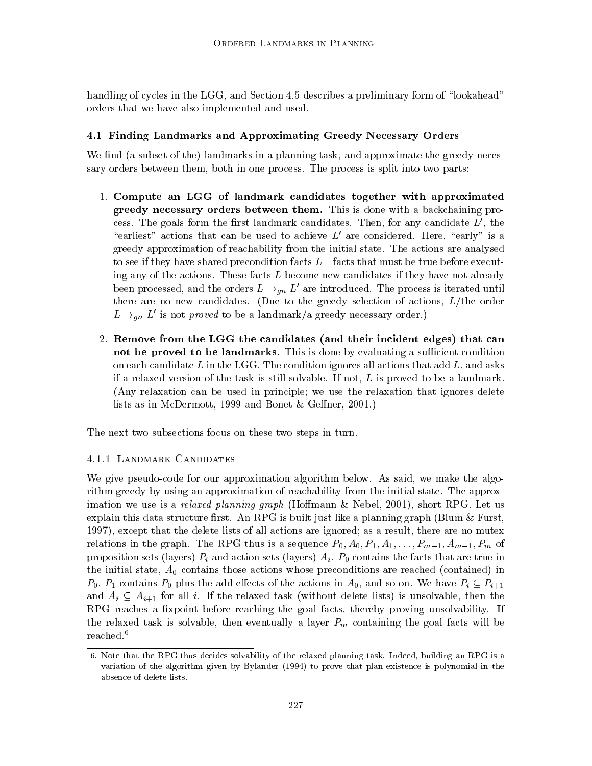handling of cycles in the LGG, and Section 4.5 describes a preliminary form of "lookahead" orders that we have also implemented and used.

### 4.1 Finding Landmarks and Approximating Greedy Necessary Orders

We find (a subset of the) landmarks in a planning task, and approximate the greedy necessary orders between them, both in one process. The process is split into two parts:

1. **Compute an LGG of landmark candidates together with approximated greedy necessary orders between them.** This is done with a backchaining process. The goals form the first landmark candidates. Then, for any candidate $L'$, the "earliest" actions that can be used to achieve $L'$ are considered. Here, "early" is a greedy approximation of reachability from the initial state. The actions are analysed to see if they have shared precondition facts $L$ – facts that must be true before executing any of the actions. These facts $L$ become new candidates if they have not already been processed, and the orders $L \rightarrow_{gn} L'$ are introduced. The process is iterated until there are no new candidates. (Due to the greedy selection of actions, $L$/the order $L \rightarrow_{gn} L'$ is not *proved* to be a landmark/a greedy necessary order.)

2. **Remove from the LGG the candidates (and their incident edges) that can not be proved to be landmarks.** This is done by evaluating a sufficient condition on each candidate $L$ in the LGG. The condition ignores all actions that add $L$, and asks if a relaxed version of the task is still solvable. If not, $L$ is proved to be a landmark. (Any relaxation can be used in principle; we use the relaxation that ignores delete lists as in McDermott, 1999 and Bonet & Geffner, 2001.)

The next two subsections focus on these two steps in turn.

#### 4.1.1 Landmark Candidates

We give pseudo-code for our approximation algorithm below. As said, we make the algorithm greedy by using an approximation of reachability from the initial state. The approximation we use is a *relaxed planning graph* (Hoffmann & Nebel, 2001), short RPG. Let us explain this data structure first. An RPG is built just like a planning graph (Blum & Furst, 1997), except that the delete lists of all actions are ignored; as a result, there are no mutex relations in the graph. The RPG thus is a sequence $P_0, A_0, P_1, A_1, \ldots, P_{m-1}, A_{m-1}, P_m$ of proposition sets (layers) $P_i$ and action sets (layers) $A_i$. $P_0$ contains the facts that are true in the initial state, $A_0$ contains those actions whose preconditions are reached (contained) in $P_0$, $P_1$ contains $P_0$ plus the add effects of the actions in $A_0$, and so on. We have $P_i \subseteq P_{i+1}$ and $A_i \subseteq A_{i+1}$ for all $i$. If the relaxed task (without delete lists) is unsolvable, then the RPG reaches a fixpoint before reaching the goal facts, thereby proving unsolvability. If the relaxed task is solvable, then eventually a layer $P_m$ containing the goal facts will be reached.[6]

6. Note that the RPG thus decides solvability of the relaxed planning task. Indeed, building an RPG is a variation of the algorithm given by Bylander (1994) to prove that plan existence is polynomial in the absence of delete lists.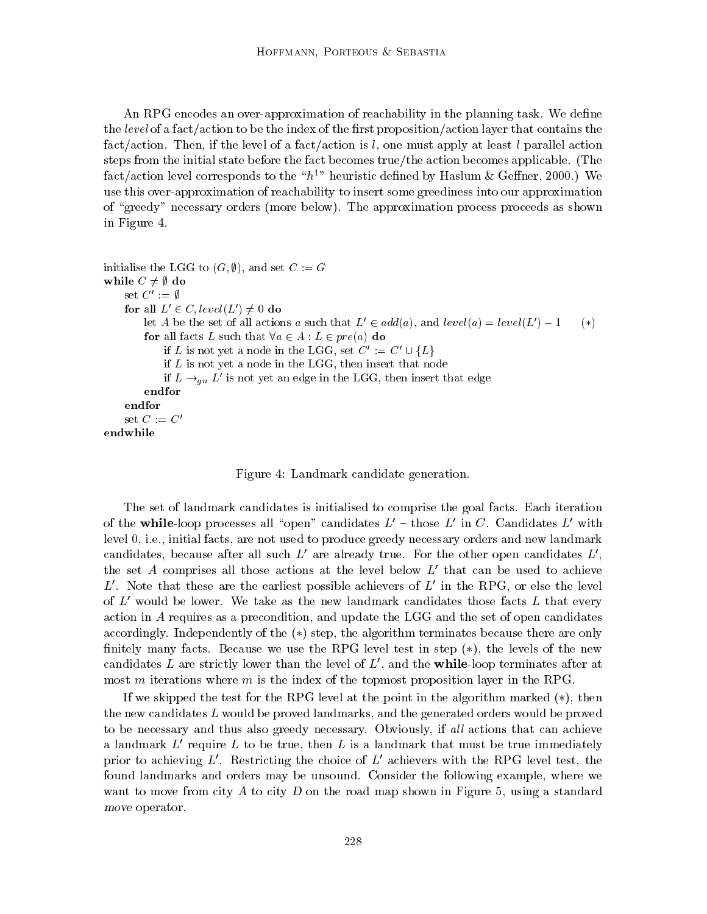An RPG encodes an over-approximation of reachability in the planning task. We define the *level* of a fact/action to be the index of the first proposition/action layer that contains the fact/action. Then, if the level of a fact/action is $l$, one must apply at least $l$ parallel action steps from the initial state before the fact becomes true/the action becomes applicable. (The fact/action level corresponds to the "$h^1$" heuristic defined by Haslum & Geffner, 2000.) We use this over-approximation of reachability to insert some greediness into our approximation of "greedy" necessary orders (more below). The approximation process proceeds as shown in Figure 4.

```
initialise the LGG to (G, ∅), and set C := G
while C ≠ ∅ do
    set C' := ∅
    for all L' ∈ C, level(L') ≠ 0 do
        let A be the set of all actions a such that L' ∈ add(a), and level(a) = level(L') − 1      (*)
        for all facts L such that ∀a ∈ A : L ∈ pre(a) do
            if L is not yet a node in the LGG, set C' := C' ∪ {L}
            if L is not yet a node in the LGG, then insert that node
            if L →gn L' is not yet an edge in the LGG, then insert that edge
        endfor
    endfor
    set C := C'
endwhile
```

Figure 4: Landmark candidate generation.

The set of landmark candidates is initialised to comprise the goal facts. Each iteration of the **while**-loop processes all "open" candidates $L'$ – those $L'$ in $C$. Candidates $L'$ with level 0, i.e., initial facts, are not used to produce greedy necessary orders and new landmark candidates, because after all such $L'$ are already true. For the other open candidates $L'$, the set $A$ comprises all those actions at the level below $L'$ that can be used to achieve $L'$. Note that these are the earliest possible achievers of $L'$ in the RPG, or else the level of $L'$ would be lower. We take as the new landmark candidates those facts $L$ that every action in $A$ requires as a precondition, and update the LGG and the set of open candidates accordingly. Independently of the $(*)$ step, the algorithm terminates because there are only finitely many facts. Because we use the RPG level test in step $(*)$, the levels of the new candidates $L$ are strictly lower than the level of $L'$, and the **while**-loop terminates after at most $m$ iterations where $m$ is the index of the topmost proposition layer in the RPG.

If we skipped the test for the RPG level at the point in the algorithm marked $(*)$, then the new candidates $L$ would be proved landmarks, and the generated orders would be proved to be necessary and thus also greedy necessary. Obviously, if *all* actions that can achieve a landmark $L'$ require $L$ to be true, then $L$ is a landmark that must be true immediately prior to achieving $L'$. Restricting the choice of $L'$ achievers with the RPG level test, the found landmarks and orders may be unsound. Consider the following example, where we want to move from city $A$ to city $D$ on the road map shown in Figure 5, using a standard *move* operator.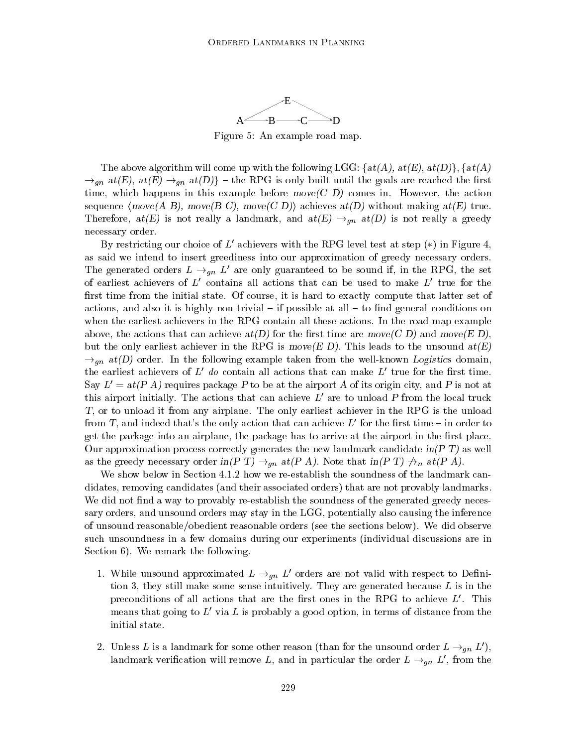```
          E
A ——— B ——— C ——— D
```

Figure 5: An example road map.

The above algorithm will come up with the following LGG: $\{at(A), at(E), at(D)\}, \{at(A) \rightarrow_{gn} at(E), at(E) \rightarrow_{gn} at(D)\}$ – the RPG is only built until the goals are reached the first time, which happens in this example before *move(C D)* comes in. However, the action sequence $\langle$*move(A B), move(B C), move(C D)*$\rangle$ achieves *at(D)* without making *at(E)* true. Therefore, *at(E)* is not really a landmark, and $at(E) \rightarrow_{gn} at(D)$ is not really a greedy necessary order.

By restricting our choice of $L'$ achievers with the RPG level test at step (∗) in Figure 4, as said we intend to insert greediness into our approximation of greedy necessary orders. The generated orders $L \rightarrow_{gn} L'$ are only guaranteed to be sound if, in the RPG, the set of earliest achievers of $L'$ contains all actions that can be used to make $L'$ true for the first time from the initial state. Of course, it is hard to exactly compute that latter set of actions, and also it is highly non-trivial – if possible at all – to find general conditions on when the earliest achievers in the RPG contain all these actions. In the road map example above, the actions that can achieve *at(D)* for the first time are *move(C D)* and *move(E D)*, but the only earliest achiever in the RPG is *move(E D)*. This leads to the unsound $at(E) \rightarrow_{gn} at(D)$ order. In the following example taken from the well-known *Logistics* domain, the earliest achievers of $L'$ *do* contain all actions that can make $L'$ true for the first time. Say $L' = at(P\ A)$ requires package $P$ to be at the airport $A$ of its origin city, and $P$ is not at this airport initially. The actions that can achieve $L'$ are to unload $P$ from the local truck $T$, or to unload it from any airplane. The only earliest achiever in the RPG is the unload from $T$, and indeed that's the only action that can achieve $L'$ for the first time – in order to get the package into an airplane, the package has to arrive at the airport in the first place. Our approximation process correctly generates the new landmark candidate *in(P T)* as well as the greedy necessary order $in(P\ T) \rightarrow_{gn} at(P\ A)$. Note that $in(P\ T) \not\rightarrow_{n} at(P\ A)$.

We show below in Section 4.1.2 how we re-establish the soundness of the landmark candidates, removing candidates (and their associated orders) that are not provably landmarks. We did not find a way to provably re-establish the soundness of the generated greedy necessary orders, and unsound orders may stay in the LGG, potentially also causing the inference of unsound reasonable/obedient reasonable orders (see the sections below). We did observe such unsoundness in a few domains during our experiments (individual discussions are in Section 6). We remark the following.

1. While unsound approximated $L \rightarrow_{gn} L'$ orders are not valid with respect to Definition 3, they still make some sense intuitively. They are generated because $L$ is in the preconditions of all actions that are the first ones in the RPG to achieve $L'$. This means that going to $L'$ via $L$ is probably a good option, in terms of distance from the initial state.

2. Unless $L$ is a landmark for some other reason (than for the unsound order $L \rightarrow_{gn} L'$), landmark verification will remove $L$, and in particular the order $L \rightarrow_{gn} L'$, from the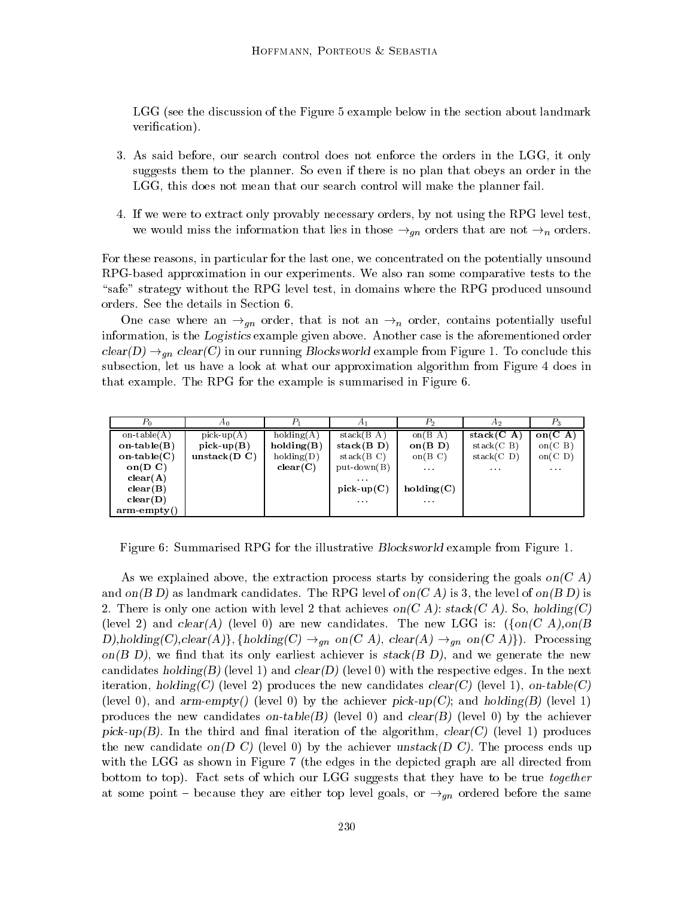LGG (see the discussion of the Figure 5 example below in the section about landmark verification).

3. As said before, our search control does not enforce the orders in the LGG, it only suggests them to the planner. So even if there is no plan that obeys an order in the LGG, this does not mean that our search control will make the planner fail.

4. If we were to extract only provably necessary orders, by not using the RPG level test, we would miss the information that lies in those $\rightarrow_{gn}$ orders that are not $\rightarrow_n$ orders.

For these reasons, in particular for the last one, we concentrated on the potentially unsound RPG-based approximation in our experiments. We also ran some comparative tests to the "safe" strategy without the RPG level test, in domains where the RPG produced unsound orders. See the details in Section 6.

One case where an $\rightarrow_{gn}$ order, that is not an $\rightarrow_n$ order, contains potentially useful information, is the *Logistics* example given above. Another case is the aforementioned order *clear(D)* $\rightarrow_{gn}$ *clear(C)* in our running *Blocksworld* example from Figure 1. To conclude this subsection, let us have a look at what our approximation algorithm from Figure 4 does in that example. The RPG for the example is summarised in Figure 6.

| $P_0$ | $A_0$ | $P_1$ | $A_1$ | $P_2$ | $A_2$ | $P_3$ |
|---|---|---|---|---|---|---|
| on-table(A) | pick-up(A) | holding(A) | stack(B A) | on(B A) | **stack(C A)** | **on(C A)** |
| **on-table(B)** | **pick-up(B)** | **holding(B)** | **stack(B D)** | **on(B D)** | stack(C B) | on(C B) |
| **on-table(C)** | **unstack(D C)** | holding(D) | stack(B C) | on(B C) | stack(C D) | on(C D) |
| **on(D C)** | | **clear(C)** | put-down(B) | ... | ... | ... |
| **clear(A)** | | | ... | | | |
| **clear(B)** | | | **pick-up(C)** | **holding(C)** | | |
| **clear(D)** | | | ... | ... | | |
| **arm-empty()** | | | | | | |

Figure 6: Summarised RPG for the illustrative *Blocksworld* example from Figure 1.

As we explained above, the extraction process starts by considering the goals *on(C A)* and *on(B D)* as landmark candidates. The RPG level of *on(C A)* is 3, the level of *on(B D)* is 2. There is only one action with level 2 that achieves *on(C A)*: *stack(C A)*. So, *holding(C)* (level 2) and *clear(A)* (level 0) are new candidates. The new LGG is: ({*on(C A)*,*on(B D)*,*holding(C)*,*clear(A)*}, {*holding(C)* $\rightarrow_{gn}$ *on(C A)*, *clear(A)* $\rightarrow_{gn}$ *on(C A)*}). Processing *on(B D)*, we find that its only earliest achiever is *stack(B D)*, and we generate the new candidates *holding(B)* (level 1) and *clear(D)* (level 0) with the respective edges. In the next iteration, *holding(C)* (level 2) produces the new candidates *clear(C)* (level 1), *on-table(C)* (level 0), and *arm-empty()* (level 0) by the achiever *pick-up(C)*; and *holding(B)* (level 1) produces the new candidates *on-table(B)* (level 0) and *clear(B)* (level 0) by the achiever *pick-up(B)*. In the third and final iteration of the algorithm, *clear(C)* (level 1) produces the new candidate *on(D C)* (level 0) by the achiever *unstack(D C)*. The process ends up with the LGG as shown in Figure 7 (the edges in the depicted graph are all directed from bottom to top). Fact sets of which our LGG suggests that they have to be true *together* at some point – because they are either top level goals, or $\rightarrow_{gn}$ ordered before the same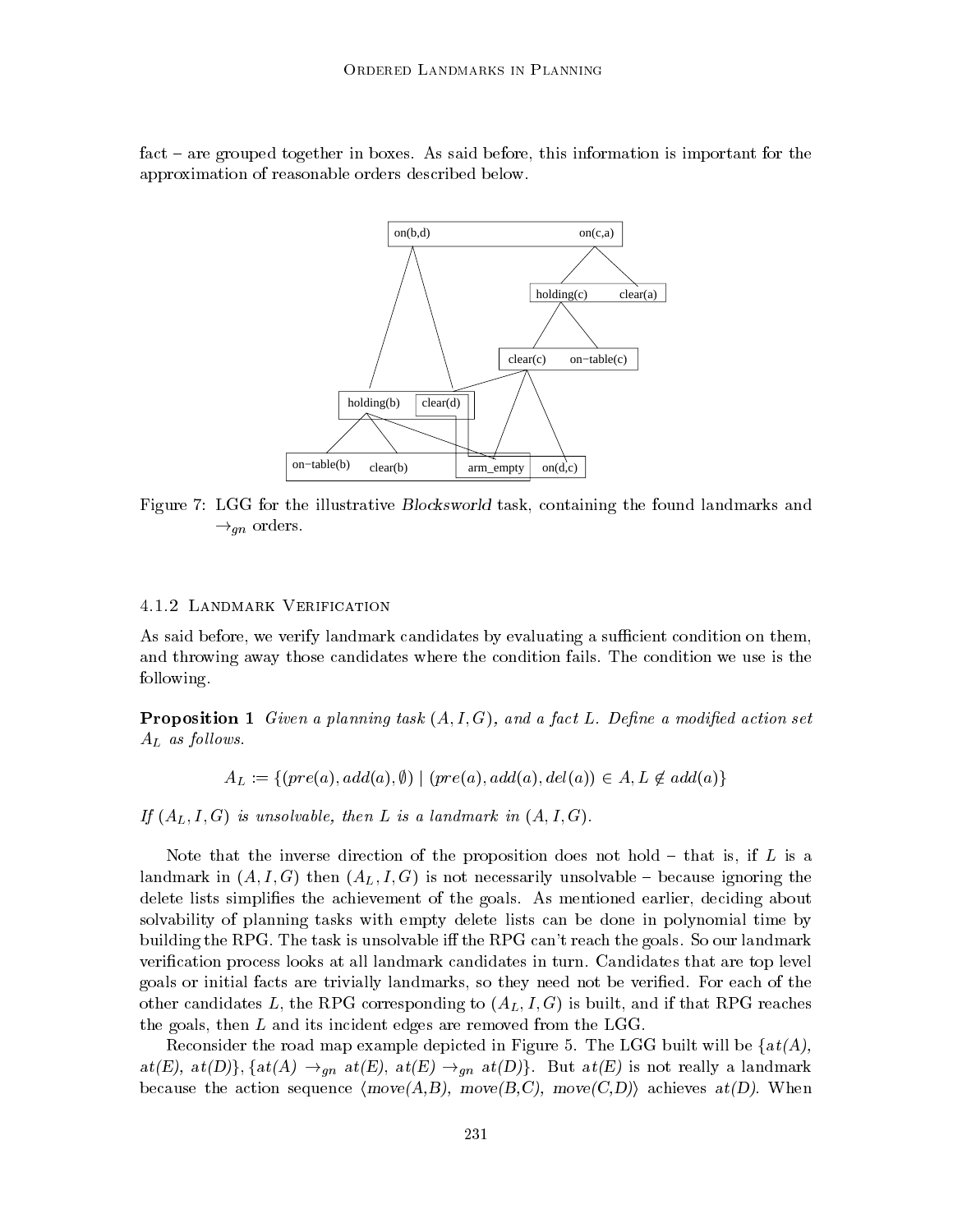fact – are grouped together in boxes. As said before, this information is important for the approximation of reasonable orders described below.

Figure 7: LGG for the illustrative *Blocksworld* task, containing the found landmarks and $\rightarrow_{gn}$ orders.

#### 4.1.2 Landmark Verification

As said before, we verify landmark candidates by evaluating a sufficient condition on them, and throwing away those candidates where the condition fails. The condition we use is the following.

**Proposition 1** *Given a planning task $(A, I, G)$, and a fact $L$. Define a modified action set $A_L$ as follows.*

$$A_L := \{(pre(a), add(a), \emptyset) \mid (pre(a), add(a), del(a)) \in A, L \notin add(a)\}$$

*If $(A_L, I, G)$ is unsolvable, then $L$ is a landmark in $(A, I, G)$.*

Note that the inverse direction of the proposition does not hold – that is, if $L$ is a landmark in $(A, I, G)$ then $(A_L, I, G)$ is not necessarily unsolvable – because ignoring the delete lists simplifies the achievement of the goals. As mentioned earlier, deciding about solvability of planning tasks with empty delete lists can be done in polynomial time by building the RPG. The task is unsolvable iff the RPG can't reach the goals. So our landmark verification process looks at all landmark candidates in turn. Candidates that are top level goals or initial facts are trivially landmarks, so they need not be verified. For each of the other candidates $L$, the RPG corresponding to $(A_L, I, G)$ is built, and if that RPG reaches the goals, then $L$ and its incident edges are removed from the LGG.

Reconsider the road map example depicted in Figure 5. The LGG built will be $\{at(A), at(E), at(D)\}$, $\{at(A) \rightarrow_{gn} at(E), at(E) \rightarrow_{gn} at(D)\}$. But $at(E)$ is not really a landmark because the action sequence $\langle move(A,B), move(B,C), move(C,D)\rangle$ achieves $at(D)$. When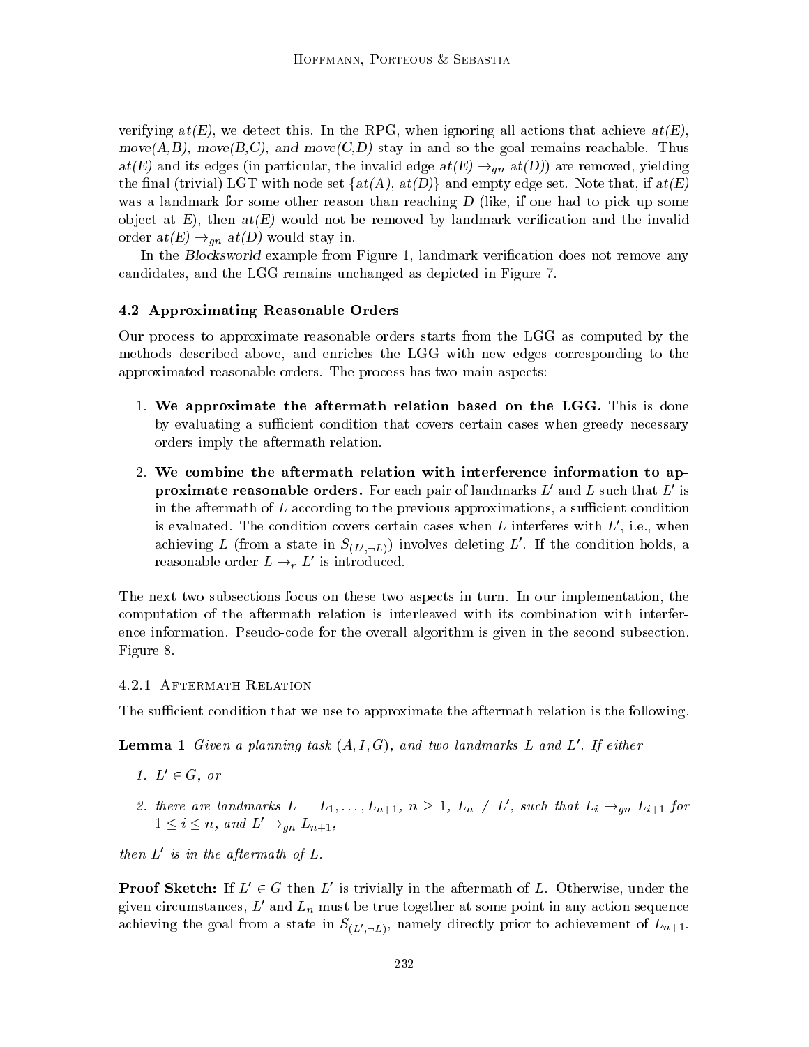verifying *at(E)*, we detect this. In the RPG, when ignoring all actions that achieve *at(E)*, *move(A,B)*, *move(B,C)*, and *move(C,D)* stay in and so the goal remains reachable. Thus *at(E)* and its edges (in particular, the invalid edge $at(E) \rightarrow_{gn} at(D)$) are removed, yielding the final (trivial) LGT with node set $\{at(A), at(D)\}$ and empty edge set. Note that, if *at(E)* was a landmark for some other reason than reaching $D$ (like, if one had to pick up some object at $E$), then *at(E)* would not be removed by landmark verification and the invalid order $at(E) \rightarrow_{gn} at(D)$ would stay in.

In the *Blocksworld* example from Figure 1, landmark verification does not remove any candidates, and the LGG remains unchanged as depicted in Figure 7.

### 4.2 Approximating Reasonable Orders

Our process to approximate reasonable orders starts from the LGG as computed by the methods described above, and enriches the LGG with new edges corresponding to the approximated reasonable orders. The process has two main aspects:

1. **We approximate the aftermath relation based on the LGG.** This is done by evaluating a sufficient condition that covers certain cases when greedy necessary orders imply the aftermath relation.
2. **We combine the aftermath relation with interference information to approximate reasonable orders.** For each pair of landmarks $L'$ and $L$ such that $L'$ is in the aftermath of $L$ according to the previous approximations, a sufficient condition is evaluated. The condition covers certain cases when $L$ interferes with $L'$, i.e., when achieving $L$ (from a state in $S_{(L',\neg L)}$) involves deleting $L'$. If the condition holds, a reasonable order $L \rightarrow_r L'$ is introduced.

The next two subsections focus on these two aspects in turn. In our implementation, the computation of the aftermath relation is interleaved with its combination with interference information. Pseudo-code for the overall algorithm is given in the second subsection, Figure 8.

#### 4.2.1 Aftermath Relation

The sufficient condition that we use to approximate the aftermath relation is the following.

**Lemma 1** *Given a planning task $(A, I, G)$, and two landmarks $L$ and $L'$. If either*

1. *$L' \in G$, or*
2. *there are landmarks $L = L_1, \ldots, L_{n+1}$, $n \geq 1$, $L_n \neq L'$, such that $L_i \rightarrow_{gn} L_{i+1}$ for $1 \leq i \leq n$, and $L' \rightarrow_{gn} L_{n+1}$,*

*then $L'$ is in the aftermath of $L$.*

**Proof Sketch:** If $L' \in G$ then $L'$ is trivially in the aftermath of $L$. Otherwise, under the given circumstances, $L'$ and $L_n$ must be true together at some point in any action sequence achieving the goal from a state in $S_{(L',\neg L)}$, namely directly prior to achievement of $L_{n+1}$.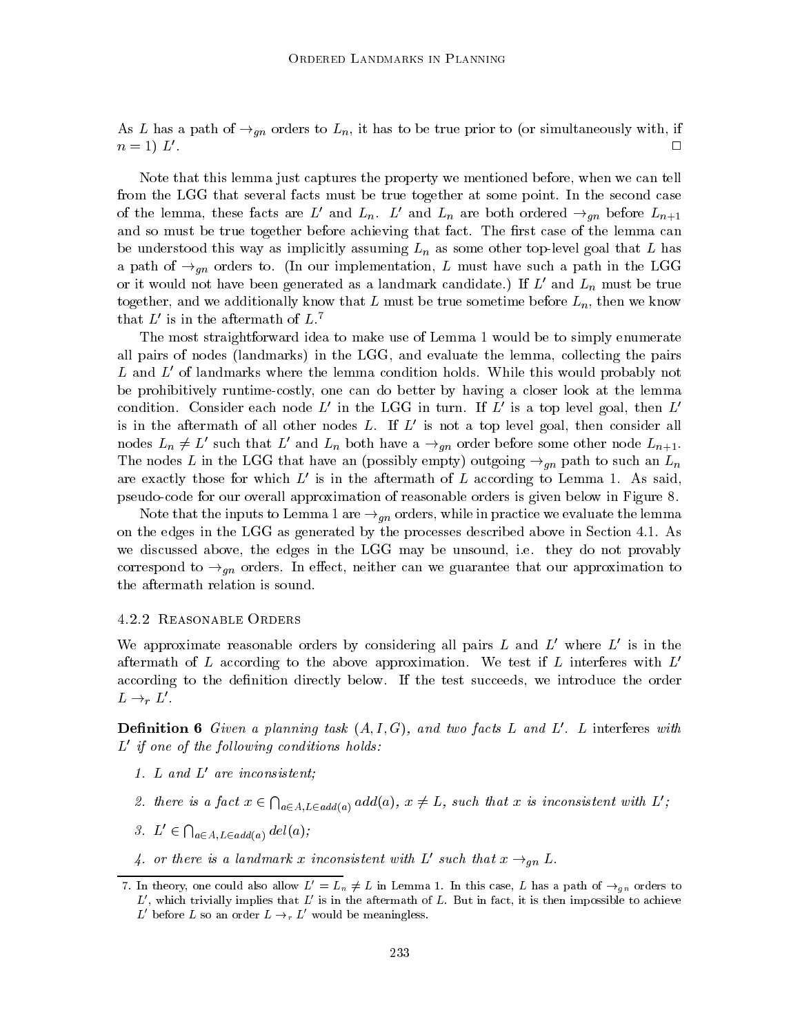As $L$ has a path of $\rightarrow_{gn}$ orders to $L_n$, it has to be true prior to (or simultaneously with, if $n = 1$) $L'$. $\square$

Note that this lemma just captures the property we mentioned before, when we can tell from the LGG that several facts must be true together at some point. In the second case of the lemma, these facts are $L'$ and $L_n$. $L'$ and $L_n$ are both ordered $\rightarrow_{gn}$ before $L_{n+1}$ and so must be true together before achieving that fact. The first case of the lemma can be understood this way as implicitly assuming $L_n$ as some other top-level goal that $L$ has a path of $\rightarrow_{gn}$ orders to. (In our implementation, $L$ must have such a path in the LGG or it would not have been generated as a landmark candidate.) If $L'$ and $L_n$ must be true together, and we additionally know that $L$ must be true sometime before $L_n$, then we know that $L'$ is in the aftermath of $L$.[7]

The most straightforward idea to make use of Lemma 1 would be to simply enumerate all pairs of nodes (landmarks) in the LGG, and evaluate the lemma, collecting the pairs $L$ and $L'$ of landmarks where the lemma condition holds. While this would probably not be prohibitively runtime-costly, one can do better by having a closer look at the lemma condition. Consider each node $L'$ in the LGG in turn. If $L'$ is a top level goal, then $L'$ is in the aftermath of all other nodes $L$. If $L'$ is not a top level goal, then consider all nodes $L_n \neq L'$ such that $L'$ and $L_n$ both have a $\rightarrow_{gn}$ order before some other node $L_{n+1}$. The nodes $L$ in the LGG that have an (possibly empty) outgoing $\rightarrow_{gn}$ path to such an $L_n$ are exactly those for which $L'$ is in the aftermath of $L$ according to Lemma 1. As said, pseudo-code for our overall approximation of reasonable orders is given below in Figure 8.

Note that the inputs to Lemma 1 are $\rightarrow_{gn}$ orders, while in practice we evaluate the lemma on the edges in the LGG as generated by the processes described above in Section 4.1. As we discussed above, the edges in the LGG may be unsound, i.e. they do not provably correspond to $\rightarrow_{gn}$ orders. In effect, neither can we guarantee that our approximation to the aftermath relation is sound.

### 4.2.2 Reasonable Orders

We approximate reasonable orders by considering all pairs $L$ and $L'$ where $L'$ is in the aftermath of $L$ according to the above approximation. We test if $L$ interferes with $L'$ according to the definition directly below. If the test succeeds, we introduce the order $L \rightarrow_r L'$.

**Definition 6** *Given a planning task $(A, I, G)$, and two facts $L$ and $L'$. $L$ interferes with $L'$ if one of the following conditions holds:*

1. *$L$ and $L'$ are inconsistent;*
2. *there is a fact $x \in \bigcap_{a \in A, L \in add(a)} add(a)$, $x \neq L$, such that $x$ is inconsistent with $L'$;*
3. *$L' \in \bigcap_{a \in A, L \in add(a)} del(a)$;*
4. *or there is a landmark $x$ inconsistent with $L'$ such that $x \rightarrow_{gn} L$.*

---

7. In theory, one could also allow $L' = L_n \neq L$ in Lemma 1. In this case, $L$ has a path of $\rightarrow_{gn}$ orders to $L'$, which trivially implies that $L'$ is in the aftermath of $L$. But in fact, it is then impossible to achieve $L'$ before $L$ so an order $L \rightarrow_r L'$ would be meaningless.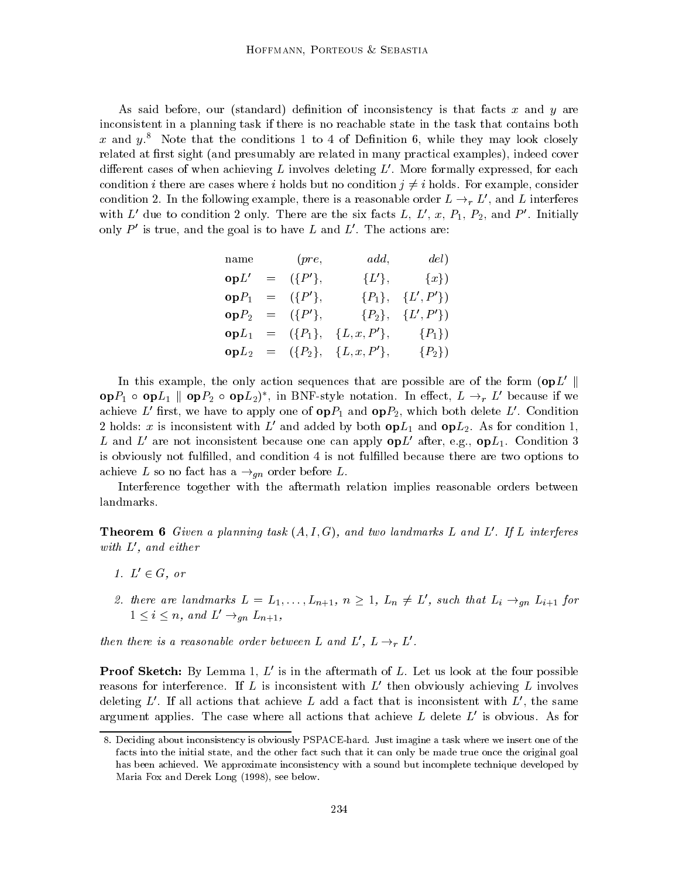As said before, our (standard) definition of inconsistency is that facts $x$ and $y$ are inconsistent in a planning task if there is no reachable state in the task that contains both $x$ and $y$.[8] Note that the conditions 1 to 4 of Definition 6, while they may look closely related at first sight (and presumably are related in many practical examples), indeed cover different cases of when achieving $L$ involves deleting $L'$. More formally expressed, for each condition $i$ there are cases where $i$ holds but no condition $j \neq i$ holds. For example, consider condition 2. In the following example, there is a reasonable order $L \rightarrow_r L'$, and $L$ interferes with $L'$ due to condition 2 only. There are the six facts $L$, $L'$, $x$, $P_1$, $P_2$, and $P'$. Initially only $P'$ is true, and the goal is to have $L$ and $L'$. The actions are:

$$
\begin{array}{lcrrr}
\text{name} & & (pre, & add, & del) \\
\mathbf{op}L' & = & (\{P'\}, & \{L'\}, & \{x\}) \\
\mathbf{op}P_1 & = & (\{P'\}, & \{P_1\}, & \{L', P'\}) \\
\mathbf{op}P_2 & = & (\{P'\}, & \{P_2\}, & \{L', P'\}) \\
\mathbf{op}L_1 & = & (\{P_1\}, & \{L, x, P'\}, & \{P_1\}) \\
\mathbf{op}L_2 & = & (\{P_2\}, & \{L, x, P'\}, & \{P_2\})
\end{array}
$$

In this example, the only action sequences that are possible are of the form $(\mathbf{op}L' \parallel \mathbf{op}P_1 \circ \mathbf{op}L_1 \parallel \mathbf{op}P_2 \circ \mathbf{op}L_2)^*$, in BNF-style notation. In effect, $L \rightarrow_r L'$ because if we achieve $L'$ first, we have to apply one of $\mathbf{op}P_1$ and $\mathbf{op}P_2$, which both delete $L'$. Condition 2 holds: $x$ is inconsistent with $L'$ and added by both $\mathbf{op}L_1$ and $\mathbf{op}L_2$. As for condition 1, $L$ and $L'$ are not inconsistent because one can apply $\mathbf{op}L'$ after, e.g., $\mathbf{op}L_1$. Condition 3 is obviously not fulfilled, and condition 4 is not fulfilled because there are two options to achieve $L$ so no fact has a $\rightarrow_{gn}$ order before $L$.

Interference together with the aftermath relation implies reasonable orders between landmarks.

**Theorem 6** *Given a planning task $(A, I, G)$, and two landmarks $L$ and $L'$. If $L$ interferes with $L'$, and either*

1. *$L' \in G$, or*
2. *there are landmarks $L = L_1, \ldots, L_{n+1}$, $n \geq 1$, $L_n \neq L'$, such that $L_i \rightarrow_{gn} L_{i+1}$ for $1 \leq i \leq n$, and $L' \rightarrow_{gn} L_{n+1}$,*

*then there is a reasonable order between $L$ and $L'$, $L \rightarrow_r L'$.*

**Proof Sketch:** By Lemma 1, $L'$ is in the aftermath of $L$. Let us look at the four possible reasons for interference. If $L$ is inconsistent with $L'$ then obviously achieving $L$ involves deleting $L'$. If all actions that achieve $L$ add a fact that is inconsistent with $L'$, the same argument applies. The case where all actions that achieve $L$ delete $L'$ is obvious. As for

8. Deciding about inconsistency is obviously PSPACE-hard. Just imagine a task where we insert one of the facts into the initial state, and the other fact such that it can only be made true once the original goal has been achieved. We approximate inconsistency with a sound but incomplete technique developed by Maria Fox and Derek Long (1998), see below.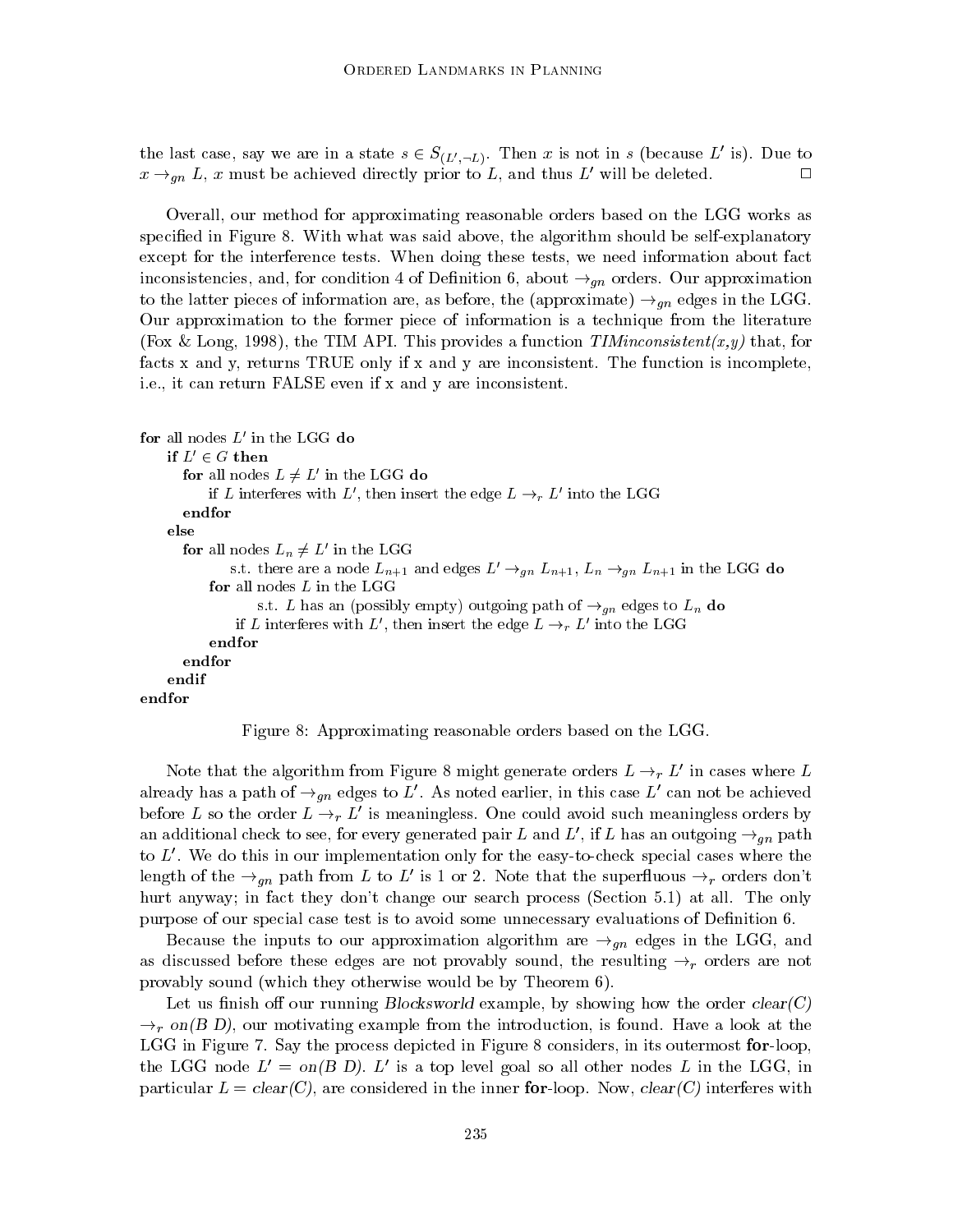the last case, say we are in a state $s \in S_{(L',\neg L)}$. Then $x$ is not in $s$ (because $L'$ is). Due to $x \rightarrow_{gn} L$, $x$ must be achieved directly prior to $L$, and thus $L'$ will be deleted. □

Overall, our method for approximating reasonable orders based on the LGG works as specified in Figure 8. With what was said above, the algorithm should be self-explanatory except for the interference tests. When doing these tests, we need information about fact inconsistencies, and, for condition 4 of Definition 6, about $\rightarrow_{gn}$ orders. Our approximation to the latter pieces of information are, as before, the (approximate) $\rightarrow_{gn}$ edges in the LGG. Our approximation to the former piece of information is a technique from the literature (Fox & Long, 1998), the TIM API. This provides a function *TIMinconsistent(x,y)* that, for facts x and y, returns TRUE only if x and y are inconsistent. The function is incomplete, i.e., it can return FALSE even if x and y are inconsistent.

```
for all nodes L' in the LGG do
    if L' ∈ G then
      for all nodes L ≠ L' in the LGG do
          if L interferes with L', then insert the edge L →r L' into the LGG
      endfor
    else
      for all nodes Ln ≠ L' in the LGG
              s.t. there are a node Ln+1 and edges L' →gn Ln+1, Ln →gn Ln+1 in the LGG do
          for all nodes L in the LGG
                  s.t. L has an (possibly empty) outgoing path of →gn edges to Ln do
              if L interferes with L', then insert the edge L →r L' into the LGG
          endfor
      endfor
    endif
endfor
```

Figure 8: Approximating reasonable orders based on the LGG.

Note that the algorithm from Figure 8 might generate orders $L \rightarrow_r L'$ in cases where $L$ already has a path of $\rightarrow_{gn}$ edges to $L'$. As noted earlier, in this case $L'$ can not be achieved before $L$ so the order $L \rightarrow_r L'$ is meaningless. One could avoid such meaningless orders by an additional check to see, for every generated pair $L$ and $L'$, if $L$ has an outgoing $\rightarrow_{gn}$ path to $L'$. We do this in our implementation only for the easy-to-check special cases where the length of the $\rightarrow_{gn}$ path from $L$ to $L'$ is 1 or 2. Note that the superfluous $\rightarrow_r$ orders don't hurt anyway; in fact they don't change our search process (Section 5.1) at all. The only purpose of our special case test is to avoid some unnecessary evaluations of Definition 6.

Because the inputs to our approximation algorithm are $\rightarrow_{gn}$ edges in the LGG, and as discussed before these edges are not provably sound, the resulting $\rightarrow_r$ orders are not provably sound (which they otherwise would be by Theorem 6).

Let us finish off our running *Blocksworld* example, by showing how the order *clear(C)* $\rightarrow_r$ *on(B D)*, our motivating example from the introduction, is found. Have a look at the LGG in Figure 7. Say the process depicted in Figure 8 considers, in its outermost **for**-loop, the LGG node $L'$ = *on(B D)*. $L'$ is a top level goal so all other nodes $L$ in the LGG, in particular $L$ = *clear(C)*, are considered in the inner **for**-loop. Now, *clear(C)* interferes with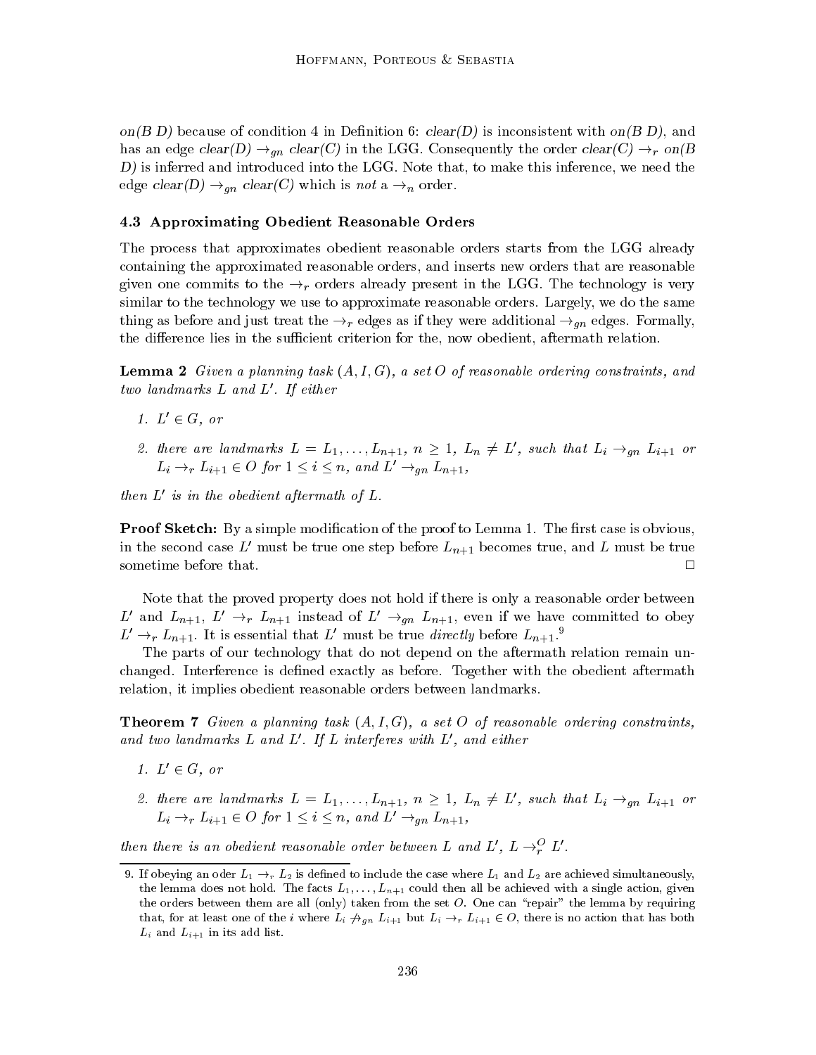*on(B D)* because of condition 4 in Definition 6: *clear(D)* is inconsistent with *on(B D)*, and has an edge *clear(D)* $\rightarrow_{gn}$ *clear(C)* in the LGG. Consequently the order *clear(C)* $\rightarrow_r$ *on(B D)* is inferred and introduced into the LGG. Note that, to make this inference, we need the edge *clear(D)* $\rightarrow_{gn}$ *clear(C)* which is *not* a $\rightarrow_n$ order.

### 4.3 Approximating Obedient Reasonable Orders

The process that approximates obedient reasonable orders starts from the LGG already containing the approximated reasonable orders, and inserts new orders that are reasonable given one commits to the $\rightarrow_r$ orders already present in the LGG. The technology is very similar to the technology we use to approximate reasonable orders. Largely, we do the same thing as before and just treat the $\rightarrow_r$ edges as if they were additional $\rightarrow_{gn}$ edges. Formally, the difference lies in the sufficient criterion for the, now obedient, aftermath relation.

**Lemma 2** *Given a planning task $(A, I, G)$, a set $O$ of reasonable ordering constraints, and two landmarks $L$ and $L'$. If either*

1. *$L' \in G$, or*
2. *there are landmarks $L = L_1, \ldots, L_{n+1}$, $n \geq 1$, $L_n \neq L'$, such that $L_i \rightarrow_{gn} L_{i+1}$ or $L_i \rightarrow_r L_{i+1} \in O$ for $1 \leq i \leq n$, and $L' \rightarrow_{gn} L_{n+1}$,*

*then $L'$ is in the obedient aftermath of $L$.*

**Proof Sketch:** By a simple modification of the proof to Lemma 1. The first case is obvious, in the second case $L'$ must be true one step before $L_{n+1}$ becomes true, and $L$ must be true sometime before that. □

Note that the proved property does not hold if there is only a reasonable order between $L'$ and $L_{n+1}$, $L' \rightarrow_r L_{n+1}$ instead of $L' \rightarrow_{gn} L_{n+1}$, even if we have committed to obey $L' \rightarrow_r L_{n+1}$. It is essential that $L'$ must be true *directly* before $L_{n+1}$.[9]

The parts of our technology that do not depend on the aftermath relation remain unchanged. Interference is defined exactly as before. Together with the obedient aftermath relation, it implies obedient reasonable orders between landmarks.

**Theorem 7** *Given a planning task $(A, I, G)$, a set $O$ of reasonable ordering constraints, and two landmarks $L$ and $L'$. If $L$ interferes with $L'$, and either*

1. *$L' \in G$, or*
2. *there are landmarks $L = L_1, \ldots, L_{n+1}$, $n \geq 1$, $L_n \neq L'$, such that $L_i \rightarrow_{gn} L_{i+1}$ or $L_i \rightarrow_r L_{i+1} \in O$ for $1 \leq i \leq n$, and $L' \rightarrow_{gn} L_{n+1}$,*

*then there is an obedient reasonable order between $L$ and $L'$, $L \rightarrow_r^O L'$.*

---

9. If obeying an oder $L_1 \rightarrow_r L_2$ is defined to include the case where $L_1$ and $L_2$ are achieved simultaneously, the lemma does not hold. The facts $L_1, \ldots, L_{n+1}$ could then all be achieved with a single action, given the orders between them are all (only) taken from the set $O$. One can "repair" the lemma by requiring that, for at least one of the $i$ where $L_i \not\rightarrow_{gn} L_{i+1}$ but $L_i \rightarrow_r L_{i+1} \in O$, there is no action that has both $L_i$ and $L_{i+1}$ in its add list.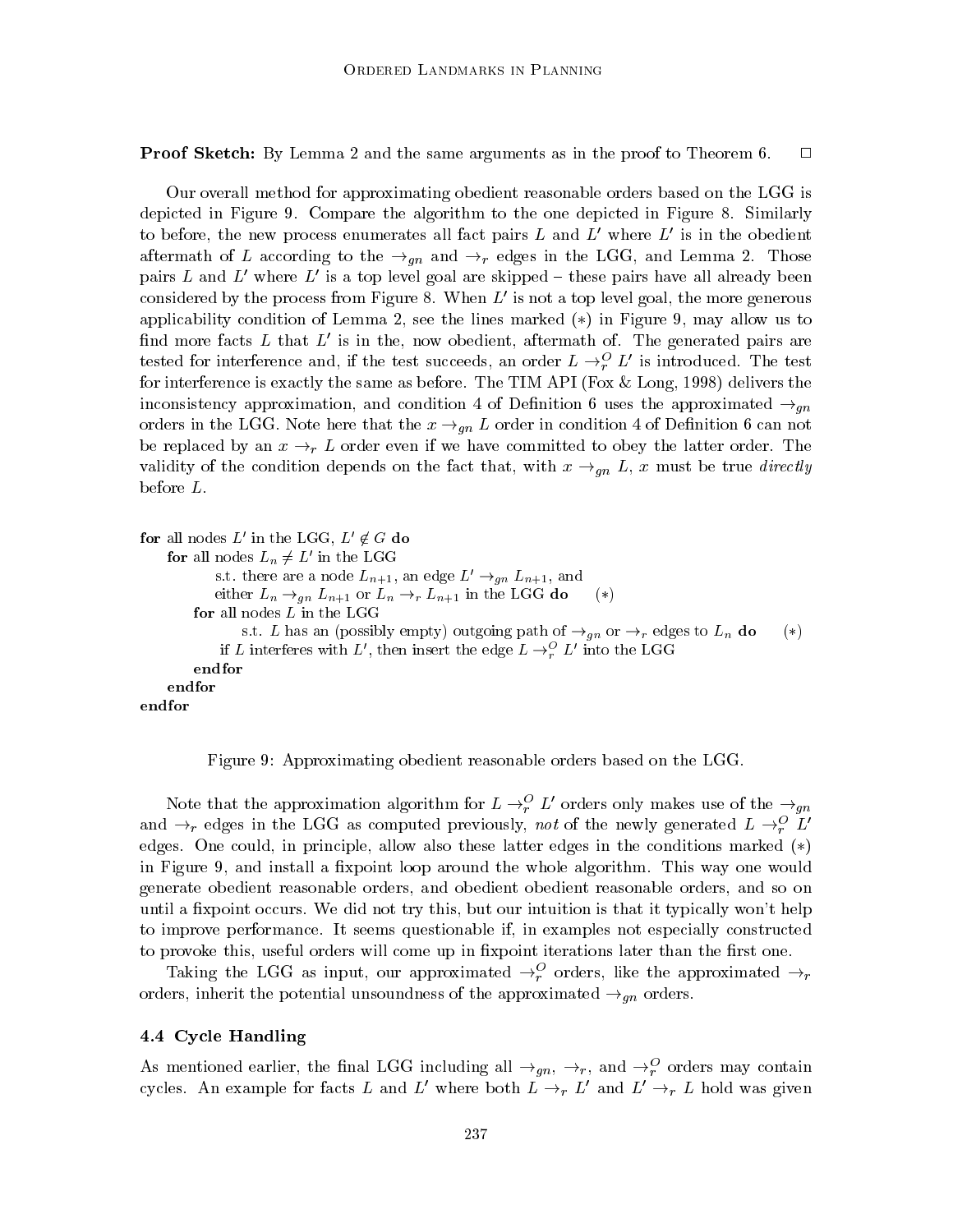**Proof Sketch:** By Lemma 2 and the same arguments as in the proof to Theorem 6. □

Our overall method for approximating obedient reasonable orders based on the LGG is depicted in Figure 9. Compare the algorithm to the one depicted in Figure 8. Similarly to before, the new process enumerates all fact pairs $L$ and $L'$ where $L'$ is in the obedient aftermath of $L$ according to the $\rightarrow_{gn}$ and $\rightarrow_r$ edges in the LGG, and Lemma 2. Those pairs $L$ and $L'$ where $L'$ is a top level goal are skipped – these pairs have all already been considered by the process from Figure 8. When $L'$ is not a top level goal, the more generous applicability condition of Lemma 2, see the lines marked (∗) in Figure 9, may allow us to find more facts $L$ that $L'$ is in the, now obedient, aftermath of. The generated pairs are tested for interference and, if the test succeeds, an order $L \rightarrow_r^O L'$ is introduced. The test for interference is exactly the same as before. The TIM API (Fox & Long, 1998) delivers the inconsistency approximation, and condition 4 of Definition 6 uses the approximated $\rightarrow_{gn}$ orders in the LGG. Note here that the $x \rightarrow_{gn} L$ order in condition 4 of Definition 6 can not be replaced by an $x \rightarrow_r L$ order even if we have committed to obey the latter order. The validity of the condition depends on the fact that, with $x \rightarrow_{gn} L$, $x$ must be true *directly* before $L$.

**for** all nodes $L'$ in the LGG, $L' \notin G$ **do**
&nbsp;&nbsp;&nbsp;&nbsp;**for** all nodes $L_n \neq L'$ in the LGG
&nbsp;&nbsp;&nbsp;&nbsp;&nbsp;&nbsp;&nbsp;&nbsp;&nbsp;&nbsp;&nbsp;&nbsp;s.t. there are a node $L_{n+1}$, an edge $L' \rightarrow_{gn} L_{n+1}$, and
&nbsp;&nbsp;&nbsp;&nbsp;&nbsp;&nbsp;&nbsp;&nbsp;&nbsp;&nbsp;&nbsp;&nbsp;either $L_n \rightarrow_{gn} L_{n+1}$ or $L_n \rightarrow_r L_{n+1}$ in the LGG **do** &nbsp;&nbsp;&nbsp;&nbsp;(∗)
&nbsp;&nbsp;&nbsp;&nbsp;&nbsp;&nbsp;&nbsp;&nbsp;**for** all nodes $L$ in the LGG
&nbsp;&nbsp;&nbsp;&nbsp;&nbsp;&nbsp;&nbsp;&nbsp;&nbsp;&nbsp;&nbsp;&nbsp;&nbsp;&nbsp;&nbsp;&nbsp;s.t. $L$ has an (possibly empty) outgoing path of $\rightarrow_{gn}$ or $\rightarrow_r$ edges to $L_n$ **do** &nbsp;&nbsp;&nbsp;&nbsp;(∗)
&nbsp;&nbsp;&nbsp;&nbsp;&nbsp;&nbsp;&nbsp;&nbsp;&nbsp;&nbsp;&nbsp;&nbsp;if $L$ interferes with $L'$, then insert the edge $L \rightarrow_r^O L'$ into the LGG
&nbsp;&nbsp;&nbsp;&nbsp;&nbsp;&nbsp;&nbsp;&nbsp;**endfor**
&nbsp;&nbsp;&nbsp;&nbsp;**endfor**
**endfor**

Figure 9: Approximating obedient reasonable orders based on the LGG.

Note that the approximation algorithm for $L \rightarrow_r^O L'$ orders only makes use of the $\rightarrow_{gn}$ and $\rightarrow_r$ edges in the LGG as computed previously, *not* of the newly generated $L \rightarrow_r^O L'$ edges. One could, in principle, allow also these latter edges in the conditions marked (∗) in Figure 9, and install a fixpoint loop around the whole algorithm. This way one would generate obedient reasonable orders, and obedient obedient reasonable orders, and so on until a fixpoint occurs. We did not try this, but our intuition is that it typically won't help to improve performance. It seems questionable if, in examples not especially constructed to provoke this, useful orders will come up in fixpoint iterations later than the first one.

Taking the LGG as input, our approximated $\rightarrow_r^O$ orders, like the approximated $\rightarrow_r$ orders, inherit the potential unsoundness of the approximated $\rightarrow_{gn}$ orders.

### 4.4 Cycle Handling

As mentioned earlier, the final LGG including all $\rightarrow_{gn}$, $\rightarrow_r$, and $\rightarrow_r^O$ orders may contain cycles. An example for facts $L$ and $L'$ where both $L \rightarrow_r L'$ and $L' \rightarrow_r L$ hold was given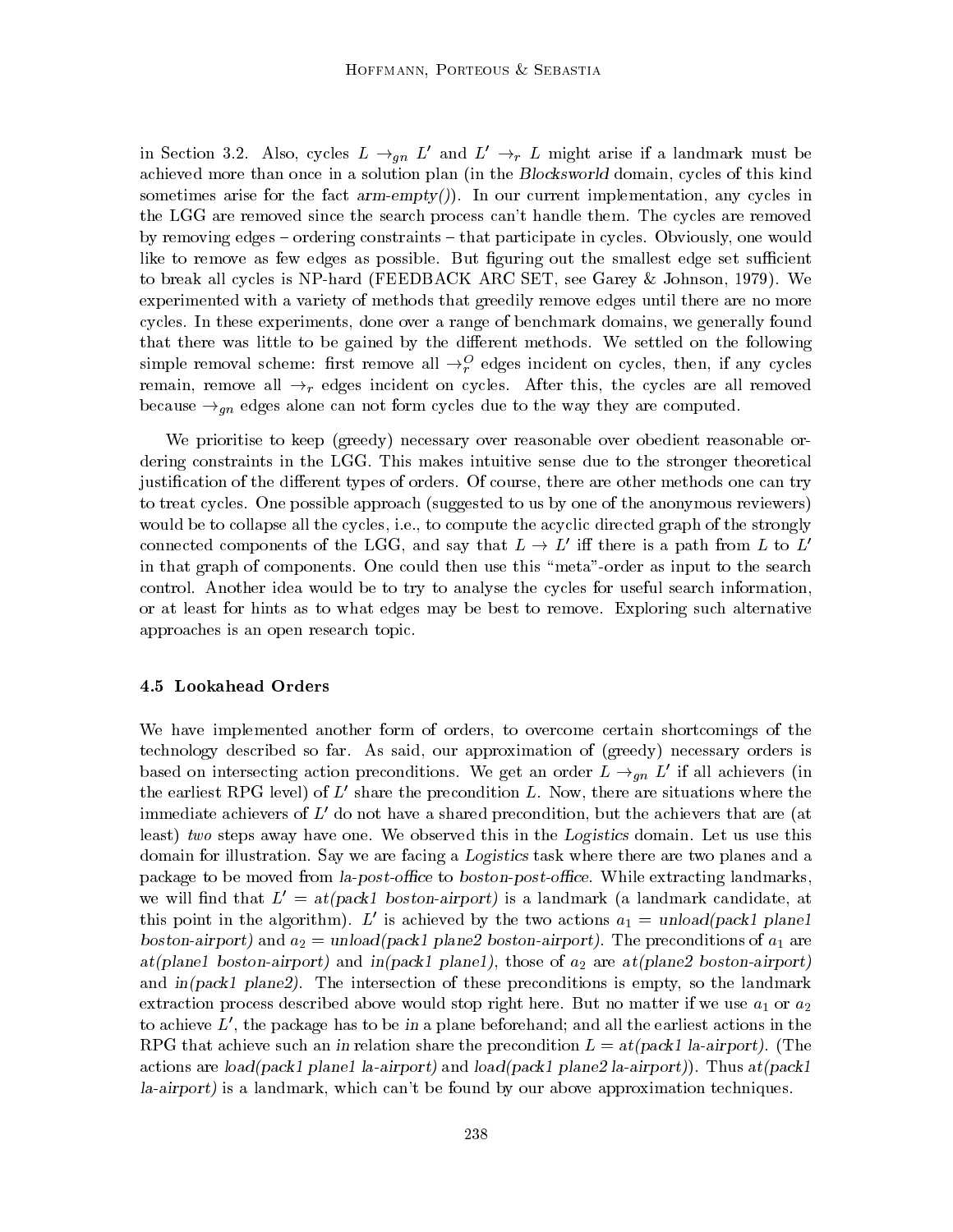in Section 3.2. Also, cycles $L \rightarrow_{gn} L'$ and $L' \rightarrow_r L$ might arise if a landmark must be achieved more than once in a solution plan (in the *Blocksworld* domain, cycles of this kind sometimes arise for the fact *arm-empty()*). In our current implementation, any cycles in the LGG are removed since the search process can't handle them. The cycles are removed by removing edges – ordering constraints – that participate in cycles. Obviously, one would like to remove as few edges as possible. But figuring out the smallest edge set sufficient to break all cycles is NP-hard (FEEDBACK ARC SET, see Garey & Johnson, 1979). We experimented with a variety of methods that greedily remove edges until there are no more cycles. In these experiments, done over a range of benchmark domains, we generally found that there was little to be gained by the different methods. We settled on the following simple removal scheme: first remove all $\rightarrow_r^O$ edges incident on cycles, then, if any cycles remain, remove all $\rightarrow_r$ edges incident on cycles. After this, the cycles are all removed because $\rightarrow_{gn}$ edges alone can not form cycles due to the way they are computed.

We prioritise to keep (greedy) necessary over reasonable over obedient reasonable ordering constraints in the LGG. This makes intuitive sense due to the stronger theoretical justification of the different types of orders. Of course, there are other methods one can try to treat cycles. One possible approach (suggested to us by one of the anonymous reviewers) would be to collapse all the cycles, i.e., to compute the acyclic directed graph of the strongly connected components of the LGG, and say that $L \rightarrow L'$ iff there is a path from $L$ to $L'$ in that graph of components. One could then use this "meta"-order as input to the search control. Another idea would be to try to analyse the cycles for useful search information, or at least for hints as to what edges may be best to remove. Exploring such alternative approaches is an open research topic.

### 4.5 Lookahead Orders

We have implemented another form of orders, to overcome certain shortcomings of the technology described so far. As said, our approximation of (greedy) necessary orders is based on intersecting action preconditions. We get an order $L \rightarrow_{gn} L'$ if all achievers (in the earliest RPG level) of $L'$ share the precondition $L$. Now, there are situations where the immediate achievers of $L'$ do not have a shared precondition, but the achievers that are (at least) *two* steps away have one. We observed this in the *Logistics* domain. Let us use this domain for illustration. Say we are facing a *Logistics* task where there are two planes and a package to be moved from *la-post-office* to *boston-post-office*. While extracting landmarks, we will find that $L'$ = *at(pack1 boston-airport)* is a landmark (a landmark candidate, at this point in the algorithm). $L'$ is achieved by the two actions $a_1$ = *unload(pack1 plane1 boston-airport)* and $a_2$ = *unload(pack1 plane2 boston-airport)*. The preconditions of $a_1$ are *at(plane1 boston-airport)* and *in(pack1 plane1)*, those of $a_2$ are *at(plane2 boston-airport)* and *in(pack1 plane2)*. The intersection of these preconditions is empty, so the landmark extraction process described above would stop right here. But no matter if we use $a_1$ or $a_2$ to achieve $L'$, the package has to be *in* a plane beforehand; and all the earliest actions in the RPG that achieve such an *in* relation share the precondition $L$ = *at(pack1 la-airport)*. (The actions are *load(pack1 plane1 la-airport)* and *load(pack1 plane2 la-airport)*). Thus *at(pack1 la-airport)* is a landmark, which can't be found by our above approximation techniques.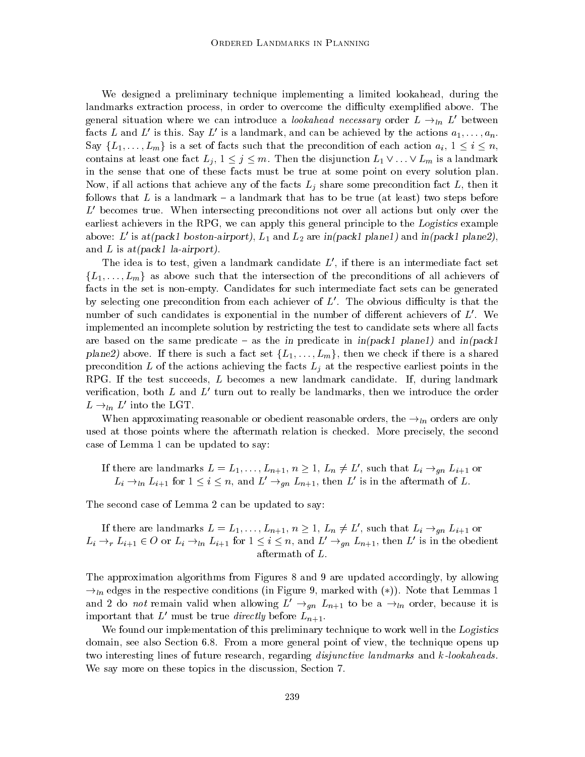We designed a preliminary technique implementing a limited lookahead, during the landmarks extraction process, in order to overcome the difficulty exemplified above. The general situation where we can introduce a *lookahead necessary* order $L \rightarrow_{ln} L'$ between facts $L$ and $L'$ is this. Say $L'$ is a landmark, and can be achieved by the actions $a_1, \ldots, a_n$. Say $\{L_1, \ldots, L_m\}$ is a set of facts such that the precondition of each action $a_i$, $1 \leq i \leq n$, contains at least one fact $L_j$, $1 \leq j \leq m$. Then the disjunction $L_1 \vee \ldots \vee L_m$ is a landmark in the sense that one of these facts must be true at some point on every solution plan. Now, if all actions that achieve any of the facts $L_j$ share some precondition fact $L$, then it follows that $L$ is a landmark – a landmark that has to be true (at least) two steps before $L'$ becomes true. When intersecting preconditions not over all actions but only over the earliest achievers in the RPG, we can apply this general principle to the *Logistics* example above: $L'$ is *at(pack1 boston-airport)*, $L_1$ and $L_2$ are *in(pack1 plane1)* and *in(pack1 plane2)*, and $L$ is *at(pack1 la-airport)*.

The idea is to test, given a landmark candidate $L'$, if there is an intermediate fact set $\{L_1, \ldots, L_m\}$ as above such that the intersection of the preconditions of all achievers of facts in the set is non-empty. Candidates for such intermediate fact sets can be generated by selecting one precondition from each achiever of $L'$. The obvious difficulty is that the number of such candidates is exponential in the number of different achievers of $L'$. We implemented an incomplete solution by restricting the test to candidate sets where all facts are based on the same predicate – as the *in* predicate in *in(pack1 plane1)* and *in(pack1 plane2)* above. If there is such a fact set $\{L_1, \ldots, L_m\}$, then we check if there is a shared precondition $L$ of the actions achieving the facts $L_j$ at the respective earliest points in the RPG. If the test succeeds, $L$ becomes a new landmark candidate. If, during landmark verification, both $L$ and $L'$ turn out to really be landmarks, then we introduce the order $L \rightarrow_{ln} L'$ into the LGT.

When approximating reasonable or obedient reasonable orders, the $\rightarrow_{ln}$ orders are only used at those points where the aftermath relation is checked. More precisely, the second case of Lemma 1 can be updated to say:

> If there are landmarks $L = L_1, \ldots, L_{n+1}$, $n \geq 1$, $L_n \neq L'$, such that $L_i \rightarrow_{gn} L_{i+1}$ or $L_i \rightarrow_{ln} L_{i+1}$ for $1 \leq i \leq n$, and $L' \rightarrow_{gn} L_{n+1}$, then $L'$ is in the aftermath of $L$.

The second case of Lemma 2 can be updated to say:

> If there are landmarks $L = L_1, \ldots, L_{n+1}$, $n \geq 1$, $L_n \neq L'$, such that $L_i \rightarrow_{gn} L_{i+1}$ or $L_i \rightarrow_{r} L_{i+1} \in O$ or $L_i \rightarrow_{ln} L_{i+1}$ for $1 \leq i \leq n$, and $L' \rightarrow_{gn} L_{n+1}$, then $L'$ is in the obedient aftermath of $L$.

The approximation algorithms from Figures 8 and 9 are updated accordingly, by allowing $\rightarrow_{ln}$ edges in the respective conditions (in Figure 9, marked with $(*)$). Note that Lemmas 1 and 2 do *not* remain valid when allowing $L' \rightarrow_{gn} L_{n+1}$ to be a $\rightarrow_{ln}$ order, because it is important that $L'$ must be true *directly* before $L_{n+1}$.

We found our implementation of this preliminary technique to work well in the *Logistics* domain, see also Section 6.8. From a more general point of view, the technique opens up two interesting lines of future research, regarding *disjunctive landmarks* and *k-lookaheads*. We say more on these topics in the discussion, Section 7.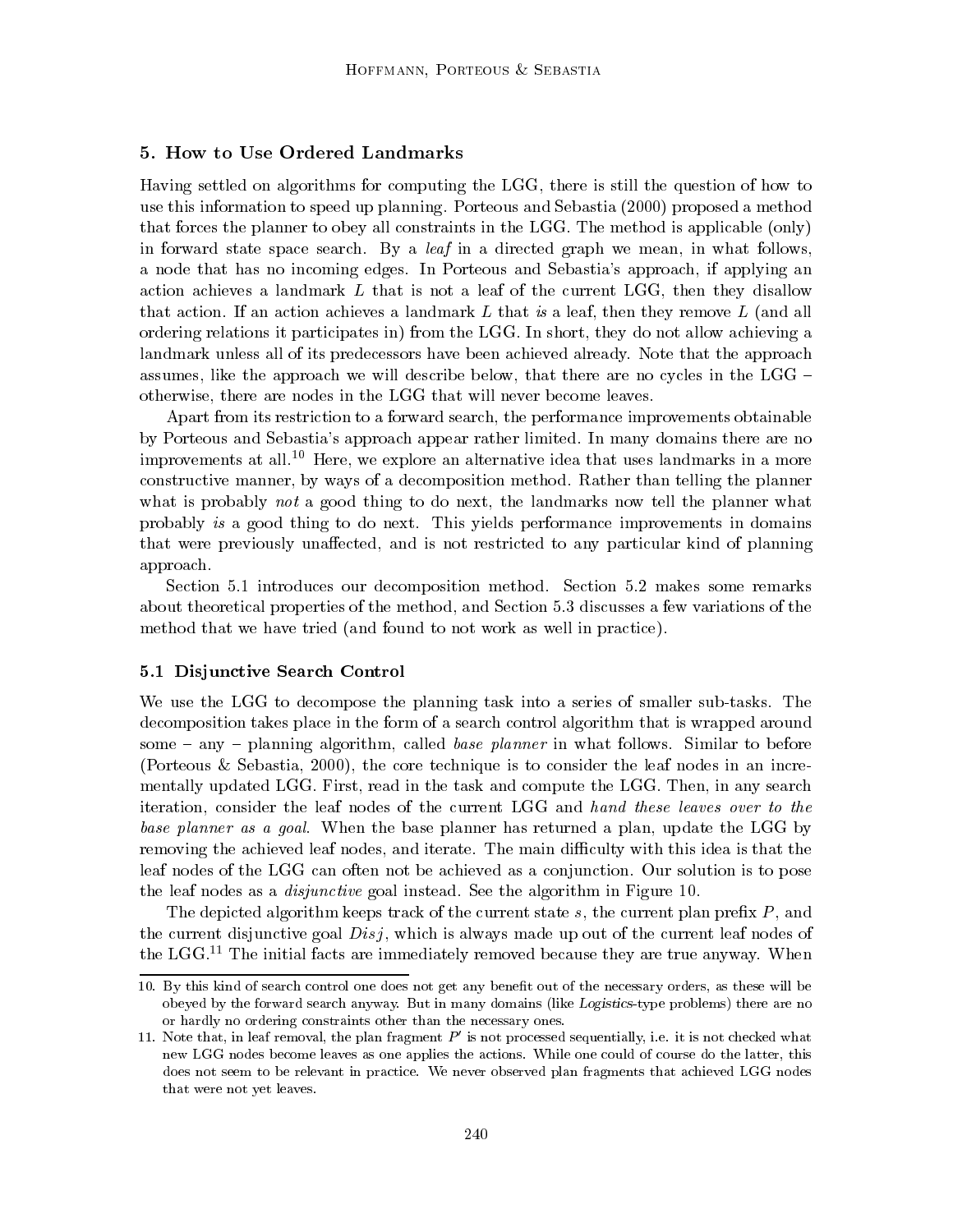## 5. How to Use Ordered Landmarks

Having settled on algorithms for computing the LGG, there is still the question of how to use this information to speed up planning. Porteous and Sebastia (2000) proposed a method that forces the planner to obey all constraints in the LGG. The method is applicable (only) in forward state space search. By a *leaf* in a directed graph we mean, in what follows, a node that has no incoming edges. In Porteous and Sebastia's approach, if applying an action achieves a landmark $L$ that is not a leaf of the current LGG, then they disallow that action. If an action achieves a landmark $L$ that *is* a leaf, then they remove $L$ (and all ordering relations it participates in) from the LGG. In short, they do not allow achieving a landmark unless all of its predecessors have been achieved already. Note that the approach assumes, like the approach we will describe below, that there are no cycles in the LGG – otherwise, there are nodes in the LGG that will never become leaves.

Apart from its restriction to a forward search, the performance improvements obtainable by Porteous and Sebastia's approach appear rather limited. In many domains there are no improvements at all.[10] Here, we explore an alternative idea that uses landmarks in a more constructive manner, by ways of a decomposition method. Rather than telling the planner what is probably *not* a good thing to do next, the landmarks now tell the planner what probably *is* a good thing to do next. This yields performance improvements in domains that were previously unaffected, and is not restricted to any particular kind of planning approach.

Section 5.1 introduces our decomposition method. Section 5.2 makes some remarks about theoretical properties of the method, and Section 5.3 discusses a few variations of the method that we have tried (and found to not work as well in practice).

### 5.1 Disjunctive Search Control

We use the LGG to decompose the planning task into a series of smaller sub-tasks. The decomposition takes place in the form of a search control algorithm that is wrapped around some – any – planning algorithm, called *base planner* in what follows. Similar to before (Porteous & Sebastia, 2000), the core technique is to consider the leaf nodes in an incrementally updated LGG. First, read in the task and compute the LGG. Then, in any search iteration, consider the leaf nodes of the current LGG and *hand these leaves over to the base planner as a goal.* When the base planner has returned a plan, update the LGG by removing the achieved leaf nodes, and iterate. The main difficulty with this idea is that the leaf nodes of the LGG can often not be achieved as a conjunction. Our solution is to pose the leaf nodes as a *disjunctive* goal instead. See the algorithm in Figure 10.

The depicted algorithm keeps track of the current state $s$, the current plan prefix $P$, and the current disjunctive goal $Disj$, which is always made up out of the current leaf nodes of the LGG.[11] The initial facts are immediately removed because they are true anyway. When

10. By this kind of search control one does not get any benefit out of the necessary orders, as these will be obeyed by the forward search anyway. But in many domains (like *Logistics*-type problems) there are no or hardly no ordering constraints other than the necessary ones.

11. Note that, in leaf removal, the plan fragment $P'$ is not processed sequentially, i.e. it is not checked what new LGG nodes become leaves as one applies the actions. While one could of course do the latter, this does not seem to be relevant in practice. We never observed plan fragments that achieved LGG nodes that were not yet leaves.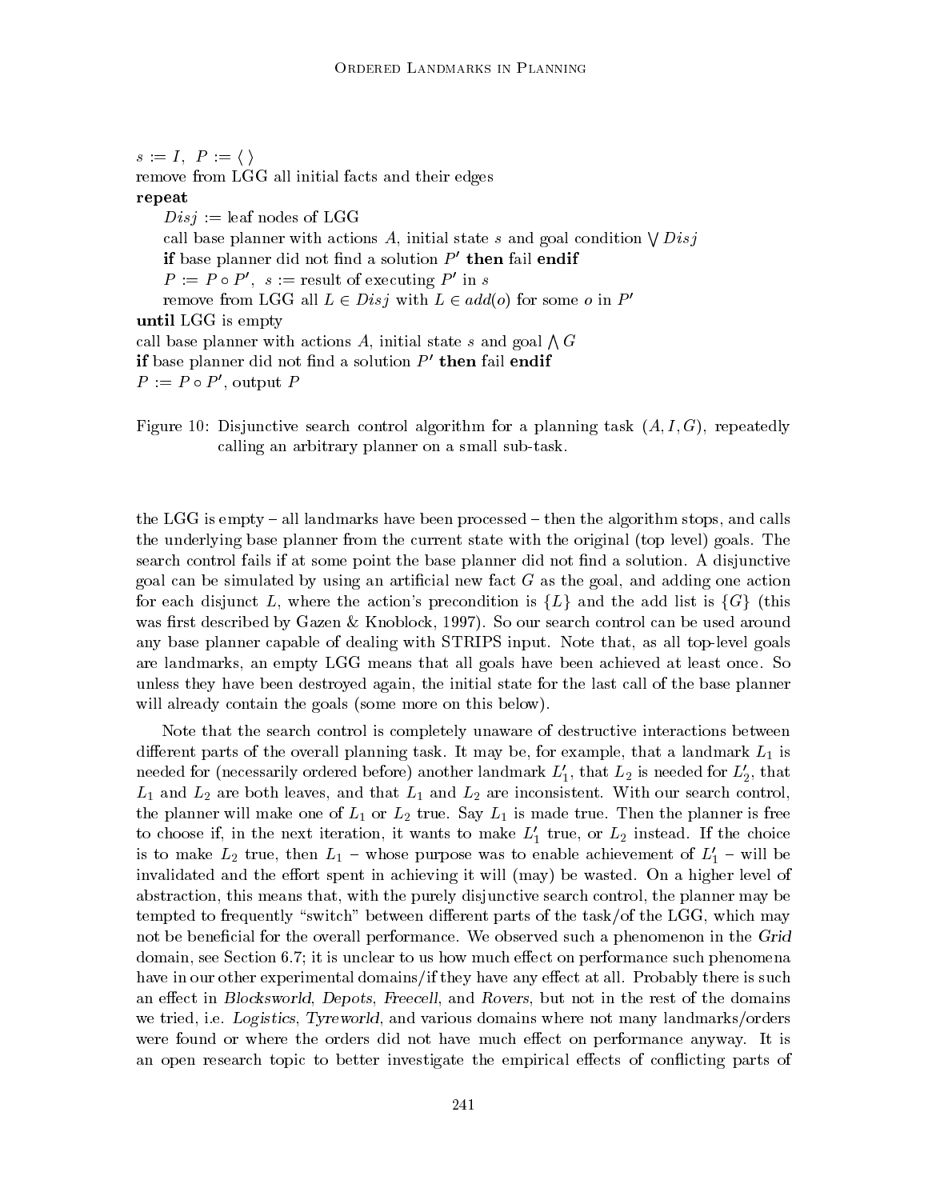$s := I,\ P := \langle\,\rangle$
remove from LGG all initial facts and their edges
**repeat**
    $Disj$ := leaf nodes of LGG
    call base planner with actions $A$, initial state $s$ and goal condition $\bigvee Disj$
    **if** base planner did not find a solution $P'$ **then** fail **endif**
    $P := P \circ P'$, $s$ := result of executing $P'$ in $s$
    remove from LGG all $L \in Disj$ with $L \in add(o)$ for some $o$ in $P'$
**until** LGG is empty
call base planner with actions $A$, initial state $s$ and goal $\bigwedge G$
**if** base planner did not find a solution $P'$ **then** fail **endif**
$P := P \circ P'$, output $P$

Figure 10: Disjunctive search control algorithm for a planning task $(A, I, G)$, repeatedly calling an arbitrary planner on a small sub-task.

the LGG is empty – all landmarks have been processed – then the algorithm stops, and calls the underlying base planner from the current state with the original (top level) goals. The search control fails if at some point the base planner did not find a solution. A disjunctive goal can be simulated by using an artificial new fact $G$ as the goal, and adding one action for each disjunct $L$, where the action's precondition is $\{L\}$ and the add list is $\{G\}$ (this was first described by Gazen & Knoblock, 1997). So our search control can be used around any base planner capable of dealing with STRIPS input. Note that, as all top-level goals are landmarks, an empty LGG means that all goals have been achieved at least once. So unless they have been destroyed again, the initial state for the last call of the base planner will already contain the goals (some more on this below).

Note that the search control is completely unaware of destructive interactions between different parts of the overall planning task. It may be, for example, that a landmark $L_1$ is needed for (necessarily ordered before) another landmark $L'_1$, that $L_2$ is needed for $L'_2$, that $L_1$ and $L_2$ are both leaves, and that $L_1$ and $L_2$ are inconsistent. With our search control, the planner will make one of $L_1$ or $L_2$ true. Say $L_1$ is made true. Then the planner is free to choose if, in the next iteration, it wants to make $L'_1$ true, or $L_2$ instead. If the choice is to make $L_2$ true, then $L_1$ – whose purpose was to enable achievement of $L'_1$ – will be invalidated and the effort spent in achieving it will (may) be wasted. On a higher level of abstraction, this means that, with the purely disjunctive search control, the planner may be tempted to frequently "switch" between different parts of the task/of the LGG, which may not be beneficial for the overall performance. We observed such a phenomenon in the *Grid* domain, see Section 6.7; it is unclear to us how much effect on performance such phenomena have in our other experimental domains/if they have any effect at all. Probably there is such an effect in *Blocksworld*, *Depots*, *Freecell*, and *Rovers*, but not in the rest of the domains we tried, i.e. *Logistics*, *Tyreworld*, and various domains where not many landmarks/orders were found or where the orders did not have much effect on performance anyway. It is an open research topic to better investigate the empirical effects of conflicting parts of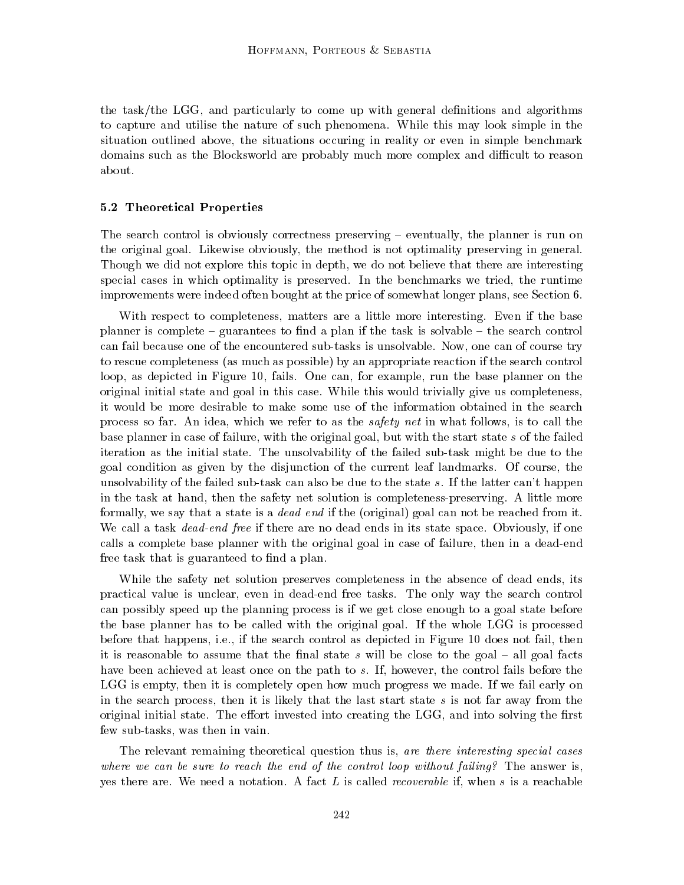the task/the LGG, and particularly to come up with general definitions and algorithms to capture and utilise the nature of such phenomena. While this may look simple in the situation outlined above, the situations occuring in reality or even in simple benchmark domains such as the Blocksworld are probably much more complex and difficult to reason about.

### 5.2 Theoretical Properties

The search control is obviously correctness preserving – eventually, the planner is run on the original goal. Likewise obviously, the method is not optimality preserving in general. Though we did not explore this topic in depth, we do not believe that there are interesting special cases in which optimality is preserved. In the benchmarks we tried, the runtime improvements were indeed often bought at the price of somewhat longer plans, see Section 6.

With respect to completeness, matters are a little more interesting. Even if the base planner is complete – guarantees to find a plan if the task is solvable – the search control can fail because one of the encountered sub-tasks is unsolvable. Now, one can of course try to rescue completeness (as much as possible) by an appropriate reaction if the search control loop, as depicted in Figure 10, fails. One can, for example, run the base planner on the original initial state and goal in this case. While this would trivially give us completeness, it would be more desirable to make some use of the information obtained in the search process so far. An idea, which we refer to as the *safety net* in what follows, is to call the base planner in case of failure, with the original goal, but with the start state $s$ of the failed iteration as the initial state. The unsolvability of the failed sub-task might be due to the goal condition as given by the disjunction of the current leaf landmarks. Of course, the unsolvability of the failed sub-task can also be due to the state $s$. If the latter can't happen in the task at hand, then the safety net solution is completeness-preserving. A little more formally, we say that a state is a *dead end* if the (original) goal can not be reached from it. We call a task *dead-end free* if there are no dead ends in its state space. Obviously, if one calls a complete base planner with the original goal in case of failure, then in a dead-end free task that is guaranteed to find a plan.

While the safety net solution preserves completeness in the absence of dead ends, its practical value is unclear, even in dead-end free tasks. The only way the search control can possibly speed up the planning process is if we get close enough to a goal state before the base planner has to be called with the original goal. If the whole LGG is processed before that happens, i.e., if the search control as depicted in Figure 10 does not fail, then it is reasonable to assume that the final state $s$ will be close to the goal – all goal facts have been achieved at least once on the path to $s$. If, however, the control fails before the LGG is empty, then it is completely open how much progress we made. If we fail early on in the search process, then it is likely that the last start state $s$ is not far away from the original initial state. The effort invested into creating the LGG, and into solving the first few sub-tasks, was then in vain.

The relevant remaining theoretical question thus is, *are there interesting special cases where we can be sure to reach the end of the control loop without failing?* The answer is, yes there are. We need a notation. A fact $L$ is called *recoverable* if, when $s$ is a reachable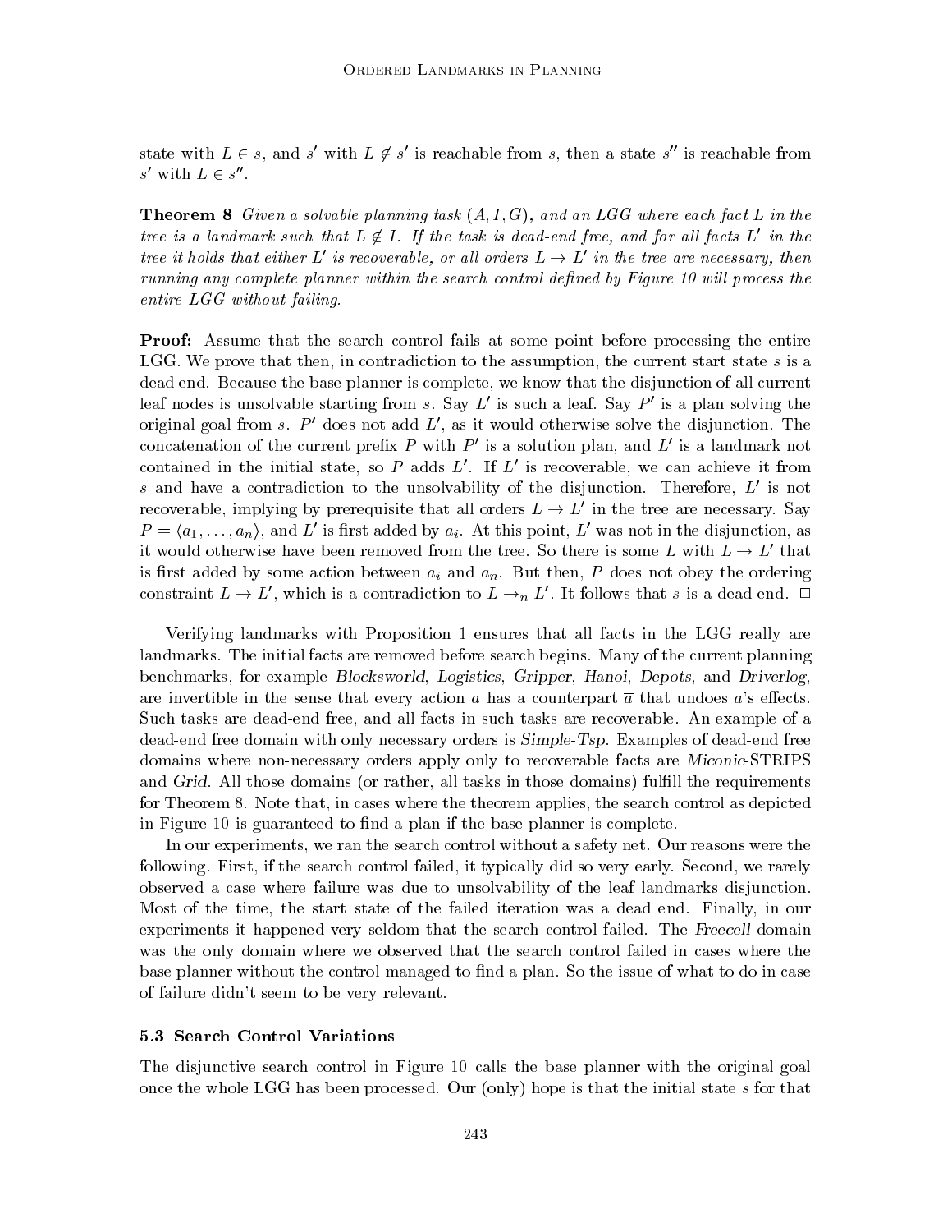state with $L \in s$, and $s'$ with $L \notin s'$ is reachable from $s$, then a state $s''$ is reachable from $s'$ with $L \in s''$.

**Theorem 8** *Given a solvable planning task $(A, I, G)$, and an LGG where each fact $L$ in the tree is a landmark such that $L \notin I$. If the task is dead-end free, and for all facts $L'$ in the tree it holds that either $L'$ is recoverable, or all orders $L \rightarrow L'$ in the tree are necessary, then running any complete planner within the search control defined by Figure 10 will process the entire LGG without failing.*

**Proof:** Assume that the search control fails at some point before processing the entire LGG. We prove that then, in contradiction to the assumption, the current start state $s$ is a dead end. Because the base planner is complete, we know that the disjunction of all current leaf nodes is unsolvable starting from $s$. Say $L'$ is such a leaf. Say $P'$ is a plan solving the original goal from $s$. $P'$ does not add $L'$, as it would otherwise solve the disjunction. The concatenation of the current prefix $P$ with $P'$ is a solution plan, and $L'$ is a landmark not contained in the initial state, so $P$ adds $L'$. If $L'$ is recoverable, we can achieve it from $s$ and have a contradiction to the unsolvability of the disjunction. Therefore, $L'$ is not recoverable, implying by prerequisite that all orders $L \rightarrow L'$ in the tree are necessary. Say $P = \langle a_1, \dots, a_n \rangle$, and $L'$ is first added by $a_i$. At this point, $L'$ was not in the disjunction, as it would otherwise have been removed from the tree. So there is some $L$ with $L \rightarrow L'$ that is first added by some action between $a_i$ and $a_n$. But then, $P$ does not obey the ordering constraint $L \rightarrow L'$, which is a contradiction to $L \rightarrow_n L'$. It follows that $s$ is a dead end. $\square$

Verifying landmarks with Proposition 1 ensures that all facts in the LGG really are landmarks. The initial facts are removed before search begins. Many of the current planning benchmarks, for example *Blocksworld*, *Logistics*, *Gripper*, *Hanoi*, *Depots*, and *Driverlog*, are invertible in the sense that every action $a$ has a counterpart $\overline{a}$ that undoes $a$'s effects. Such tasks are dead-end free, and all facts in such tasks are recoverable. An example of a dead-end free domain with only necessary orders is *Simple-Tsp*. Examples of dead-end free domains where non-necessary orders apply only to recoverable facts are *Miconic-STRIPS* and *Grid*. All those domains (or rather, all tasks in those domains) fulfill the requirements for Theorem 8. Note that, in cases where the theorem applies, the search control as depicted in Figure 10 is guaranteed to find a plan if the base planner is complete.

In our experiments, we ran the search control without a safety net. Our reasons were the following. First, if the search control failed, it typically did so very early. Second, we rarely observed a case where failure was due to unsolvability of the leaf landmarks disjunction. Most of the time, the start state of the failed iteration was a dead end. Finally, in our experiments it happened very seldom that the search control failed. The *Freecell* domain was the only domain where we observed that the search control failed in cases where the base planner without the control managed to find a plan. So the issue of what to do in case of failure didn't seem to be very relevant.

### 5.3 Search Control Variations

The disjunctive search control in Figure 10 calls the base planner with the original goal once the whole LGG has been processed. Our (only) hope is that the initial state $s$ for that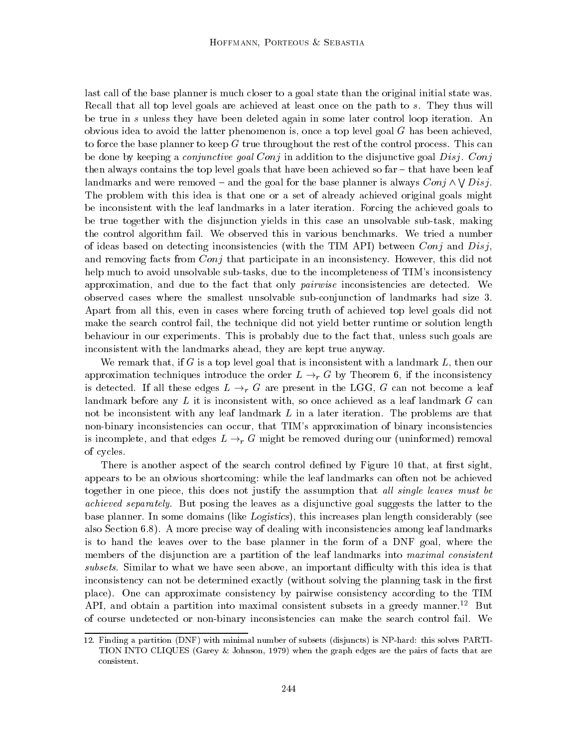last call of the base planner is much closer to a goal state than the original initial state was. Recall that all top level goals are achieved at least once on the path to $s$. They thus will be true in $s$ unless they have been deleted again in some later control loop iteration. An obvious idea to avoid the latter phenomenon is, once a top level goal $G$ has been achieved, to force the base planner to keep $G$ true throughout the rest of the control process. This can be done by keeping a *conjunctive goal* $Conj$ in addition to the disjunctive goal $Disj$. $Conj$ then always contains the top level goals that have been achieved so far – that have been leaf landmarks and were removed – and the goal for the base planner is always $Conj \wedge \bigvee Disj$. The problem with this idea is that one or a set of already achieved original goals might be inconsistent with the leaf landmarks in a later iteration. Forcing the achieved goals to be true together with the disjunction yields in this case an unsolvable sub-task, making the control algorithm fail. We observed this in various benchmarks. We tried a number of ideas based on detecting inconsistencies (with the TIM API) between $Conj$ and $Disj$, and removing facts from $Conj$ that participate in an inconsistency. However, this did not help much to avoid unsolvable sub-tasks, due to the incompleteness of TIM's inconsistency approximation, and due to the fact that only *pairwise* inconsistencies are detected. We observed cases where the smallest unsolvable sub-conjunction of landmarks had size 3. Apart from all this, even in cases where forcing truth of achieved top level goals did not make the search control fail, the technique did not yield better runtime or solution length behaviour in our experiments. This is probably due to the fact that, unless such goals are inconsistent with the landmarks ahead, they are kept true anyway.

We remark that, if $G$ is a top level goal that is inconsistent with a landmark $L$, then our approximation techniques introduce the order $L \to_r G$ by Theorem 6, if the inconsistency is detected. If all these edges $L \to_r G$ are present in the LGG, $G$ can not become a leaf landmark before any $L$ it is inconsistent with, so once achieved as a leaf landmark $G$ can not be inconsistent with any leaf landmark $L$ in a later iteration. The problems are that non-binary inconsistencies can occur, that TIM's approximation of binary inconsistencies is incomplete, and that edges $L \to_r G$ might be removed during our (uninformed) removal of cycles.

There is another aspect of the search control defined by Figure 10 that, at first sight, appears to be an obvious shortcoming: while the leaf landmarks can often not be achieved together in one piece, this does not justify the assumption that *all single leaves must be achieved separately*. But posing the leaves as a disjunctive goal suggests the latter to the base planner. In some domains (like *Logistics*), this increases plan length considerably (see also Section 6.8). A more precise way of dealing with inconsistencies among leaf landmarks is to hand the leaves over to the base planner in the form of a DNF goal, where the members of the disjunction are a partition of the leaf landmarks into *maximal consistent subsets*. Similar to what we have seen above, an important difficulty with this idea is that inconsistency can not be determined exactly (without solving the planning task in the first place). One can approximate consistency by pairwise consistency according to the TIM API, and obtain a partition into maximal consistent subsets in a greedy manner.[12] But of course undetected or non-binary inconsistencies can make the search control fail. We

12. Finding a partition (DNF) with minimal number of subsets (disjuncts) is NP-hard: this solves PARTITION INTO CLIQUES (Garey & Johnson, 1979) when the graph edges are the pairs of facts that are consistent.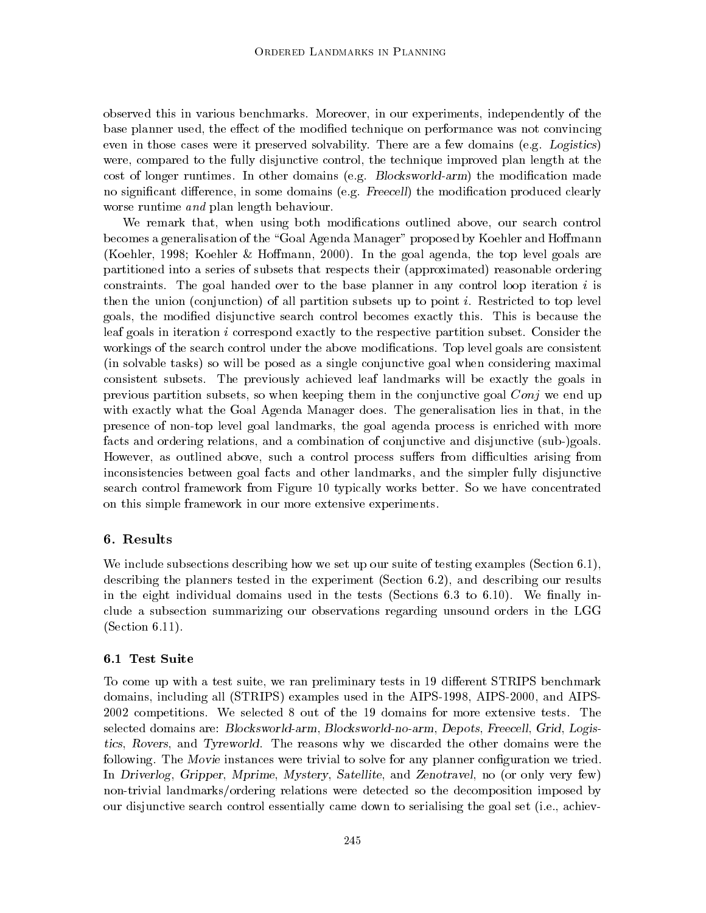observed this in various benchmarks. Moreover, in our experiments, independently of the base planner used, the effect of the modified technique on performance was not convincing even in those cases were it preserved solvability. There are a few domains (e.g. *Logistics*) were, compared to the fully disjunctive control, the technique improved plan length at the cost of longer runtimes. In other domains (e.g. *Blocksworld-arm*) the modification made no significant difference, in some domains (e.g. *Freecell*) the modification produced clearly worse runtime *and* plan length behaviour.

We remark that, when using both modifications outlined above, our search control becomes a generalisation of the "Goal Agenda Manager" proposed by Koehler and Hoffmann (Koehler, 1998; Koehler & Hoffmann, 2000). In the goal agenda, the top level goals are partitioned into a series of subsets that respects their (approximated) reasonable ordering constraints. The goal handed over to the base planner in any control loop iteration $i$ is then the union (conjunction) of all partition subsets up to point $i$. Restricted to top level goals, the modified disjunctive search control becomes exactly this. This is because the leaf goals in iteration $i$ correspond exactly to the respective partition subset. Consider the workings of the search control under the above modifications. Top level goals are consistent (in solvable tasks) so will be posed as a single conjunctive goal when considering maximal consistent subsets. The previously achieved leaf landmarks will be exactly the goals in previous partition subsets, so when keeping them in the conjunctive goal $Conj$ we end up with exactly what the Goal Agenda Manager does. The generalisation lies in that, in the presence of non-top level goal landmarks, the goal agenda process is enriched with more facts and ordering relations, and a combination of conjunctive and disjunctive (sub-)goals. However, as outlined above, such a control process suffers from difficulties arising from inconsistencies between goal facts and other landmarks, and the simpler fully disjunctive search control framework from Figure 10 typically works better. So we have concentrated on this simple framework in our more extensive experiments.

## 6. Results

We include subsections describing how we set up our suite of testing examples (Section 6.1), describing the planners tested in the experiment (Section 6.2), and describing our results in the eight individual domains used in the tests (Sections 6.3 to 6.10). We finally include a subsection summarizing our observations regarding unsound orders in the LGG (Section 6.11).

### 6.1 Test Suite

To come up with a test suite, we ran preliminary tests in 19 different STRIPS benchmark domains, including all (STRIPS) examples used in the AIPS-1998, AIPS-2000, and AIPS-2002 competitions. We selected 8 out of the 19 domains for more extensive tests. The selected domains are: *Blocksworld-arm*, *Blocksworld-no-arm*, *Depots*, *Freecell*, *Grid*, *Logistics*, *Rovers*, and *Tyreworld*. The reasons why we discarded the other domains were the following. The *Movie* instances were trivial to solve for any planner configuration we tried. In *Driverlog*, *Gripper*, *Mprime*, *Mystery*, *Satellite*, and *Zenotravel*, no (or only very few) non-trivial landmarks/ordering relations were detected so the decomposition imposed by our disjunctive search control essentially came down to serialising the goal set (i.e., achiev-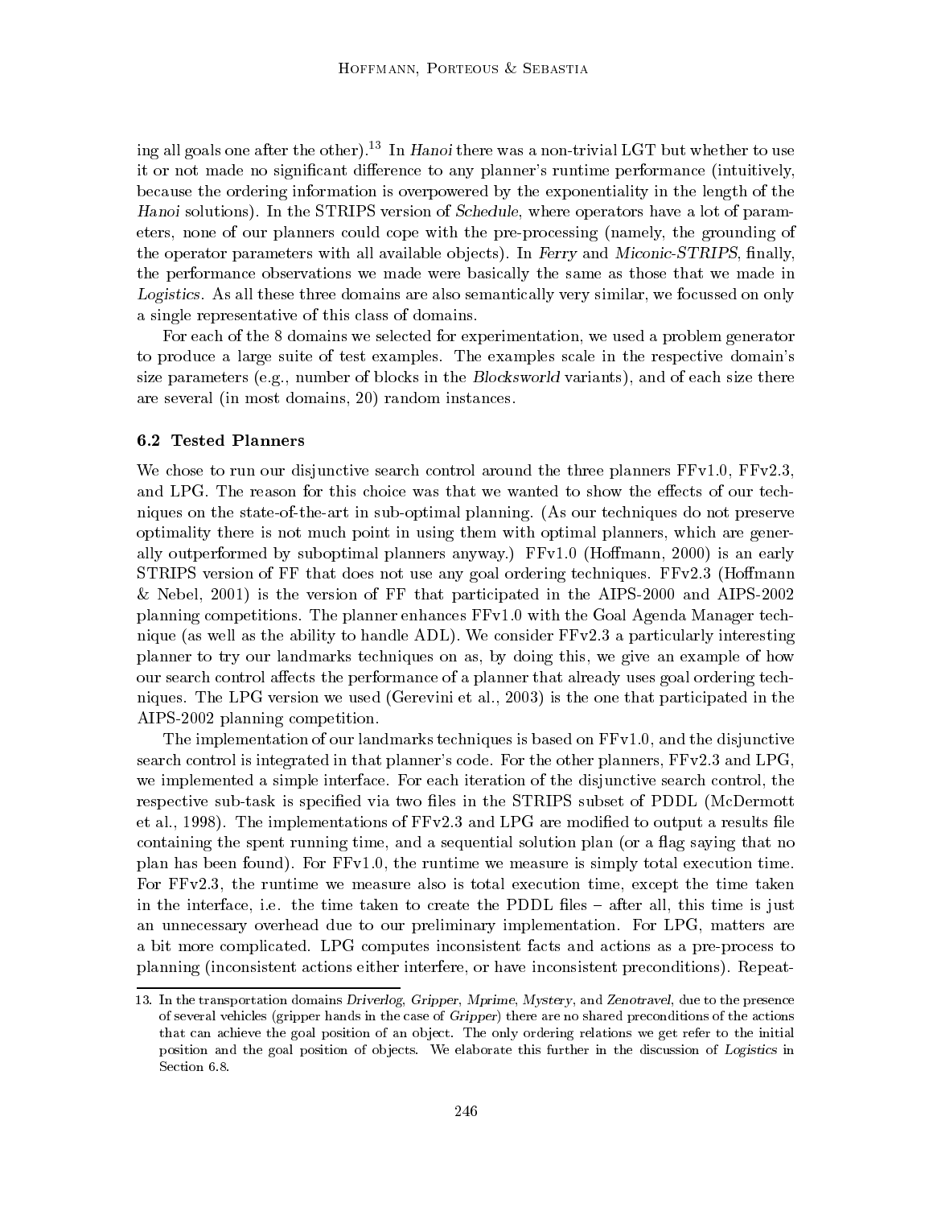ing all goals one after the other).[13] In *Hanoi* there was a non-trivial LGT but whether to use it or not made no significant difference to any planner's runtime performance (intuitively, because the ordering information is overpowered by the exponentiality in the length of the *Hanoi* solutions). In the STRIPS version of *Schedule*, where operators have a lot of parameters, none of our planners could cope with the pre-processing (namely, the grounding of the operator parameters with all available objects). In *Ferry* and *Miconic-STRIPS*, finally, the performance observations we made were basically the same as those that we made in *Logistics*. As all these three domains are also semantically very similar, we focussed on only a single representative of this class of domains.

For each of the 8 domains we selected for experimentation, we used a problem generator to produce a large suite of test examples. The examples scale in the respective domain's size parameters (e.g., number of blocks in the *Blocksworld* variants), and of each size there are several (in most domains, 20) random instances.

### 6.2 Tested Planners

We chose to run our disjunctive search control around the three planners FFv1.0, FFv2.3, and LPG. The reason for this choice was that we wanted to show the effects of our techniques on the state-of-the-art in sub-optimal planning. (As our techniques do not preserve optimality there is not much point in using them with optimal planners, which are generally outperformed by suboptimal planners anyway.) FFv1.0 (Hoffmann, 2000) is an early STRIPS version of FF that does not use any goal ordering techniques. FFv2.3 (Hoffmann & Nebel, 2001) is the version of FF that participated in the AIPS-2000 and AIPS-2002 planning competitions. The planner enhances FFv1.0 with the Goal Agenda Manager technique (as well as the ability to handle ADL). We consider FFv2.3 a particularly interesting planner to try our landmarks techniques on as, by doing this, we give an example of how our search control affects the performance of a planner that already uses goal ordering techniques. The LPG version we used (Gerevini et al., 2003) is the one that participated in the AIPS-2002 planning competition.

The implementation of our landmarks techniques is based on FFv1.0, and the disjunctive search control is integrated in that planner's code. For the other planners, FFv2.3 and LPG, we implemented a simple interface. For each iteration of the disjunctive search control, the respective sub-task is specified via two files in the STRIPS subset of PDDL (McDermott et al., 1998). The implementations of FFv2.3 and LPG are modified to output a results file containing the spent running time, and a sequential solution plan (or a flag saying that no plan has been found). For FFv1.0, the runtime we measure is simply total execution time. For FFv2.3, the runtime we measure also is total execution time, except the time taken in the interface, i.e. the time taken to create the PDDL files – after all, this time is just an unnecessary overhead due to our preliminary implementation. For LPG, matters are a bit more complicated. LPG computes inconsistent facts and actions as a pre-process to planning (inconsistent actions either interfere, or have inconsistent preconditions). Repeat-

---

13. In the transportation domains *Driverlog*, *Gripper*, *Mprime*, *Mystery*, and *Zenotravel*, due to the presence of several vehicles (gripper hands in the case of *Gripper*) there are no shared preconditions of the actions that can achieve the goal position of an object. The only ordering relations we get refer to the initial position and the goal position of objects. We elaborate this further in the discussion of *Logistics* in Section 6.8.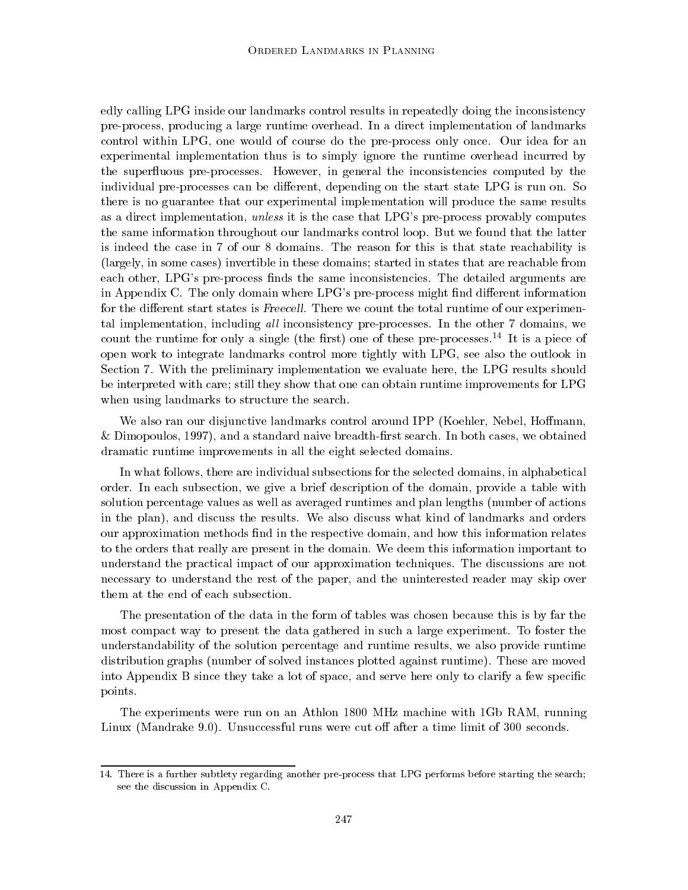edly calling LPG inside our landmarks control results in repeatedly doing the inconsistency pre-process, producing a large runtime overhead. In a direct implementation of landmarks control within LPG, one would of course do the pre-process only once. Our idea for an experimental implementation thus is to simply ignore the runtime overhead incurred by the superfluous pre-processes. However, in general the inconsistencies computed by the individual pre-processes can be different, depending on the start state LPG is run on. So there is no guarantee that our experimental implementation will produce the same results as a direct implementation, *unless* it is the case that LPG's pre-process provably computes the same information throughout our landmarks control loop. But we found that the latter is indeed the case in 7 of our 8 domains. The reason for this is that state reachability is (largely, in some cases) invertible in these domains; started in states that are reachable from each other, LPG's pre-process finds the same inconsistencies. The detailed arguments are in Appendix C. The only domain where LPG's pre-process might find different information for the different start states is *Freecell*. There we count the total runtime of our experimental implementation, including *all* inconsistency pre-processes. In the other 7 domains, we count the runtime for only a single (the first) one of these pre-processes.[14] It is a piece of open work to integrate landmarks control more tightly with LPG, see also the outlook in Section 7. With the preliminary implementation we evaluate here, the LPG results should be interpreted with care; still they show that one can obtain runtime improvements for LPG when using landmarks to structure the search.

We also ran our disjunctive landmarks control around IPP (Koehler, Nebel, Hoffmann, & Dimopoulos, 1997), and a standard naive breadth-first search. In both cases, we obtained dramatic runtime improvements in all the eight selected domains.

In what follows, there are individual subsections for the selected domains, in alphabetical order. In each subsection, we give a brief description of the domain, provide a table with solution percentage values as well as averaged runtimes and plan lengths (number of actions in the plan), and discuss the results. We also discuss what kind of landmarks and orders our approximation methods find in the respective domain, and how this information relates to the orders that really are present in the domain. We deem this information important to understand the practical impact of our approximation techniques. The discussions are not necessary to understand the rest of the paper, and the uninterested reader may skip over them at the end of each subsection.

The presentation of the data in the form of tables was chosen because this is by far the most compact way to present the data gathered in such a large experiment. To foster the understandability of the solution percentage and runtime results, we also provide runtime distribution graphs (number of solved instances plotted against runtime). These are moved into Appendix B since they take a lot of space, and serve here only to clarify a few specific points.

The experiments were run on an Athlon 1800 MHz machine with 1Gb RAM, running Linux (Mandrake 9.0). Unsuccessful runs were cut off after a time limit of 300 seconds.

14. There is a further subtlety regarding another pre-process that LPG performs before starting the search; see the discussion in Appendix C.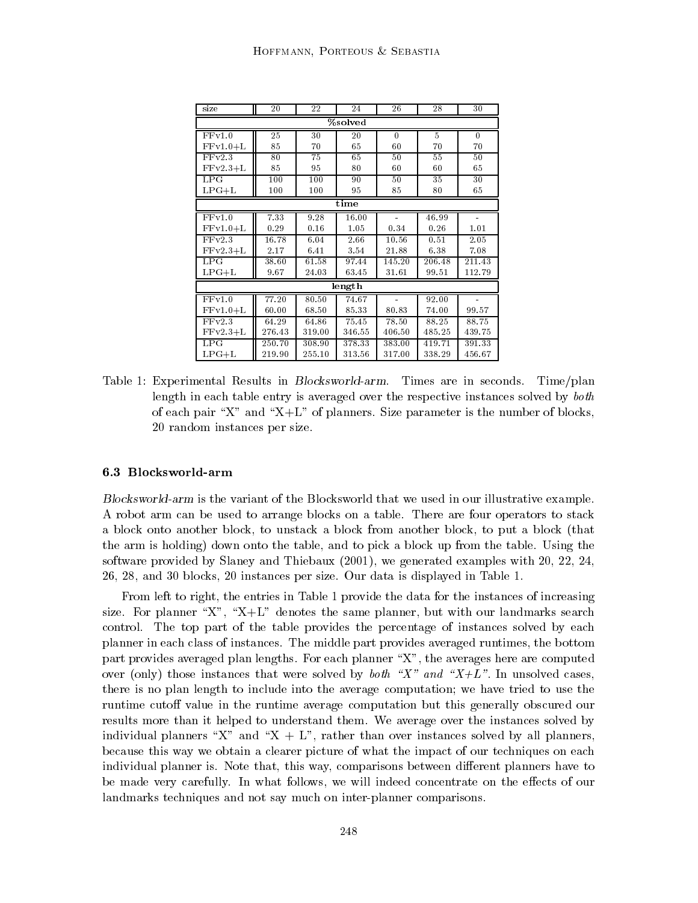| size | 20 | 22 | 24 | 26 | 28 | 30 |
|---|---|---|---|---|---|---|
| **%solved** | | | | | | |
| FFv1.0 | 25 | 30 | 20 | 0 | 5 | 0 |
| FFv1.0+L | 85 | 70 | 65 | 60 | 70 | 70 |
| FFv2.3 | 80 | 75 | 65 | 50 | 55 | 50 |
| FFv2.3+L | 85 | 95 | 80 | 60 | 60 | 65 |
| LPG | 100 | 100 | 90 | 50 | 35 | 30 |
| LPG+L | 100 | 100 | 95 | 85 | 80 | 65 |
| **time** | | | | | | |
| FFv1.0 | 7.33 | 9.28 | 16.00 | - | 46.99 | - |
| FFv1.0+L | 0.29 | 0.16 | 1.05 | 0.34 | 0.26 | 1.01 |
| FFv2.3 | 16.78 | 6.04 | 2.66 | 10.56 | 0.51 | 2.05 |
| FFv2.3+L | 2.17 | 6.41 | 3.54 | 21.88 | 6.38 | 7.08 |
| LPG | 38.60 | 61.58 | 97.44 | 145.20 | 206.48 | 211.43 |
| LPG+L | 9.67 | 24.03 | 63.45 | 31.61 | 99.51 | 112.79 |
| **length** | | | | | | |
| FFv1.0 | 77.20 | 80.50 | 74.67 | - | 92.00 | - |
| FFv1.0+L | 60.00 | 68.50 | 85.33 | 80.83 | 74.00 | 99.57 |
| FFv2.3 | 64.29 | 64.86 | 75.45 | 78.50 | 88.25 | 88.75 |
| FFv2.3+L | 276.43 | 319.00 | 346.55 | 406.50 | 485.25 | 439.75 |
| LPG | 250.70 | 308.90 | 378.33 | 383.00 | 419.71 | 391.33 |
| LPG+L | 219.90 | 255.10 | 313.56 | 317.00 | 338.29 | 456.67 |

Table 1: Experimental Results in *Blocksworld-arm*. Times are in seconds. Time/plan length in each table entry is averaged over the respective instances solved by *both* of each pair "X" and "X+L" of planners. Size parameter is the number of blocks, 20 random instances per size.

### 6.3 Blocksworld-arm

*Blocksworld-arm* is the variant of the Blocksworld that we used in our illustrative example. A robot arm can be used to arrange blocks on a table. There are four operators to stack a block onto another block, to unstack a block from another block, to put a block (that the arm is holding) down onto the table, and to pick a block up from the table. Using the software provided by Slaney and Thiebaux (2001), we generated examples with 20, 22, 24, 26, 28, and 30 blocks, 20 instances per size. Our data is displayed in Table 1.

From left to right, the entries in Table 1 provide the data for the instances of increasing size. For planner "X", "X+L" denotes the same planner, but with our landmarks search control. The top part of the table provides the percentage of instances solved by each planner in each class of instances. The middle part provides averaged runtimes, the bottom part provides averaged plan lengths. For each planner "X", the averages here are computed over (only) those instances that were solved by *both "X" and "X+L"*. In unsolved cases, there is no plan length to include into the average computation; we have tried to use the runtime cutoff value in the runtime average computation but this generally obscured our results more than it helped to understand them. We average over the instances solved by individual planners "X" and "X + L", rather than over instances solved by all planners, because this way we obtain a clearer picture of what the impact of our techniques on each individual planner is. Note that, this way, comparisons between different planners have to be made very carefully. In what follows, we will indeed concentrate on the effects of our landmarks techniques and not say much on inter-planner comparisons.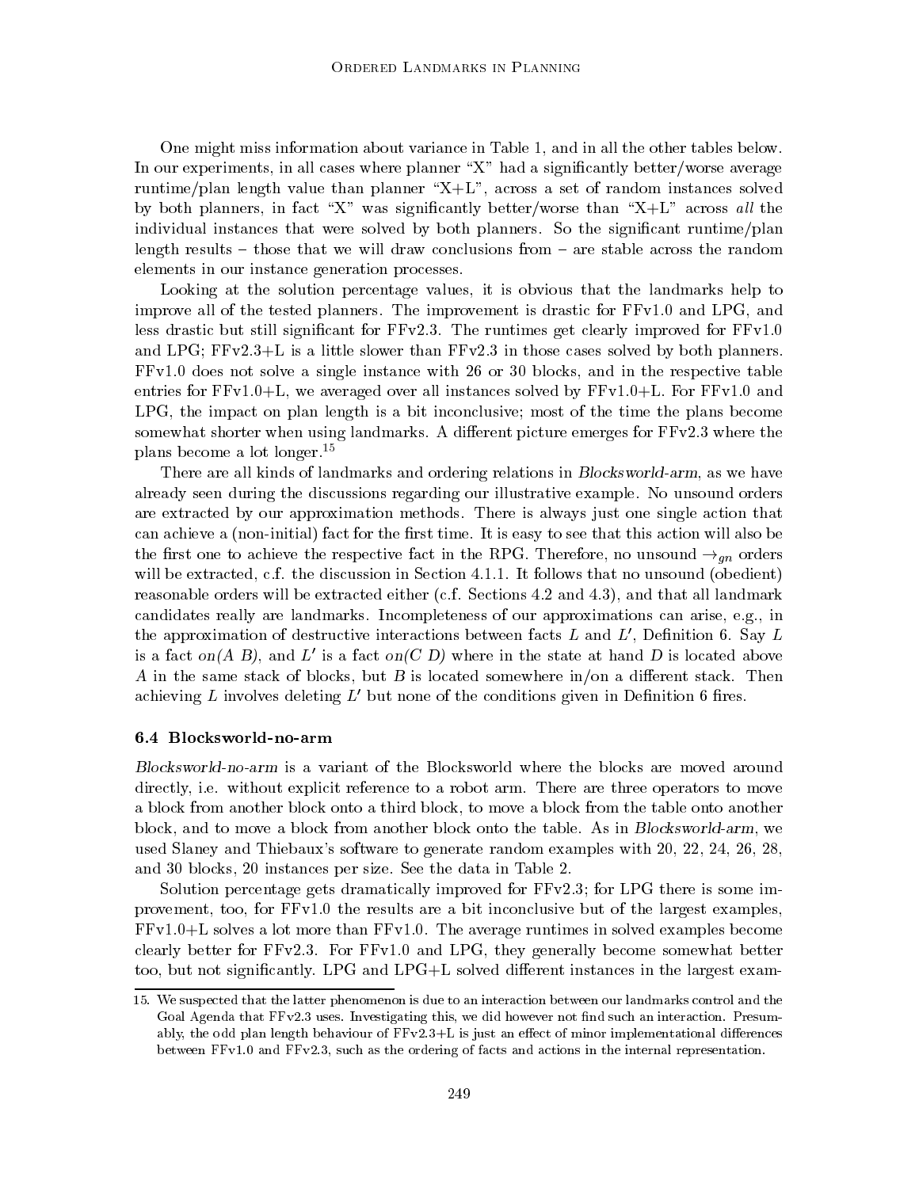One might miss information about variance in Table 1, and in all the other tables below. In our experiments, in all cases where planner "X" had a significantly better/worse average runtime/plan length value than planner "X+L", across a set of random instances solved by both planners, in fact "X" was significantly better/worse than "X+L" across *all* the individual instances that were solved by both planners. So the significant runtime/plan length results – those that we will draw conclusions from – are stable across the random elements in our instance generation processes.

Looking at the solution percentage values, it is obvious that the landmarks help to improve all of the tested planners. The improvement is drastic for FFv1.0 and LPG, and less drastic but still significant for FFv2.3. The runtimes get clearly improved for FFv1.0 and LPG; FFv2.3+L is a little slower than FFv2.3 in those cases solved by both planners. FFv1.0 does not solve a single instance with 26 or 30 blocks, and in the respective table entries for FFv1.0+L, we averaged over all instances solved by FFv1.0+L. For FFv1.0 and LPG, the impact on plan length is a bit inconclusive; most of the time the plans become somewhat shorter when using landmarks. A different picture emerges for FFv2.3 where the plans become a lot longer.[15]

There are all kinds of landmarks and ordering relations in *Blocksworld-arm*, as we have already seen during the discussions regarding our illustrative example. No unsound orders are extracted by our approximation methods. There is always just one single action that can achieve a (non-initial) fact for the first time. It is easy to see that this action will also be the first one to achieve the respective fact in the RPG. Therefore, no unsound $\rightarrow_{gn}$ orders will be extracted, c.f. the discussion in Section 4.1.1. It follows that no unsound (obedient) reasonable orders will be extracted either (c.f. Sections 4.2 and 4.3), and that all landmark candidates really are landmarks. Incompleteness of our approximations can arise, e.g., in the approximation of destructive interactions between facts $L$ and $L'$, Definition 6. Say $L$ is a fact *on(A B)*, and $L'$ is a fact *on(C D)* where in the state at hand $D$ is located above $A$ in the same stack of blocks, but $B$ is located somewhere in/on a different stack. Then achieving $L$ involves deleting $L'$ but none of the conditions given in Definition 6 fires.

### 6.4 Blocksworld-no-arm

*Blocksworld-no-arm* is a variant of the Blocksworld where the blocks are moved around directly, i.e. without explicit reference to a robot arm. There are three operators to move a block from another block onto a third block, to move a block from the table onto another block, and to move a block from another block onto the table. As in *Blocksworld-arm*, we used Slaney and Thiebaux's software to generate random examples with 20, 22, 24, 26, 28, and 30 blocks, 20 instances per size. See the data in Table 2.

Solution percentage gets dramatically improved for FFv2.3; for LPG there is some improvement, too, for FFv1.0 the results are a bit inconclusive but of the largest examples, FFv1.0+L solves a lot more than FFv1.0. The average runtimes in solved examples become clearly better for FFv2.3. For FFv1.0 and LPG, they generally become somewhat better too, but not significantly. LPG and LPG+L solved different instances in the largest exam-

15. We suspected that the latter phenomenon is due to an interaction between our landmarks control and the Goal Agenda that FFv2.3 uses. Investigating this, we did however not find such an interaction. Presumably, the odd plan length behaviour of FFv2.3+L is just an effect of minor implementational differences between FFv1.0 and FFv2.3, such as the ordering of facts and actions in the internal representation.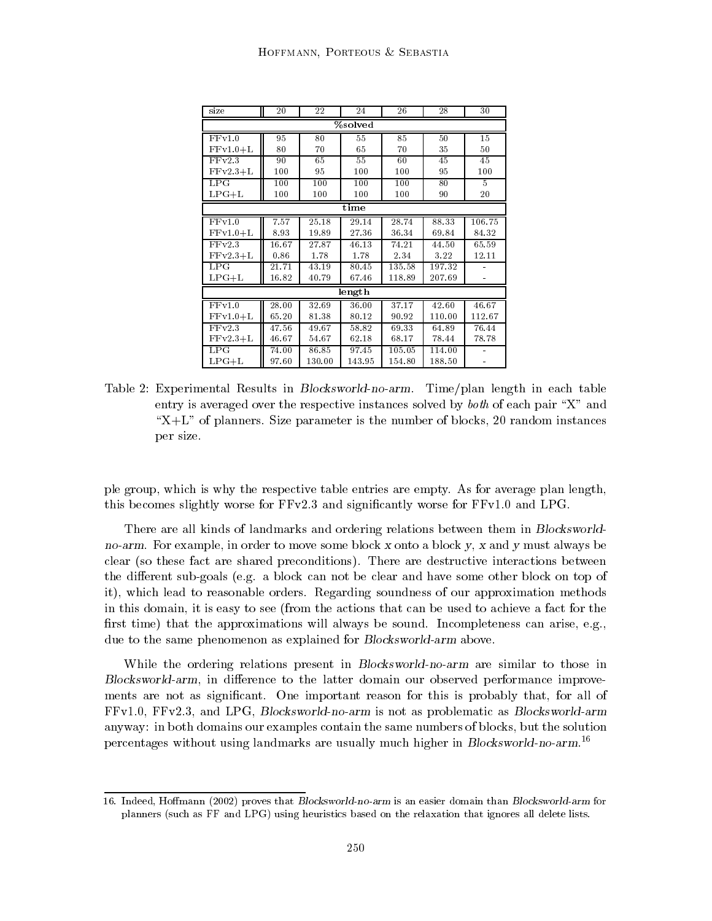| size | 20 | 22 | 24 | 26 | 28 | 30 |
|---|---|---|---|---|---|---|
| **%solved** | | | | | | |
| FFv1.0 | 95 | 80 | 55 | 85 | 50 | 15 |
| FFv1.0+L | 80 | 70 | 65 | 70 | 35 | 50 |
| FFv2.3 | 90 | 65 | 55 | 60 | 45 | 45 |
| FFv2.3+L | 100 | 95 | 100 | 100 | 95 | 100 |
| LPG | 100 | 100 | 100 | 100 | 80 | 5 |
| LPG+L | 100 | 100 | 100 | 100 | 90 | 20 |
| **time** | | | | | | |
| FFv1.0 | 7.57 | 25.18 | 29.14 | 28.74 | 88.33 | 106.75 |
| FFv1.0+L | 8.93 | 19.89 | 27.36 | 36.34 | 69.84 | 84.32 |
| FFv2.3 | 16.67 | 27.87 | 46.13 | 74.21 | 44.50 | 65.59 |
| FFv2.3+L | 0.86 | 1.78 | 1.78 | 2.34 | 3.22 | 12.11 |
| LPG | 21.71 | 43.19 | 80.45 | 135.58 | 197.32 | - |
| LPG+L | 16.82 | 40.79 | 67.46 | 118.89 | 207.69 | - |
| **length** | | | | | | |
| FFv1.0 | 28.00 | 32.69 | 36.00 | 37.17 | 42.60 | 46.67 |
| FFv1.0+L | 65.20 | 81.38 | 80.12 | 90.92 | 110.00 | 112.67 |
| FFv2.3 | 47.56 | 49.67 | 58.82 | 69.33 | 64.89 | 76.44 |
| FFv2.3+L | 46.67 | 54.67 | 62.18 | 68.17 | 78.44 | 78.78 |
| LPG | 74.00 | 86.85 | 97.45 | 105.05 | 114.00 | - |
| LPG+L | 97.60 | 130.00 | 143.95 | 154.80 | 188.50 | - |

Table 2: Experimental Results in *Blocksworld-no-arm*. Time/plan length in each table entry is averaged over the respective instances solved by *both* of each pair "X" and "X+L" of planners. Size parameter is the number of blocks, 20 random instances per size.

ple group, which is why the respective table entries are empty. As for average plan length, this becomes slightly worse for FFv2.3 and significantly worse for FFv1.0 and LPG.

There are all kinds of landmarks and ordering relations between them in *Blocksworld-no-arm*. For example, in order to move some block $x$ onto a block $y$, $x$ and $y$ must always be clear (so these fact are shared preconditions). There are destructive interactions between the different sub-goals (e.g. a block can not be clear and have some other block on top of it), which lead to reasonable orders. Regarding soundness of our approximation methods in this domain, it is easy to see (from the actions that can be used to achieve a fact for the first time) that the approximations will always be sound. Incompleteness can arise, e.g., due to the same phenomenon as explained for *Blocksworld-arm* above.

While the ordering relations present in *Blocksworld-no-arm* are similar to those in *Blocksworld-arm*, in difference to the latter domain our observed performance improvements are not as significant. One important reason for this is probably that, for all of FFv1.0, FFv2.3, and LPG, *Blocksworld-no-arm* is not as problematic as *Blocksworld-arm* anyway: in both domains our examples contain the same numbers of blocks, but the solution percentages without using landmarks are usually much higher in *Blocksworld-no-arm*.[16]

---

16. Indeed, Hoffmann (2002) proves that *Blocksworld-no-arm* is an easier domain than *Blocksworld-arm* for planners (such as FF and LPG) using heuristics based on the relaxation that ignores all delete lists.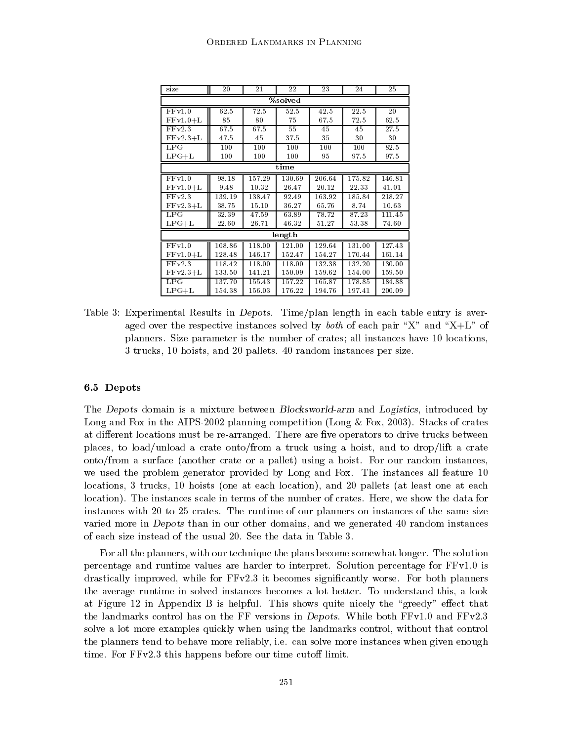| size | 20 | 21 | 22 | 23 | 24 | 25 |
|---|---|---|---|---|---|---|
| %solved | | | | | | |
| FFv1.0 | 62.5 | 72.5 | 52.5 | 42.5 | 22.5 | 20 |
| FFv1.0+L | 85 | 80 | 75 | 67.5 | 72.5 | 62.5 |
| FFv2.3 | 67.5 | 67.5 | 55 | 45 | 45 | 27.5 |
| FFv2.3+L | 47.5 | 45 | 37.5 | 35 | 30 | 30 |
| LPG | 100 | 100 | 100 | 100 | 100 | 82.5 |
| LPG+L | 100 | 100 | 100 | 95 | 97.5 | 97.5 |
| time | | | | | | |
| FFv1.0 | 98.18 | 157.29 | 130.69 | 206.64 | 175.82 | 146.81 |
| FFv1.0+L | 9.48 | 10.32 | 26.47 | 20.12 | 22.33 | 41.01 |
| FFv2.3 | 139.19 | 138.47 | 92.49 | 163.92 | 185.84 | 218.27 |
| FFv2.3+L | 38.75 | 15.10 | 36.27 | 65.76 | 8.74 | 10.63 |
| LPG | 32.39 | 47.59 | 63.89 | 78.72 | 87.23 | 111.45 |
| LPG+L | 22.60 | 26.71 | 46.32 | 51.27 | 53.38 | 74.60 |
| length | | | | | | |
| FFv1.0 | 108.86 | 118.00 | 121.00 | 129.64 | 131.00 | 127.43 |
| FFv1.0+L | 128.48 | 146.17 | 152.47 | 154.27 | 170.44 | 161.14 |
| FFv2.3 | 118.42 | 118.00 | 118.00 | 132.38 | 132.20 | 130.00 |
| FFv2.3+L | 133.50 | 141.21 | 150.09 | 159.62 | 154.00 | 159.50 |
| LPG | 137.70 | 155.43 | 157.22 | 165.87 | 178.85 | 184.88 |
| LPG+L | 154.38 | 156.03 | 176.22 | 194.76 | 197.41 | 200.09 |

Table 3: Experimental Results in *Depots*. Time/plan length in each table entry is averaged over the respective instances solved by *both* of each pair "X" and "X+L" of planners. Size parameter is the number of crates; all instances have 10 locations, 3 trucks, 10 hoists, and 20 pallets. 40 random instances per size.

### 6.5 Depots

The *Depots* domain is a mixture between *Blocksworld-arm* and *Logistics*, introduced by Long and Fox in the AIPS-2002 planning competition (Long & Fox, 2003). Stacks of crates at different locations must be re-arranged. There are five operators to drive trucks between places, to load/unload a crate onto/from a truck using a hoist, and to drop/lift a crate onto/from a surface (another crate or a pallet) using a hoist. For our random instances, we used the problem generator provided by Long and Fox. The instances all feature 10 locations, 3 trucks, 10 hoists (one at each location), and 20 pallets (at least one at each location). The instances scale in terms of the number of crates. Here, we show the data for instances with 20 to 25 crates. The runtime of our planners on instances of the same size varied more in *Depots* than in our other domains, and we generated 40 random instances of each size instead of the usual 20. See the data in Table 3.

For all the planners, with our technique the plans become somewhat longer. The solution percentage and runtime values are harder to interpret. Solution percentage for FFv1.0 is drastically improved, while for FFv2.3 it becomes significantly worse. For both planners the average runtime in solved instances becomes a lot better. To understand this, a look at Figure 12 in Appendix B is helpful. This shows quite nicely the "greedy" effect that the landmarks control has on the FF versions in *Depots*. While both FFv1.0 and FFv2.3 solve a lot more examples quickly when using the landmarks control, without that control the planners tend to behave more reliably, i.e. can solve more instances when given enough time. For FFv2.3 this happens before our time cutoff limit.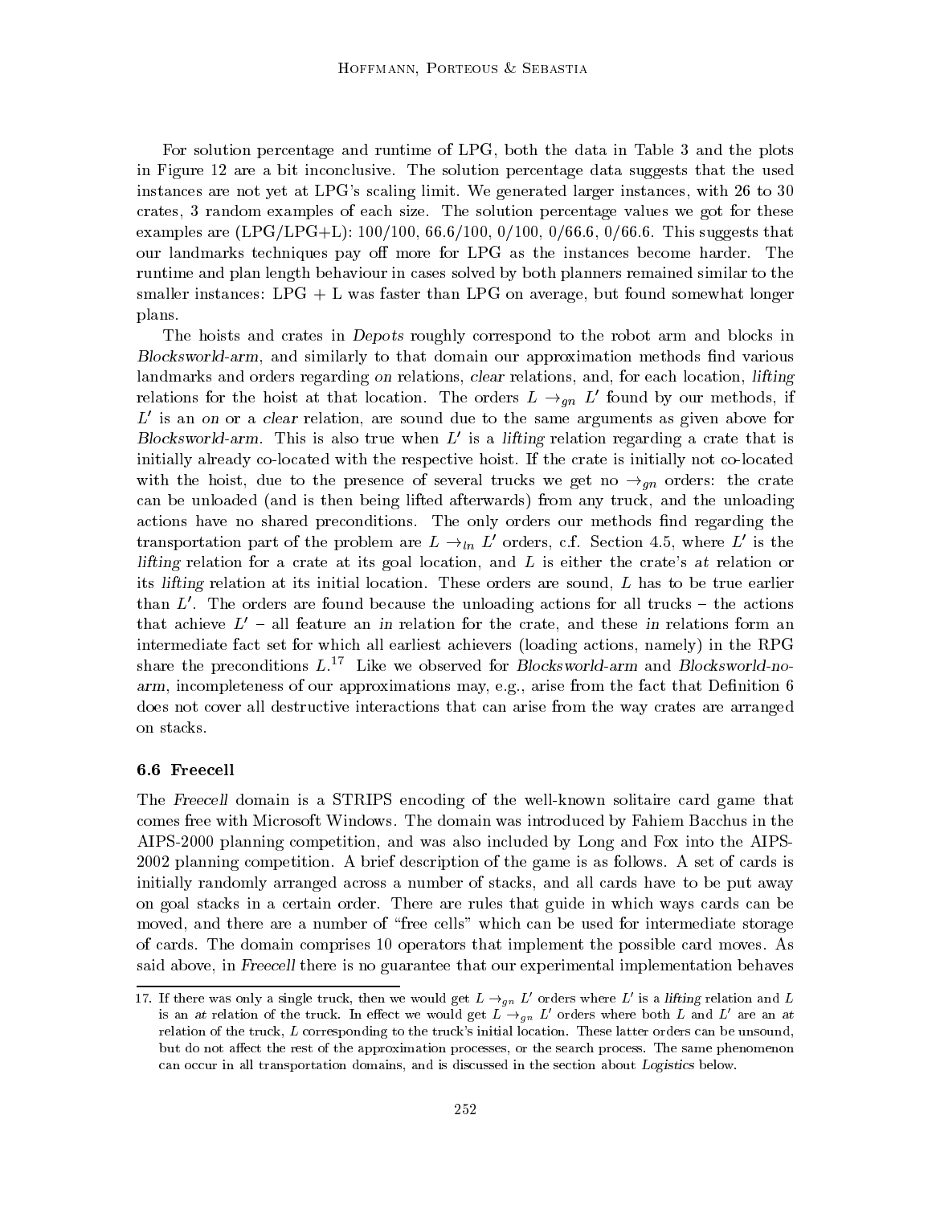For solution percentage and runtime of LPG, both the data in Table 3 and the plots in Figure 12 are a bit inconclusive. The solution percentage data suggests that the used instances are not yet at LPG's scaling limit. We generated larger instances, with 26 to 30 crates, 3 random examples of each size. The solution percentage values we got for these examples are (LPG/LPG+L): 100/100, 66.6/100, 0/100, 0/66.6, 0/66.6. This suggests that our landmarks techniques pay off more for LPG as the instances become harder. The runtime and plan length behaviour in cases solved by both planners remained similar to the smaller instances: LPG + L was faster than LPG on average, but found somewhat longer plans.

The hoists and crates in *Depots* roughly correspond to the robot arm and blocks in *Blocksworld-arm*, and similarly to that domain our approximation methods find various landmarks and orders regarding *on* relations, *clear* relations, and, for each location, *lifting* relations for the hoist at that location. The orders $L \rightarrow_{gn} L'$ found by our methods, if $L'$ is an *on* or a *clear* relation, are sound due to the same arguments as given above for *Blocksworld-arm*. This is also true when $L'$ is a *lifting* relation regarding a crate that is initially already co-located with the respective hoist. If the crate is initially not co-located with the hoist, due to the presence of several trucks we get no $\rightarrow_{gn}$ orders: the crate can be unloaded (and is then being lifted afterwards) from any truck, and the unloading actions have no shared preconditions. The only orders our methods find regarding the transportation part of the problem are $L \rightarrow_{ln} L'$ orders, c.f. Section 4.5, where $L'$ is the *lifting* relation for a crate at its goal location, and $L$ is either the crate's *at* relation or its *lifting* relation at its initial location. These orders are sound, $L$ has to be true earlier than $L'$. The orders are found because the unloading actions for all trucks – the actions that achieve $L'$ – all feature an *in* relation for the crate, and these *in* relations form an intermediate fact set for which all earliest achievers (loading actions, namely) in the RPG share the preconditions $L$.[17] Like we observed for *Blocksworld-arm* and *Blocksworld-no-arm*, incompleteness of our approximations may, e.g., arise from the fact that Definition 6 does not cover all destructive interactions that can arise from the way crates are arranged on stacks.

### 6.6 Freecell

The *Freecell* domain is a STRIPS encoding of the well-known solitaire card game that comes free with Microsoft Windows. The domain was introduced by Fahiem Bacchus in the AIPS-2000 planning competition, and was also included by Long and Fox into the AIPS-2002 planning competition. A brief description of the game is as follows. A set of cards is initially randomly arranged across a number of stacks, and all cards have to be put away on goal stacks in a certain order. There are rules that guide in which ways cards can be moved, and there are a number of "free cells" which can be used for intermediate storage of cards. The domain comprises 10 operators that implement the possible card moves. As said above, in *Freecell* there is no guarantee that our experimental implementation behaves

---

17. If there was only a single truck, then we would get $L \rightarrow_{gn} L'$ orders where $L'$ is a *lifting* relation and $L$ is an *at* relation of the truck. In effect we would get $L \rightarrow_{gn} L'$ orders where both $L$ and $L'$ are an *at* relation of the truck, $L$ corresponding to the truck's initial location. These latter orders can be unsound, but do not affect the rest of the approximation processes, or the search process. The same phenomenon can occur in all transportation domains, and is discussed in the section about *Logistics* below.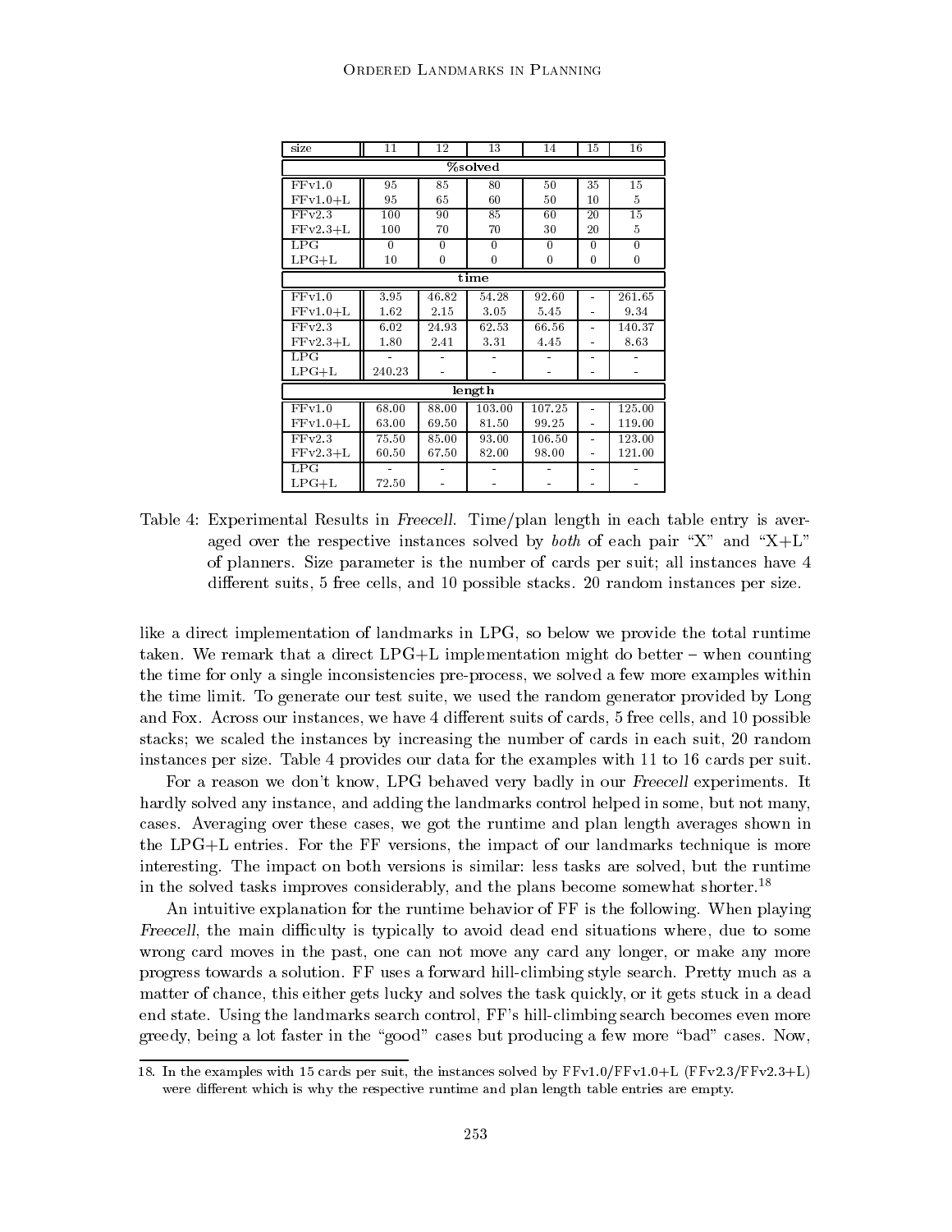| size | 11 | 12 | 13 | 14 | 15 | 16 |
|---|---|---|---|---|---|---|
| **%solved** | | | | | | |
| FFv1.0 | 95 | 85 | 80 | 50 | 35 | 15 |
| FFv1.0+L | 95 | 65 | 60 | 50 | 10 | 5 |
| FFv2.3 | 100 | 90 | 85 | 60 | 20 | 15 |
| FFv2.3+L | 100 | 70 | 70 | 30 | 20 | 5 |
| LPG | 0 | 0 | 0 | 0 | 0 | 0 |
| LPG+L | 10 | 0 | 0 | 0 | 0 | 0 |
| **time** | | | | | | |
| FFv1.0 | 3.95 | 46.82 | 54.28 | 92.60 | - | 261.65 |
| FFv1.0+L | 1.62 | 2.15 | 3.05 | 5.45 | - | 9.34 |
| FFv2.3 | 6.02 | 24.93 | 62.53 | 66.56 | - | 140.37 |
| FFv2.3+L | 1.80 | 2.41 | 3.31 | 4.45 | - | 8.63 |
| LPG | - | - | - | - | - | - |
| LPG+L | 240.23 | - | - | - | - | - |
| **length** | | | | | | |
| FFv1.0 | 68.00 | 88.00 | 103.00 | 107.25 | - | 125.00 |
| FFv1.0+L | 63.00 | 69.50 | 81.50 | 99.25 | - | 119.00 |
| FFv2.3 | 75.50 | 85.00 | 93.00 | 106.50 | - | 123.00 |
| FFv2.3+L | 60.50 | 67.50 | 82.00 | 98.00 | - | 121.00 |
| LPG | - | - | - | - | - | - |
| LPG+L | 72.50 | - | - | - | - | - |

Table 4: Experimental Results in *Freecell*. Time/plan length in each table entry is averaged over the respective instances solved by *both* of each pair "X" and "X+L" of planners. Size parameter is the number of cards per suit; all instances have 4 different suits, 5 free cells, and 10 possible stacks. 20 random instances per size.

like a direct implementation of landmarks in LPG, so below we provide the total runtime taken. We remark that a direct LPG+L implementation might do better – when counting the time for only a single inconsistencies pre-process, we solved a few more examples within the time limit. To generate our test suite, we used the random generator provided by Long and Fox. Across our instances, we have 4 different suits of cards, 5 free cells, and 10 possible stacks; we scaled the instances by increasing the number of cards in each suit, 20 random instances per size. Table 4 provides our data for the examples with 11 to 16 cards per suit.

For a reason we don't know, LPG behaved very badly in our *Freecell* experiments. It hardly solved any instance, and adding the landmarks control helped in some, but not many, cases. Averaging over these cases, we got the runtime and plan length averages shown in the LPG+L entries. For the FF versions, the impact of our landmarks technique is more interesting. The impact on both versions is similar: less tasks are solved, but the runtime in the solved tasks improves considerably, and the plans become somewhat shorter.[18]

An intuitive explanation for the runtime behavior of FF is the following. When playing *Freecell*, the main difficulty is typically to avoid dead end situations where, due to some wrong card moves in the past, one can not move any card any longer, or make any more progress towards a solution. FF uses a forward hill-climbing style search. Pretty much as a matter of chance, this either gets lucky and solves the task quickly, or it gets stuck in a dead end state. Using the landmarks search control, FF's hill-climbing search becomes even more greedy, being a lot faster in the "good" cases but producing a few more "bad" cases. Now,

18. In the examples with 15 cards per suit, the instances solved by FFv1.0/FFv1.0+L (FFv2.3/FFv2.3+L) were different which is why the respective runtime and plan length table entries are empty.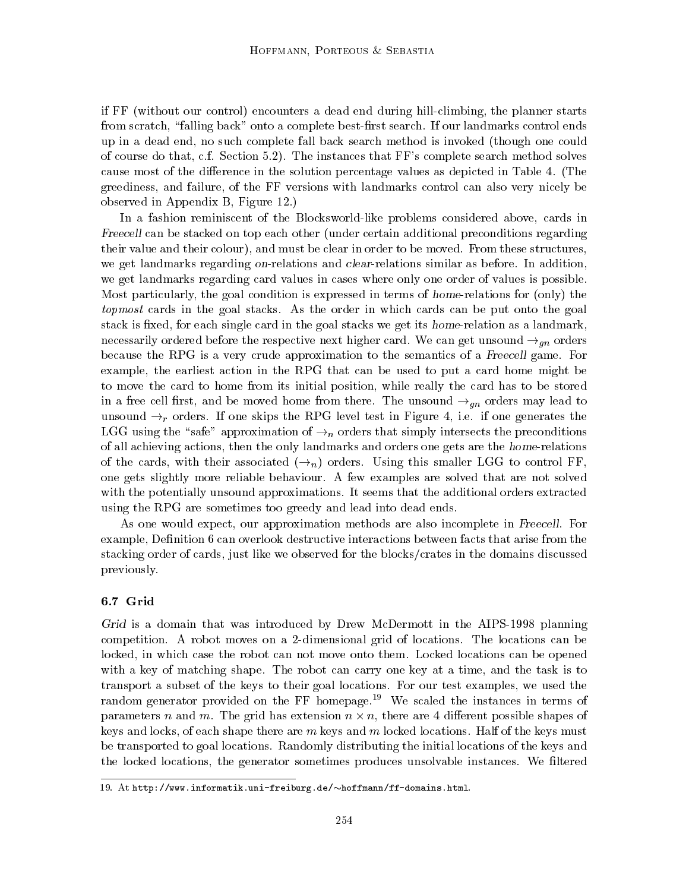if FF (without our control) encounters a dead end during hill-climbing, the planner starts from scratch, "falling back" onto a complete best-first search. If our landmarks control ends up in a dead end, no such complete fall back search method is invoked (though one could of course do that, c.f. Section 5.2). The instances that FF's complete search method solves cause most of the difference in the solution percentage values as depicted in Table 4. (The greediness, and failure, of the FF versions with landmarks control can also very nicely be observed in Appendix B, Figure 12.)

In a fashion reminiscent of the Blocksworld-like problems considered above, cards in *Freecell* can be stacked on top each other (under certain additional preconditions regarding their value and their colour), and must be clear in order to be moved. From these structures, we get landmarks regarding *on*-relations and *clear*-relations similar as before. In addition, we get landmarks regarding card values in cases where only one order of values is possible. Most particularly, the goal condition is expressed in terms of *home*-relations for (only) the *topmost* cards in the goal stacks. As the order in which cards can be put onto the goal stack is fixed, for each single card in the goal stacks we get its *home*-relation as a landmark, necessarily ordered before the respective next higher card. We can get unsound $\rightarrow_{gn}$ orders because the RPG is a very crude approximation to the semantics of a *Freecell* game. For example, the earliest action in the RPG that can be used to put a card home might be to move the card to home from its initial position, while really the card has to be stored in a free cell first, and be moved home from there. The unsound $\rightarrow_{gn}$ orders may lead to unsound $\rightarrow_r$ orders. If one skips the RPG level test in Figure 4, i.e. if one generates the LGG using the "safe" approximation of $\rightarrow_n$ orders that simply intersects the preconditions of all achieving actions, then the only landmarks and orders one gets are the *home*-relations of the cards, with their associated ($\rightarrow_n$) orders. Using this smaller LGG to control FF, one gets slightly more reliable behaviour. A few examples are solved that are not solved with the potentially unsound approximations. It seems that the additional orders extracted using the RPG are sometimes too greedy and lead into dead ends.

As one would expect, our approximation methods are also incomplete in *Freecell*. For example, Definition 6 can overlook destructive interactions between facts that arise from the stacking order of cards, just like we observed for the blocks/crates in the domains discussed previously.

### 6.7 Grid

*Grid* is a domain that was introduced by Drew McDermott in the AIPS-1998 planning competition. A robot moves on a 2-dimensional grid of locations. The locations can be locked, in which case the robot can not move onto them. Locked locations can be opened with a key of matching shape. The robot can carry one key at a time, and the task is to transport a subset of the keys to their goal locations. For our test examples, we used the random generator provided on the FF homepage.[19] We scaled the instances in terms of parameters $n$ and $m$. The grid has extension $n \times n$, there are 4 different possible shapes of keys and locks, of each shape there are $m$ keys and $m$ locked locations. Half of the keys must be transported to goal locations. Randomly distributing the initial locations of the keys and the locked locations, the generator sometimes produces unsolvable instances. We filtered

19. At `http://www.informatik.uni-freiburg.de/~hoffmann/ff-domains.html`.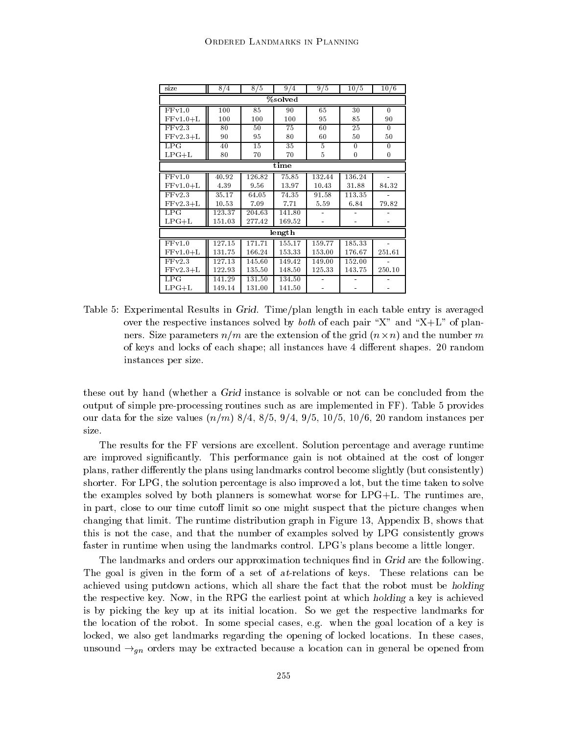| size | 8/4 | 8/5 | 9/4 | 9/5 | 10/5 | 10/6 |
|---|---|---|---|---|---|---|
| **%solved** | | | | | | |
| FFv1.0 | 100 | 85 | 90 | 65 | 30 | 0 |
| FFv1.0+L | 100 | 100 | 100 | 95 | 85 | 90 |
| FFv2.3 | 80 | 50 | 75 | 60 | 25 | 0 |
| FFv2.3+L | 90 | 95 | 80 | 60 | 50 | 50 |
| LPG | 40 | 15 | 35 | 5 | 0 | 0 |
| LPG+L | 80 | 70 | 70 | 5 | 0 | 0 |
| **time** | | | | | | |
| FFv1.0 | 40.92 | 126.82 | 75.85 | 132.44 | 136.24 | - |
| FFv1.0+L | 4.39 | 9.56 | 13.97 | 10.43 | 31.88 | 84.32 |
| FFv2.3 | 35.17 | 64.05 | 74.35 | 91.58 | 113.35 | - |
| FFv2.3+L | 10.53 | 7.09 | 7.71 | 5.59 | 6.84 | 79.82 |
| LPG | 123.37 | 204.63 | 141.80 | - | - | - |
| LPG+L | 151.03 | 277.42 | 169.52 | - | - | - |
| **length** | | | | | | |
| FFv1.0 | 127.15 | 171.71 | 155.17 | 159.77 | 185.33 | - |
| FFv1.0+L | 131.75 | 166.24 | 153.33 | 153.00 | 176.67 | 251.61 |
| FFv2.3 | 127.13 | 145.60 | 149.42 | 149.00 | 152.00 | - |
| FFv2.3+L | 122.93 | 135.50 | 148.50 | 125.33 | 143.75 | 250.10 |
| LPG | 141.29 | 131.50 | 134.50 | - | - | - |
| LPG+L | 149.14 | 131.00 | 141.50 | - | - | - |

Table 5: Experimental Results in *Grid*. Time/plan length in each table entry is averaged over the respective instances solved by *both* of each pair "X" and "X+L" of planners. Size parameters $n/m$ are the extension of the grid ($n \times n$) and the number $m$ of keys and locks of each shape; all instances have 4 different shapes. 20 random instances per size.

these out by hand (whether a *Grid* instance is solvable or not can be concluded from the output of simple pre-processing routines such as are implemented in FF). Table 5 provides our data for the size values ($n/m$) 8/4, 8/5, 9/4, 9/5, 10/5, 10/6, 20 random instances per size.

The results for the FF versions are excellent. Solution percentage and average runtime are improved significantly. This performance gain is not obtained at the cost of longer plans, rather differently the plans using landmarks control become slightly (but consistently) shorter. For LPG, the solution percentage is also improved a lot, but the time taken to solve the examples solved by both planners is somewhat worse for LPG+L. The runtimes are, in part, close to our time cutoff limit so one might suspect that the picture changes when changing that limit. The runtime distribution graph in Figure 13, Appendix B, shows that this is not the case, and that the number of examples solved by LPG consistently grows faster in runtime when using the landmarks control. LPG's plans become a little longer.

The landmarks and orders our approximation techniques find in *Grid* are the following. The goal is given in the form of a set of *at*-relations of keys. These relations can be achieved using putdown actions, which all share the fact that the robot must be *holding* the respective key. Now, in the RPG the earliest point at which *holding* a key is achieved is by picking the key up at its initial location. So we get the respective landmarks for the location of the robot. In some special cases, e.g. when the goal location of a key is locked, we also get landmarks regarding the opening of locked locations. In these cases, unsound $\rightarrow_{gn}$ orders may be extracted because a location can in general be opened from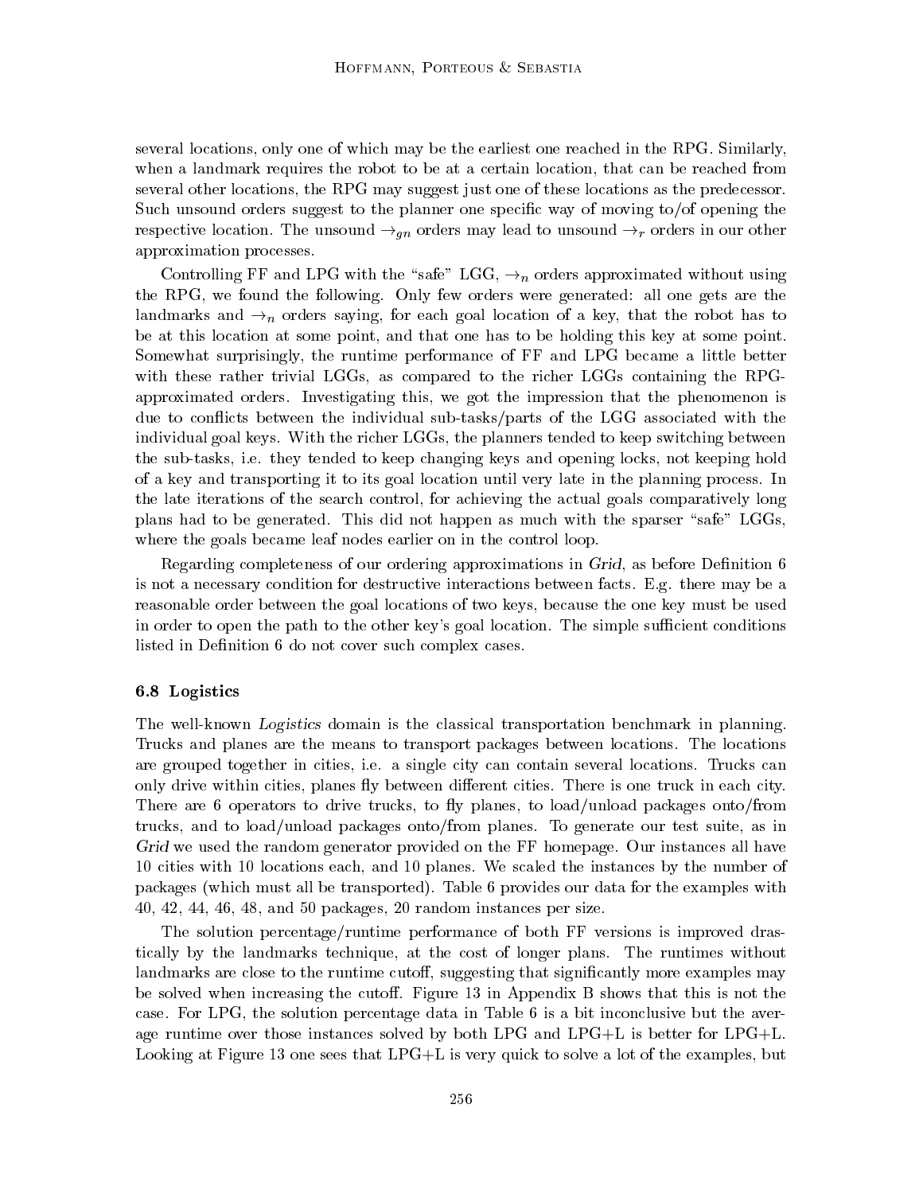several locations, only one of which may be the earliest one reached in the RPG. Similarly, when a landmark requires the robot to be at a certain location, that can be reached from several other locations, the RPG may suggest just one of these locations as the predecessor. Such unsound orders suggest to the planner one specific way of moving to/of opening the respective location. The unsound $\rightarrow_{gn}$ orders may lead to unsound $\rightarrow_r$ orders in our other approximation processes.

Controlling FF and LPG with the "safe" LGG, $\rightarrow_n$ orders approximated without using the RPG, we found the following. Only few orders were generated: all one gets are the landmarks and $\rightarrow_n$ orders saying, for each goal location of a key, that the robot has to be at this location at some point, and that one has to be holding this key at some point. Somewhat surprisingly, the runtime performance of FF and LPG became a little better with these rather trivial LGGs, as compared to the richer LGGs containing the RPG-approximated orders. Investigating this, we got the impression that the phenomenon is due to conflicts between the individual sub-tasks/parts of the LGG associated with the individual goal keys. With the richer LGGs, the planners tended to keep switching between the sub-tasks, i.e. they tended to keep changing keys and opening locks, not keeping hold of a key and transporting it to its goal location until very late in the planning process. In the late iterations of the search control, for achieving the actual goals comparatively long plans had to be generated. This did not happen as much with the sparser "safe" LGGs, where the goals became leaf nodes earlier on in the control loop.

Regarding completeness of our ordering approximations in *Grid*, as before Definition 6 is not a necessary condition for destructive interactions between facts. E.g. there may be a reasonable order between the goal locations of two keys, because the one key must be used in order to open the path to the other key's goal location. The simple sufficient conditions listed in Definition 6 do not cover such complex cases.

### 6.8 Logistics

The well-known *Logistics* domain is the classical transportation benchmark in planning. Trucks and planes are the means to transport packages between locations. The locations are grouped together in cities, i.e. a single city can contain several locations. Trucks can only drive within cities, planes fly between different cities. There is one truck in each city. There are 6 operators to drive trucks, to fly planes, to load/unload packages onto/from trucks, and to load/unload packages onto/from planes. To generate our test suite, as in *Grid* we used the random generator provided on the FF homepage. Our instances all have 10 cities with 10 locations each, and 10 planes. We scaled the instances by the number of packages (which must all be transported). Table 6 provides our data for the examples with 40, 42, 44, 46, 48, and 50 packages, 20 random instances per size.

The solution percentage/runtime performance of both FF versions is improved drastically by the landmarks technique, at the cost of longer plans. The runtimes without landmarks are close to the runtime cutoff, suggesting that significantly more examples may be solved when increasing the cutoff. Figure 13 in Appendix B shows that this is not the case. For LPG, the solution percentage data in Table 6 is a bit inconclusive but the average runtime over those instances solved by both LPG and LPG+L is better for LPG+L. Looking at Figure 13 one sees that LPG+L is very quick to solve a lot of the examples, but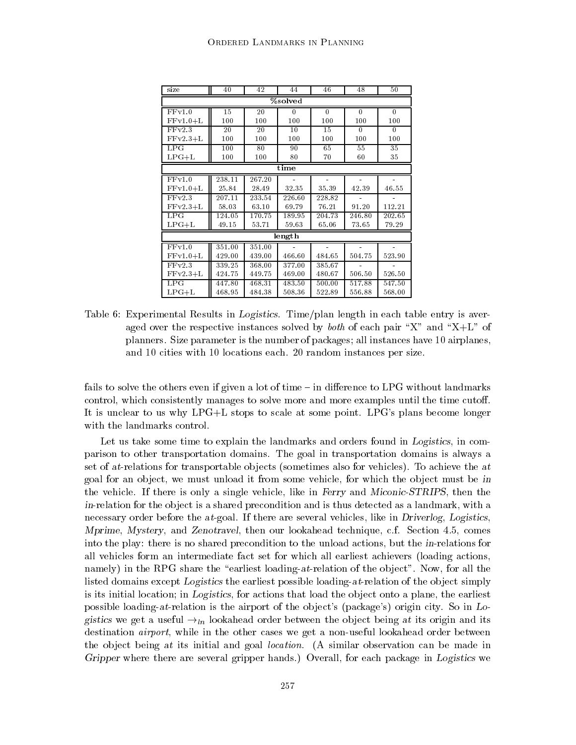| size | 40 | 42 | 44 | 46 | 48 | 50 |
|---|---|---|---|---|---|---|
| **%solved** | | | | | | |
| FFv1.0 | 15 | 20 | 0 | 0 | 0 | 0 |
| FFv1.0+L | 100 | 100 | 100 | 100 | 100 | 100 |
| FFv2.3 | 20 | 20 | 10 | 15 | 0 | 0 |
| FFv2.3+L | 100 | 100 | 100 | 100 | 100 | 100 |
| LPG | 100 | 80 | 90 | 65 | 55 | 35 |
| LPG+L | 100 | 100 | 80 | 70 | 60 | 35 |
| **time** | | | | | | |
| FFv1.0 | 238.11 | 267.20 | - | - | - | - |
| FFv1.0+L | 25.84 | 28.49 | 32.35 | 35.39 | 42.39 | 46.55 |
| FFv2.3 | 207.11 | 233.54 | 226.60 | 228.82 | - | - |
| FFv2.3+L | 58.03 | 63.10 | 69.79 | 76.21 | 91.20 | 112.21 |
| LPG | 124.05 | 170.75 | 189.95 | 204.73 | 246.80 | 202.65 |
| LPG+L | 49.15 | 53.71 | 59.63 | 65.06 | 73.65 | 79.29 |
| **length** | | | | | | |
| FFv1.0 | 351.00 | 351.00 | - | - | - | - |
| FFv1.0+L | 429.00 | 439.00 | 466.60 | 484.65 | 504.75 | 523.90 |
| FFv2.3 | 339.25 | 368.00 | 377.00 | 385.67 | - | - |
| FFv2.3+L | 424.75 | 449.75 | 469.00 | 480.67 | 506.50 | 526.50 |
| LPG | 447.80 | 468.31 | 483.50 | 500.00 | 517.88 | 547.50 |
| LPG+L | 468.95 | 484.38 | 508.36 | 522.89 | 556.88 | 568.00 |

Table 6: Experimental Results in *Logistics*. Time/plan length in each table entry is averaged over the respective instances solved by *both* of each pair "X" and "X+L" of planners. Size parameter is the number of packages; all instances have 10 airplanes, and 10 cities with 10 locations each. 20 random instances per size.

fails to solve the others even if given a lot of time – in difference to LPG without landmarks control, which consistently manages to solve more and more examples until the time cutoff. It is unclear to us why LPG+L stops to scale at some point. LPG's plans become longer with the landmarks control.

Let us take some time to explain the landmarks and orders found in *Logistics*, in comparison to other transportation domains. The goal in transportation domains is always a set of *at*-relations for transportable objects (sometimes also for vehicles). To achieve the *at* goal for an object, we must unload it from some vehicle, for which the object must be *in* the vehicle. If there is only a single vehicle, like in *Ferry* and *Miconic-STRIPS*, then the *in*-relation for the object is a shared precondition and is thus detected as a landmark, with a necessary order before the *at*-goal. If there are several vehicles, like in *Driverlog*, *Logistics*, *Mprime*, *Mystery*, and *Zenotravel*, then our lookahead technique, c.f. Section 4.5, comes into the play: there is no shared precondition to the unload actions, but the *in*-relations for all vehicles form an intermediate fact set for which all earliest achievers (loading actions, namely) in the RPG share the "earliest loading-*at*-relation of the object". Now, for all the listed domains except *Logistics* the earliest possible loading-*at*-relation of the object simply is its initial location; in *Logistics*, for actions that load the object onto a plane, the earliest possible loading-*at*-relation is the airport of the object's (package's) origin city. So in *Logistics* we get a useful $\rightarrow_{ln}$ lookahead order between the object being *at* its origin and its destination *airport*, while in the other cases we get a non-useful lookahead order between the object being *at* its initial and goal *location*. (A similar observation can be made in *Gripper* where there are several gripper hands.) Overall, for each package in *Logistics* we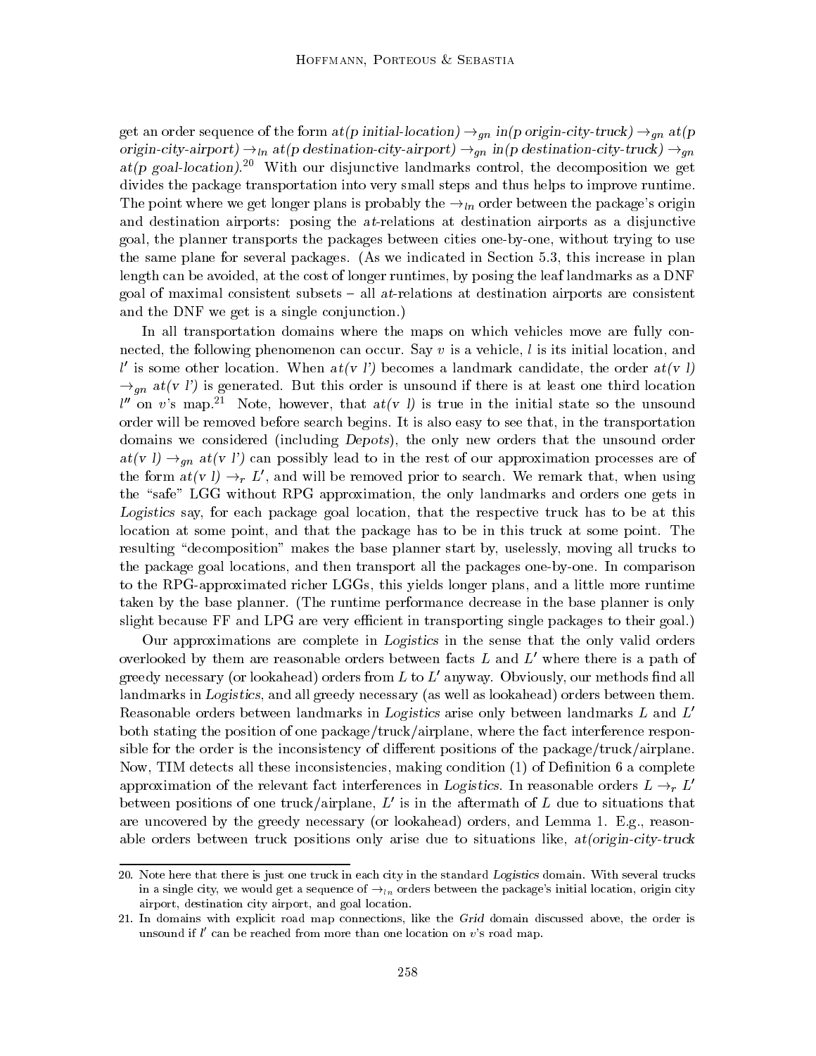get an order sequence of the form *at(p initial-location)* $\rightarrow_{gn}$ *in(p origin-city-truck)* $\rightarrow_{gn}$ *at(p origin-city-airport)* $\rightarrow_{ln}$ *at(p destination-city-airport)* $\rightarrow_{gn}$ *in(p destination-city-truck)* $\rightarrow_{gn}$ *at(p goal-location)*.[20] With our disjunctive landmarks control, the decomposition we get divides the package transportation into very small steps and thus helps to improve runtime. The point where we get longer plans is probably the $\rightarrow_{ln}$ order between the package's origin and destination airports: posing the *at*-relations at destination airports as a disjunctive goal, the planner transports the packages between cities one-by-one, without trying to use the same plane for several packages. (As we indicated in Section 5.3, this increase in plan length can be avoided, at the cost of longer runtimes, by posing the leaf landmarks as a DNF goal of maximal consistent subsets – all *at*-relations at destination airports are consistent and the DNF we get is a single conjunction.)

In all transportation domains where the maps on which vehicles move are fully connected, the following phenomenon can occur. Say $v$ is a vehicle, $l$ is its initial location, and $l'$ is some other location. When *at(v l')* becomes a landmark candidate, the order *at(v l)* $\rightarrow_{gn}$ *at(v l')* is generated. But this order is unsound if there is at least one third location $l''$ on $v$'s map.[21] Note, however, that *at(v l)* is true in the initial state so the unsound order will be removed before search begins. It is also easy to see that, in the transportation domains we considered (including *Depots*), the only new orders that the unsound order *at(v l)* $\rightarrow_{gn}$ *at(v l')* can possibly lead to in the rest of our approximation processes are of the form *at(v l)* $\rightarrow_r L'$, and will be removed prior to search. We remark that, when using the "safe" LGG without RPG approximation, the only landmarks and orders one gets in *Logistics* say, for each package goal location, that the respective truck has to be at this location at some point, and that the package has to be in this truck at some point. The resulting "decomposition" makes the base planner start by, uselessly, moving all trucks to the package goal locations, and then transport all the packages one-by-one. In comparison to the RPG-approximated richer LGGs, this yields longer plans, and a little more runtime taken by the base planner. (The runtime performance decrease in the base planner is only slight because FF and LPG are very efficient in transporting single packages to their goal.)

Our approximations are complete in *Logistics* in the sense that the only valid orders overlooked by them are reasonable orders between facts $L$ and $L'$ where there is a path of greedy necessary (or lookahead) orders from $L$ to $L'$ anyway. Obviously, our methods find all landmarks in *Logistics*, and all greedy necessary (as well as lookahead) orders between them. Reasonable orders between landmarks in *Logistics* arise only between landmarks $L$ and $L'$ both stating the position of one package/truck/airplane, where the fact interference responsible for the order is the inconsistency of different positions of the package/truck/airplane. Now, TIM detects all these inconsistencies, making condition (1) of Definition 6 a complete approximation of the relevant fact interferences in *Logistics*. In reasonable orders $L \rightarrow_r L'$ between positions of one truck/airplane, $L'$ is in the aftermath of $L$ due to situations that are uncovered by the greedy necessary (or lookahead) orders, and Lemma 1. E.g., reasonable orders between truck positions only arise due to situations like, *at(origin-city-truck*

20. Note here that there is just one truck in each city in the standard *Logistics* domain. With several trucks in a single city, we would get a sequence of $\rightarrow_{ln}$ orders between the package's initial location, origin city airport, destination city airport, and goal location.

21. In domains with explicit road map connections, like the *Grid* domain discussed above, the order is unsound if $l'$ can be reached from more than one location on $v$'s road map.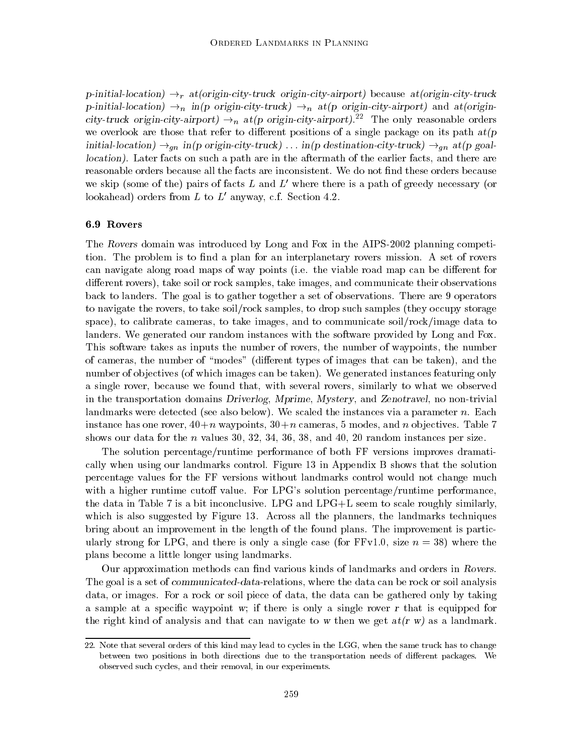*p initial-location)* $\rightarrow_r$ *at(origin-city-truck origin-city-airport)* because *at(origin-city-truck p-initial-location)* $\rightarrow_n$ *in(p origin-city-truck)* $\rightarrow_n$ *at(p origin-city-airport)* and *at(origin-city-truck origin-city-airport)* $\rightarrow_n$ *at(p origin-city-airport)*.[22] The only reasonable orders we overlook are those that refer to different positions of a single package on its path *at(p initial-location)* $\rightarrow_{gn}$ *in(p origin-city-truck)* ... *in(p destination-city-truck)* $\rightarrow_{gn}$ *at(p goal-location)*. Later facts on such a path are in the aftermath of the earlier facts, and there are reasonable orders because all the facts are inconsistent. We do not find these orders because we skip (some of the) pairs of facts $L$ and $L'$ where there is a path of greedy necessary (or lookahead) orders from $L$ to $L'$ anyway, c.f. Section 4.2.

### 6.9 Rovers

The *Rovers* domain was introduced by Long and Fox in the AIPS-2002 planning competition. The problem is to find a plan for an interplanetary rovers mission. A set of rovers can navigate along road maps of way points (i.e. the viable road map can be different for different rovers), take soil or rock samples, take images, and communicate their observations back to landers. The goal is to gather together a set of observations. There are 9 operators to navigate the rovers, to take soil/rock samples, to drop such samples (they occupy storage space), to calibrate cameras, to take images, and to communicate soil/rock/image data to landers. We generated our random instances with the software provided by Long and Fox. This software takes as inputs the number of rovers, the number of waypoints, the number of cameras, the number of "modes" (different types of images that can be taken), and the number of objectives (of which images can be taken). We generated instances featuring only a single rover, because we found that, with several rovers, similarly to what we observed in the transportation domains *Driverlog*, *Mprime*, *Mystery*, and *Zenotravel*, no non-trivial landmarks were detected (see also below). We scaled the instances via a parameter $n$. Each instance has one rover, $40+n$ waypoints, $30+n$ cameras, 5 modes, and $n$ objectives. Table 7 shows our data for the $n$ values 30, 32, 34, 36, 38, and 40, 20 random instances per size.

The solution percentage/runtime performance of both FF versions improves dramatically when using our landmarks control. Figure 13 in Appendix B shows that the solution percentage values for the FF versions without landmarks control would not change much with a higher runtime cutoff value. For LPG's solution percentage/runtime performance, the data in Table 7 is a bit inconclusive. LPG and LPG+L seem to scale roughly similarly, which is also suggested by Figure 13. Across all the planners, the landmarks techniques bring about an improvement in the length of the found plans. The improvement is particularly strong for LPG, and there is only a single case (for FFv1.0, size $n = 38$) where the plans become a little longer using landmarks.

Our approximation methods can find various kinds of landmarks and orders in *Rovers*. The goal is a set of *communicated-data*-relations, where the data can be rock or soil analysis data, or images. For a rock or soil piece of data, the data can be gathered only by taking a sample at a specific waypoint $w$; if there is only a single rover $r$ that is equipped for the right kind of analysis and that can navigate to $w$ then we get *at(r w)* as a landmark.

---

22. Note that several orders of this kind may lead to cycles in the LGG, when the same truck has to change between two positions in both directions due to the transportation needs of different packages. We observed such cycles, and their removal, in our experiments.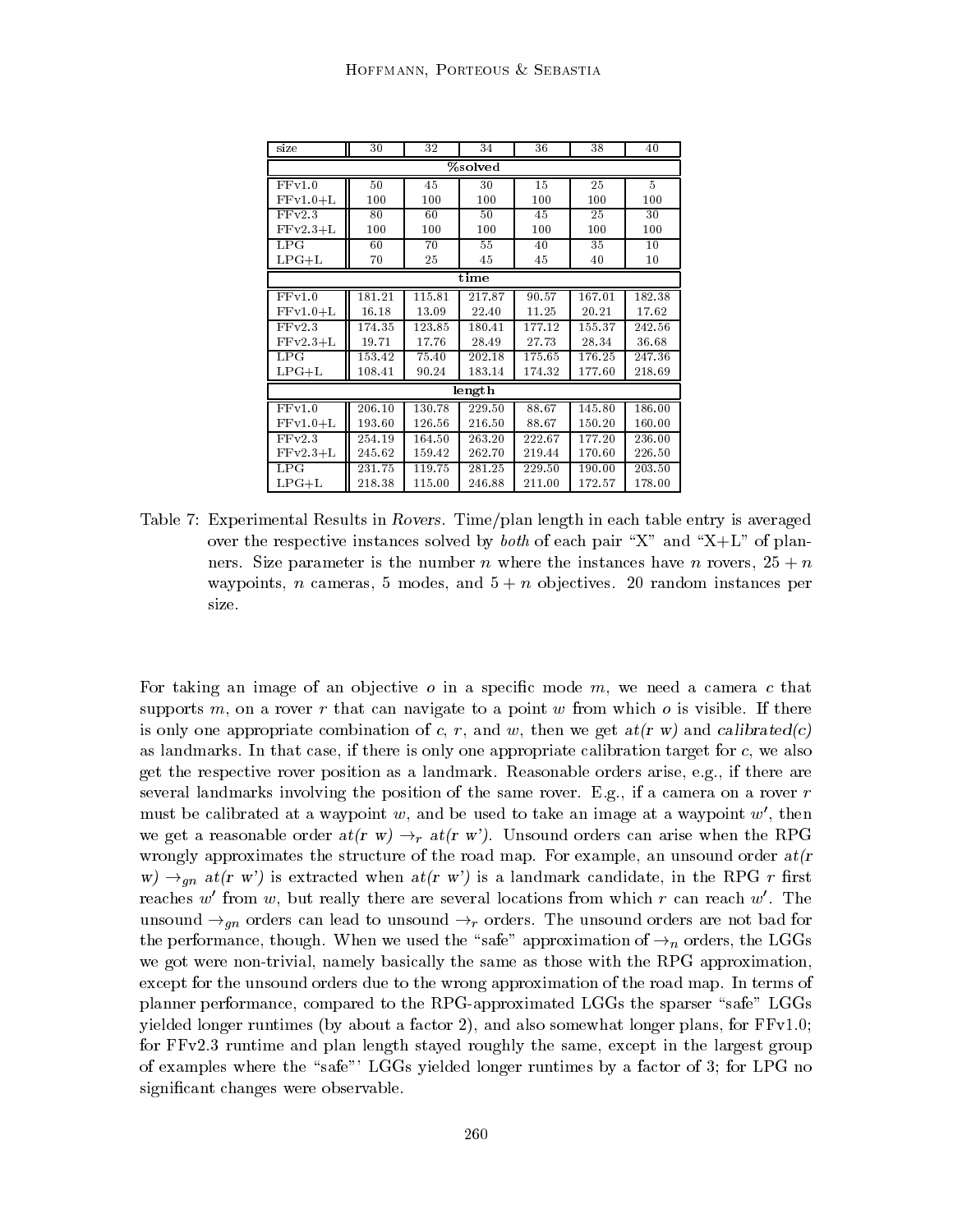| size | 30 | 32 | 34 | 36 | 38 | 40 |
|---|---|---|---|---|---|---|
| **%solved** | | | | | | |
| FFv1.0 | 50 | 45 | 30 | 15 | 25 | 5 |
| FFv1.0+L | 100 | 100 | 100 | 100 | 100 | 100 |
| FFv2.3 | 80 | 60 | 50 | 45 | 25 | 30 |
| FFv2.3+L | 100 | 100 | 100 | 100 | 100 | 100 |
| LPG | 60 | 70 | 55 | 40 | 35 | 10 |
| LPG+L | 70 | 25 | 45 | 45 | 40 | 10 |
| **time** | | | | | | |
| FFv1.0 | 181.21 | 115.81 | 217.87 | 90.57 | 167.01 | 182.38 |
| FFv1.0+L | 16.18 | 13.09 | 22.40 | 11.25 | 20.21 | 17.62 |
| FFv2.3 | 174.35 | 123.85 | 180.41 | 177.12 | 155.37 | 242.56 |
| FFv2.3+L | 19.71 | 17.76 | 28.49 | 27.73 | 28.34 | 36.68 |
| LPG | 153.42 | 75.40 | 202.18 | 175.65 | 176.25 | 247.36 |
| LPG+L | 108.41 | 90.24 | 183.14 | 174.32 | 177.60 | 218.69 |
| **length** | | | | | | |
| FFv1.0 | 206.10 | 130.78 | 229.50 | 88.67 | 145.80 | 186.00 |
| FFv1.0+L | 193.60 | 126.56 | 216.50 | 88.67 | 150.20 | 160.00 |
| FFv2.3 | 254.19 | 164.50 | 263.20 | 222.67 | 177.20 | 236.00 |
| FFv2.3+L | 245.62 | 159.42 | 262.70 | 219.44 | 170.60 | 226.50 |
| LPG | 231.75 | 119.75 | 281.25 | 229.50 | 190.00 | 203.50 |
| LPG+L | 218.38 | 115.00 | 246.88 | 211.00 | 172.57 | 178.00 |

Table 7: Experimental Results in *Rovers*. Time/plan length in each table entry is averaged over the respective instances solved by *both* of each pair "X" and "X+L" of planners. Size parameter is the number $n$ where the instances have $n$ rovers, $25 + n$ waypoints, $n$ cameras, 5 modes, and $5 + n$ objectives. 20 random instances per size.

For taking an image of an objective $o$ in a specific mode $m$, we need a camera $c$ that supports $m$, on a rover $r$ that can navigate to a point $w$ from which $o$ is visible. If there is only one appropriate combination of $c$, $r$, and $w$, then we get *at(r w)* and *calibrated(c)* as landmarks. In that case, if there is only one appropriate calibration target for $c$, we also get the respective rover position as a landmark. Reasonable orders arise, e.g., if there are several landmarks involving the position of the same rover. E.g., if a camera on a rover $r$ must be calibrated at a waypoint $w$, and be used to take an image at a waypoint $w'$, then we get a reasonable order *at(r w)* $\rightarrow_r$ *at(r w')*. Unsound orders can arise when the RPG wrongly approximates the structure of the road map. For example, an unsound order *at(r w)* $\rightarrow_{gn}$ *at(r w')* is extracted when *at(r w')* is a landmark candidate, in the RPG $r$ first reaches $w'$ from $w$, but really there are several locations from which $r$ can reach $w'$. The unsound $\rightarrow_{gn}$ orders can lead to unsound $\rightarrow_r$ orders. The unsound orders are not bad for the performance, though. When we used the "safe" approximation of $\rightarrow_n$ orders, the LGGs we got were non-trivial, namely basically the same as those with the RPG approximation, except for the unsound orders due to the wrong approximation of the road map. In terms of planner performance, compared to the RPG-approximated LGGs the sparser "safe" LGGs yielded longer runtimes (by about a factor 2), and also somewhat longer plans, for FFv1.0; for FFv2.3 runtime and plan length stayed roughly the same, except in the largest group of examples where the "safe"' LGGs yielded longer runtimes by a factor of 3; for LPG no significant changes were observable.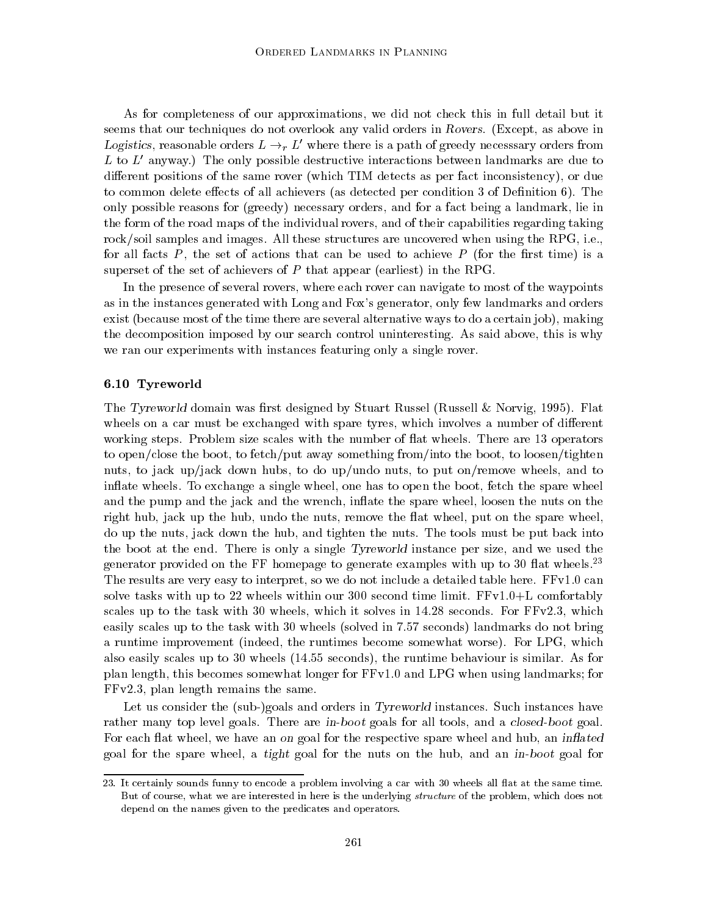As for completeness of our approximations, we did not check this in full detail but it seems that our techniques do not overlook any valid orders in *Rovers*. (Except, as above in *Logistics*, reasonable orders $L \rightarrow_r L'$ where there is a path of greedy necesssary orders from $L$ to $L'$ anyway.) The only possible destructive interactions between landmarks are due to different positions of the same rover (which TIM detects as per fact inconsistency), or due to common delete effects of all achievers (as detected per condition 3 of Definition 6). The only possible reasons for (greedy) necessary orders, and for a fact being a landmark, lie in the form of the road maps of the individual rovers, and of their capabilities regarding taking rock/soil samples and images. All these structures are uncovered when using the RPG, i.e., for all facts $P$, the set of actions that can be used to achieve $P$ (for the first time) is a superset of the set of achievers of $P$ that appear (earliest) in the RPG.

In the presence of several rovers, where each rover can navigate to most of the waypoints as in the instances generated with Long and Fox's generator, only few landmarks and orders exist (because most of the time there are several alternative ways to do a certain job), making the decomposition imposed by our search control uninteresting. As said above, this is why we ran our experiments with instances featuring only a single rover.

### 6.10 Tyreworld

The *Tyreworld* domain was first designed by Stuart Russel (Russell & Norvig, 1995). Flat wheels on a car must be exchanged with spare tyres, which involves a number of different working steps. Problem size scales with the number of flat wheels. There are 13 operators to open/close the boot, to fetch/put away something from/into the boot, to loosen/tighten nuts, to jack up/jack down hubs, to do up/undo nuts, to put on/remove wheels, and to inflate wheels. To exchange a single wheel, one has to open the boot, fetch the spare wheel and the pump and the jack and the wrench, inflate the spare wheel, loosen the nuts on the right hub, jack up the hub, undo the nuts, remove the flat wheel, put on the spare wheel, do up the nuts, jack down the hub, and tighten the nuts. The tools must be put back into the boot at the end. There is only a single *Tyreworld* instance per size, and we used the generator provided on the FF homepage to generate examples with up to 30 flat wheels.[23] The results are very easy to interpret, so we do not include a detailed table here. FFv1.0 can solve tasks with up to 22 wheels within our 300 second time limit. FFv1.0+L comfortably scales up to the task with 30 wheels, which it solves in 14.28 seconds. For FFv2.3, which easily scales up to the task with 30 wheels (solved in 7.57 seconds) landmarks do not bring a runtime improvement (indeed, the runtimes become somewhat worse). For LPG, which also easily scales up to 30 wheels (14.55 seconds), the runtime behaviour is similar. As for plan length, this becomes somewhat longer for FFv1.0 and LPG when using landmarks; for FFv2.3, plan length remains the same.

Let us consider the (sub-)goals and orders in *Tyreworld* instances. Such instances have rather many top level goals. There are *in-boot* goals for all tools, and a *closed-boot* goal. For each flat wheel, we have an *on* goal for the respective spare wheel and hub, an *inflated* goal for the spare wheel, a *tight* goal for the nuts on the hub, and an *in-boot* goal for

23. It certainly sounds funny to encode a problem involving a car with 30 wheels all flat at the same time. But of course, what we are interested in here is the underlying *structure* of the problem, which does not depend on the names given to the predicates and operators.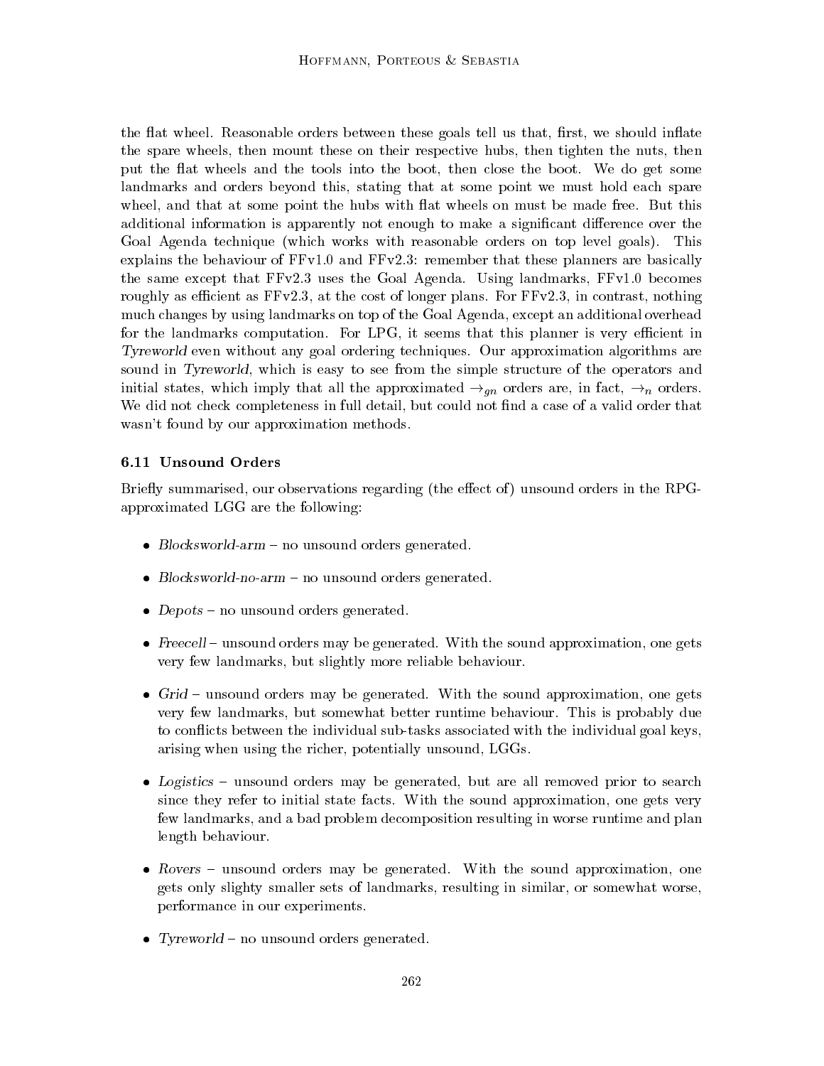the flat wheel. Reasonable orders between these goals tell us that, first, we should inflate the spare wheels, then mount these on their respective hubs, then tighten the nuts, then put the flat wheels and the tools into the boot, then close the boot. We do get some landmarks and orders beyond this, stating that at some point we must hold each spare wheel, and that at some point the hubs with flat wheels on must be made free. But this additional information is apparently not enough to make a significant difference over the Goal Agenda technique (which works with reasonable orders on top level goals). This explains the behaviour of FFv1.0 and FFv2.3: remember that these planners are basically the same except that FFv2.3 uses the Goal Agenda. Using landmarks, FFv1.0 becomes roughly as efficient as FFv2.3, at the cost of longer plans. For FFv2.3, in contrast, nothing much changes by using landmarks on top of the Goal Agenda, except an additional overhead for the landmarks computation. For LPG, it seems that this planner is very efficient in *Tyreworld* even without any goal ordering techniques. Our approximation algorithms are sound in *Tyreworld*, which is easy to see from the simple structure of the operators and initial states, which imply that all the approximated $\rightarrow_{gn}$ orders are, in fact, $\rightarrow_n$ orders. We did not check completeness in full detail, but could not find a case of a valid order that wasn't found by our approximation methods.

### 6.11 Unsound Orders

Briefly summarised, our observations regarding (the effect of) unsound orders in the RPG-approximated LGG are the following:

- *Blocksworld-arm* – no unsound orders generated.
- *Blocksworld-no-arm* – no unsound orders generated.
- *Depots* – no unsound orders generated.
- *Freecell* – unsound orders may be generated. With the sound approximation, one gets very few landmarks, but slightly more reliable behaviour.
- *Grid* – unsound orders may be generated. With the sound approximation, one gets very few landmarks, but somewhat better runtime behaviour. This is probably due to conflicts between the individual sub-tasks associated with the individual goal keys, arising when using the richer, potentially unsound, LGGs.
- *Logistics* – unsound orders may be generated, but are all removed prior to search since they refer to initial state facts. With the sound approximation, one gets very few landmarks, and a bad problem decomposition resulting in worse runtime and plan length behaviour.
- *Rovers* – unsound orders may be generated. With the sound approximation, one gets only slighty smaller sets of landmarks, resulting in similar, or somewhat worse, performance in our experiments.
- *Tyreworld* – no unsound orders generated.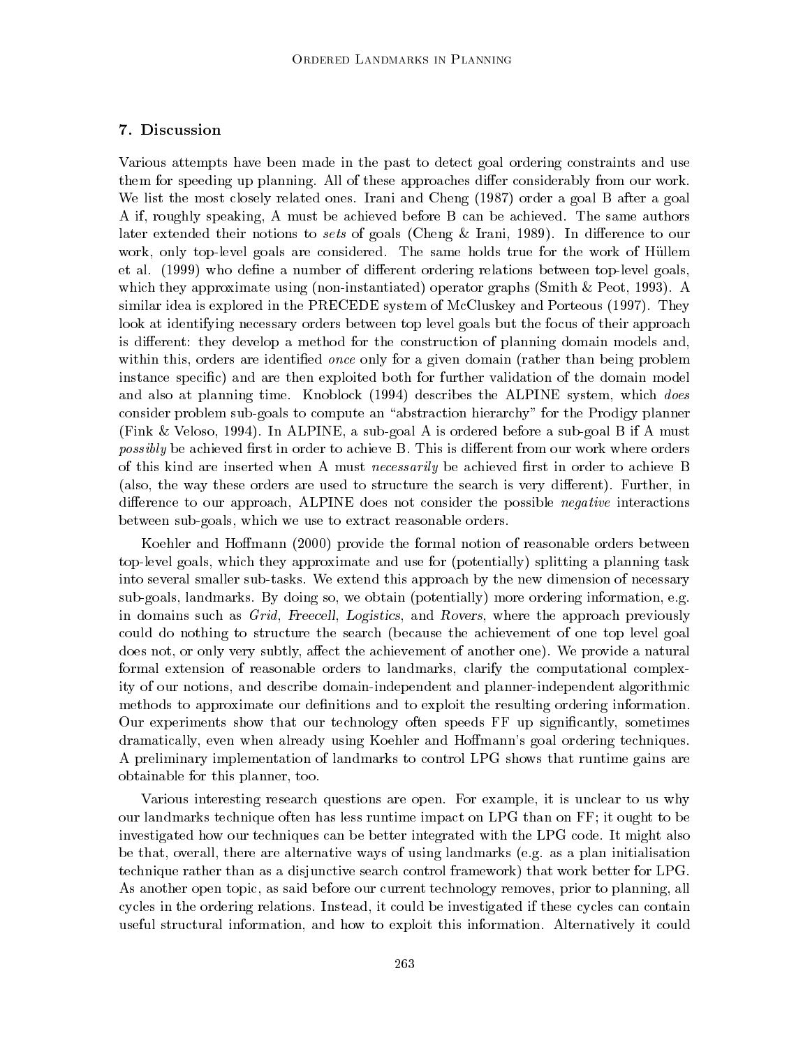## 7. Discussion

Various attempts have been made in the past to detect goal ordering constraints and use them for speeding up planning. All of these approaches differ considerably from our work. We list the most closely related ones. Irani and Cheng (1987) order a goal B after a goal A if, roughly speaking, A must be achieved before B can be achieved. The same authors later extended their notions to *sets* of goals (Cheng & Irani, 1989). In difference to our work, only top-level goals are considered. The same holds true for the work of Hüllem et al. (1999) who define a number of different ordering relations between top-level goals, which they approximate using (non-instantiated) operator graphs (Smith & Peot, 1993). A similar idea is explored in the PRECEDE system of McCluskey and Porteous (1997). They look at identifying necessary orders between top level goals but the focus of their approach is different: they develop a method for the construction of planning domain models and, within this, orders are identified *once* only for a given domain (rather than being problem instance specific) and are then exploited both for further validation of the domain model and also at planning time. Knoblock (1994) describes the ALPINE system, which *does* consider problem sub-goals to compute an "abstraction hierarchy" for the Prodigy planner (Fink & Veloso, 1994). In ALPINE, a sub-goal A is ordered before a sub-goal B if A must *possibly* be achieved first in order to achieve B. This is different from our work where orders of this kind are inserted when A must *necessarily* be achieved first in order to achieve B (also, the way these orders are used to structure the search is very different). Further, in difference to our approach, ALPINE does not consider the possible *negative* interactions between sub-goals, which we use to extract reasonable orders.

Koehler and Hoffmann (2000) provide the formal notion of reasonable orders between top-level goals, which they approximate and use for (potentially) splitting a planning task into several smaller sub-tasks. We extend this approach by the new dimension of necessary sub-goals, landmarks. By doing so, we obtain (potentially) more ordering information, e.g. in domains such as *Grid*, *Freecell*, *Logistics*, and *Rovers*, where the approach previously could do nothing to structure the search (because the achievement of one top level goal does not, or only very subtly, affect the achievement of another one). We provide a natural formal extension of reasonable orders to landmarks, clarify the computational complexity of our notions, and describe domain-independent and planner-independent algorithmic methods to approximate our definitions and to exploit the resulting ordering information. Our experiments show that our technology often speeds FF up significantly, sometimes dramatically, even when already using Koehler and Hoffmann's goal ordering techniques. A preliminary implementation of landmarks to control LPG shows that runtime gains are obtainable for this planner, too.

Various interesting research questions are open. For example, it is unclear to us why our landmarks technique often has less runtime impact on LPG than on FF; it ought to be investigated how our techniques can be better integrated with the LPG code. It might also be that, overall, there are alternative ways of using landmarks (e.g. as a plan initialisation technique rather than as a disjunctive search control framework) that work better for LPG. As another open topic, as said before our current technology removes, prior to planning, all cycles in the ordering relations. Instead, it could be investigated if these cycles can contain useful structural information, and how to exploit this information. Alternatively it could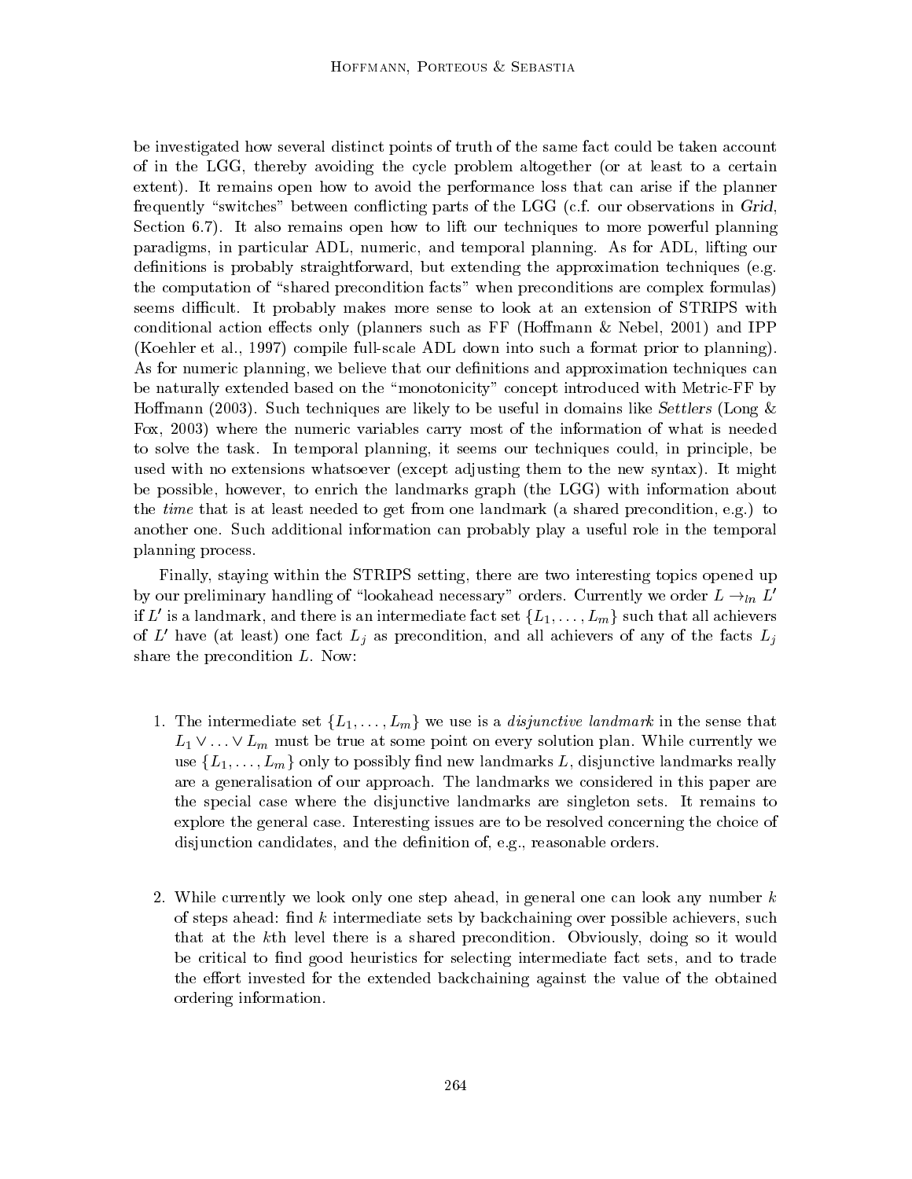be investigated how several distinct points of truth of the same fact could be taken account of in the LGG, thereby avoiding the cycle problem altogether (or at least to a certain extent). It remains open how to avoid the performance loss that can arise if the planner frequently "switches" between conflicting parts of the LGG (c.f. our observations in *Grid*, Section 6.7). It also remains open how to lift our techniques to more powerful planning paradigms, in particular ADL, numeric, and temporal planning. As for ADL, lifting our definitions is probably straightforward, but extending the approximation techniques (e.g. the computation of "shared precondition facts" when preconditions are complex formulas) seems difficult. It probably makes more sense to look at an extension of STRIPS with conditional action effects only (planners such as FF (Hoffmann & Nebel, 2001) and IPP (Koehler et al., 1997) compile full-scale ADL down into such a format prior to planning). As for numeric planning, we believe that our definitions and approximation techniques can be naturally extended based on the "monotonicity" concept introduced with Metric-FF by Hoffmann (2003). Such techniques are likely to be useful in domains like *Settlers* (Long & Fox, 2003) where the numeric variables carry most of the information of what is needed to solve the task. In temporal planning, it seems our techniques could, in principle, be used with no extensions whatsoever (except adjusting them to the new syntax). It might be possible, however, to enrich the landmarks graph (the LGG) with information about the *time* that is at least needed to get from one landmark (a shared precondition, e.g.) to another one. Such additional information can probably play a useful role in the temporal planning process.

Finally, staying within the STRIPS setting, there are two interesting topics opened up by our preliminary handling of "lookahead necessary" orders. Currently we order $L \rightarrow_{ln} L'$ if $L'$ is a landmark, and there is an intermediate fact set $\{L_1, \ldots, L_m\}$ such that all achievers of $L'$ have (at least) one fact $L_j$ as precondition, and all achievers of any of the facts $L_j$ share the precondition $L$. Now:

1. The intermediate set $\{L_1, \ldots, L_m\}$ we use is a *disjunctive landmark* in the sense that $L_1 \vee \ldots \vee L_m$ must be true at some point on every solution plan. While currently we use $\{L_1, \ldots, L_m\}$ only to possibly find new landmarks $L$, disjunctive landmarks really are a generalisation of our approach. The landmarks we considered in this paper are the special case where the disjunctive landmarks are singleton sets. It remains to explore the general case. Interesting issues are to be resolved concerning the choice of disjunction candidates, and the definition of, e.g., reasonable orders.

2. While currently we look only one step ahead, in general one can look any number $k$ of steps ahead: find $k$ intermediate sets by backchaining over possible achievers, such that at the $k$th level there is a shared precondition. Obviously, doing so it would be critical to find good heuristics for selecting intermediate fact sets, and to trade the effort invested for the extended backchaining against the value of the obtained ordering information.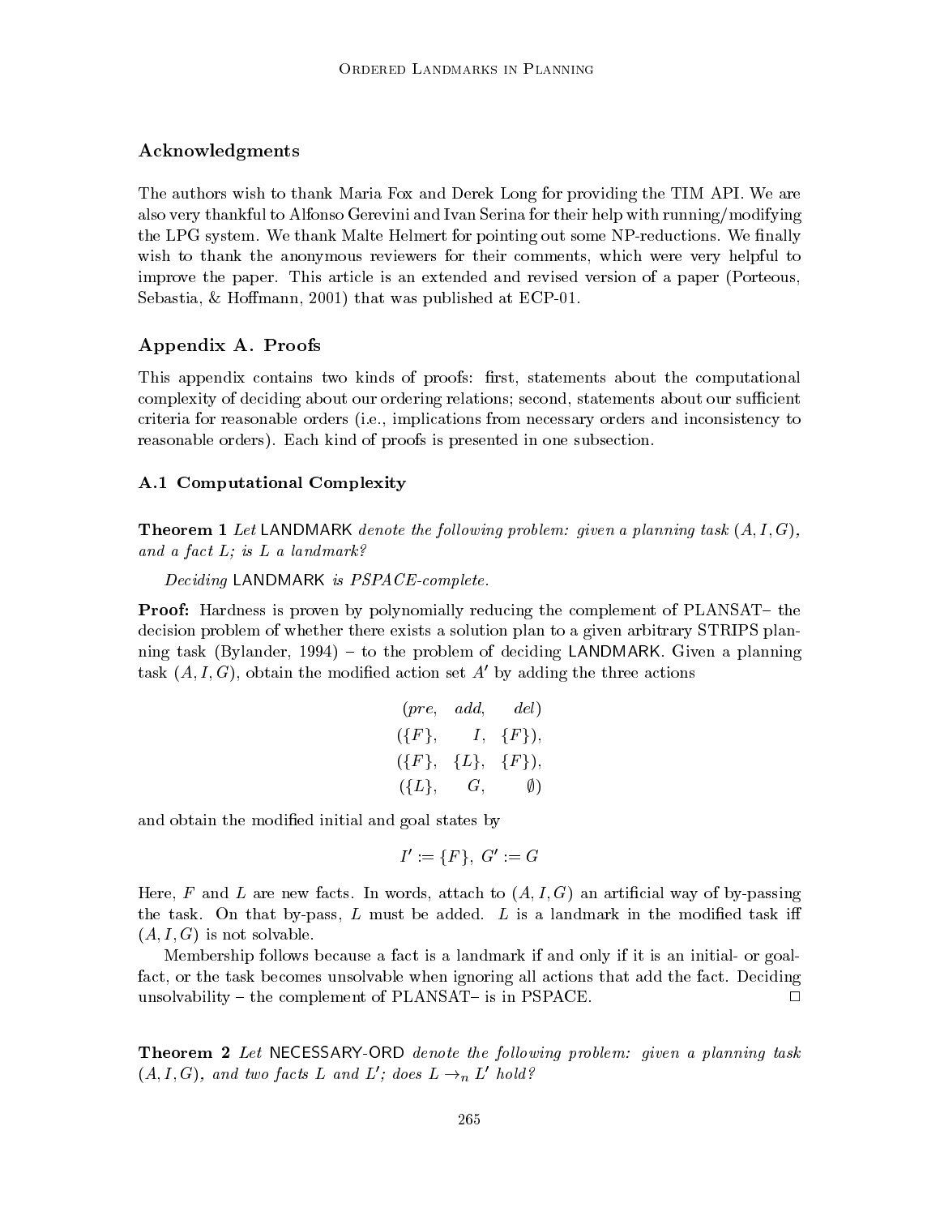## Acknowledgments

The authors wish to thank Maria Fox and Derek Long for providing the TIM API. We are also very thankful to Alfonso Gerevini and Ivan Serina for their help with running/modifying the LPG system. We thank Malte Helmert for pointing out some NP-reductions. We finally wish to thank the anonymous reviewers for their comments, which were very helpful to improve the paper. This article is an extended and revised version of a paper (Porteous, Sebastia, & Hoffmann, 2001) that was published at ECP-01.

## Appendix A. Proofs

This appendix contains two kinds of proofs: first, statements about the computational complexity of deciding about our ordering relations; second, statements about our sufficient criteria for reasonable orders (i.e., implications from necessary orders and inconsistency to reasonable orders). Each kind of proofs is presented in one subsection.

### A.1 Computational Complexity

**Theorem 1** *Let* LANDMARK *denote the following problem: given a planning task $(A, I, G)$, and a fact $L$; is $L$ a landmark?*

*Deciding* LANDMARK *is PSPACE-complete.*

**Proof:** Hardness is proven by polynomially reducing the complement of PLANSAT– the decision problem of whether there exists a solution plan to a given arbitrary STRIPS planning task (Bylander, 1994) – to the problem of deciding LANDMARK. Given a planning task $(A, I, G)$, obtain the modified action set $A'$ by adding the three actions

$$
\begin{array}{rrr}
(pre, & add, & del) \\
(\{F\}, & I, & \{F\}), \\
(\{F\}, & \{L\}, & \{F\}), \\
(\{L\}, & G, & \emptyset)
\end{array}
$$

and obtain the modified initial and goal states by

$$I' := \{F\},\ G' := G$$

Here, $F$ and $L$ are new facts. In words, attach to $(A, I, G)$ an artificial way of by-passing the task. On that by-pass, $L$ must be added. $L$ is a landmark in the modified task iff $(A, I, G)$ is not solvable.

Membership follows because a fact is a landmark if and only if it is an initial- or goal-fact, or the task becomes unsolvable when ignoring all actions that add the fact. Deciding unsolvability – the complement of PLANSAT– is in PSPACE. □

**Theorem 2** *Let* NECESSARY-ORD *denote the following problem: given a planning task $(A, I, G)$, and two facts $L$ and $L'$; does $L \rightarrow_n L'$ hold?*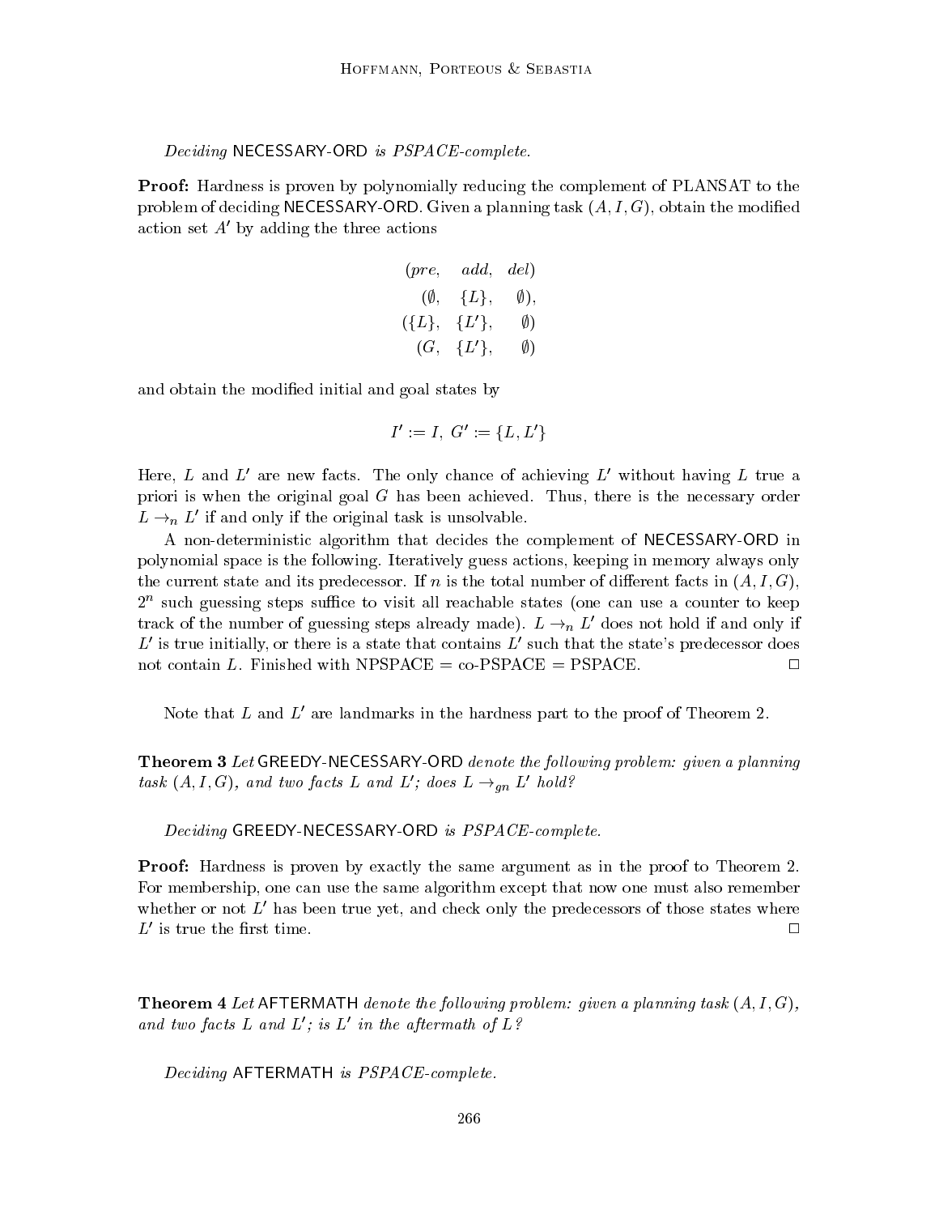*Deciding* NECESSARY-ORD *is PSPACE-complete.*

**Proof:** Hardness is proven by polynomially reducing the complement of PLANSAT to the problem of deciding NECESSARY-ORD. Given a planning task $(A, I, G)$, obtain the modified action set $A'$ by adding the three actions

$$
\begin{array}{rrr}
(pre, & add, & del) \\
(\emptyset, & \{L\}, & \emptyset), \\
(\{L\}, & \{L'\}, & \emptyset) \\
(G, & \{L'\}, & \emptyset)
\end{array}
$$

and obtain the modified initial and goal states by

$$I' := I, \; G' := \{L, L'\}$$

Here, $L$ and $L'$ are new facts. The only chance of achieving $L'$ without having $L$ true a priori is when the original goal $G$ has been achieved. Thus, there is the necessary order $L \rightarrow_n L'$ if and only if the original task is unsolvable.

A non-deterministic algorithm that decides the complement of NECESSARY-ORD in polynomial space is the following. Iteratively guess actions, keeping in memory always only the current state and its predecessor. If $n$ is the total number of different facts in $(A, I, G)$, $2^n$ such guessing steps suffice to visit all reachable states (one can use a counter to keep track of the number of guessing steps already made). $L \rightarrow_n L'$ does not hold if and only if $L'$ is true initially, or there is a state that contains $L'$ such that the state's predecessor does not contain $L$. Finished with NPSPACE = co-PSPACE = PSPACE. □

Note that $L$ and $L'$ are landmarks in the hardness part to the proof of Theorem 2.

**Theorem 3** *Let* GREEDY-NECESSARY-ORD *denote the following problem: given a planning task $(A, I, G)$, and two facts $L$ and $L'$; does $L \rightarrow_{gn} L'$ hold?*

*Deciding* GREEDY-NECESSARY-ORD *is PSPACE-complete.*

**Proof:** Hardness is proven by exactly the same argument as in the proof to Theorem 2. For membership, one can use the same algorithm except that now one must also remember whether or not $L'$ has been true yet, and check only the predecessors of those states where $L'$ is true the first time. □

**Theorem 4** *Let* AFTERMATH *denote the following problem: given a planning task $(A, I, G)$, and two facts $L$ and $L'$; is $L'$ in the aftermath of $L$?*

*Deciding* AFTERMATH *is PSPACE-complete.*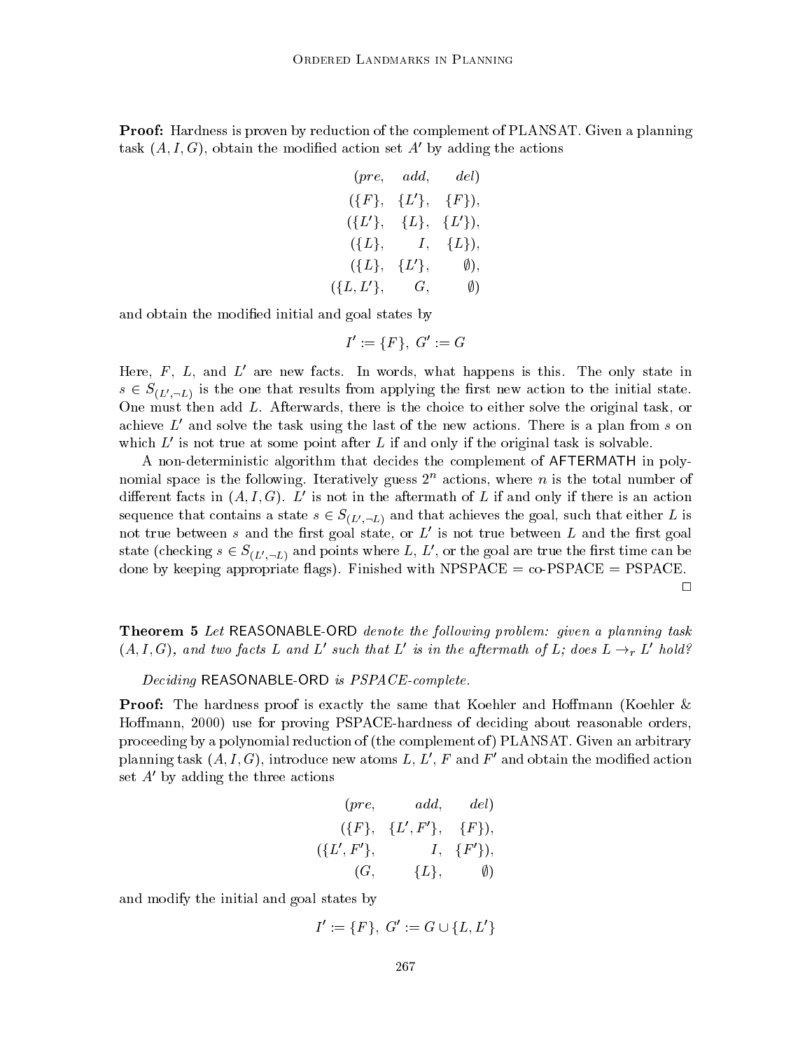**Proof:** Hardness is proven by reduction of the complement of PLANSAT. Given a planning task $(A, I, G)$, obtain the modified action set $A'$ by adding the actions

$$
\begin{array}{rrr}
(pre, & add, & del) \\
(\{F\}, & \{L'\}, & \{F\}), \\
(\{L'\}, & \{L\}, & \{L'\}), \\
(\{L\}, & I, & \{L\}), \\
(\{L\}, & \{L'\}, & \emptyset), \\
(\{L, L'\}, & G, & \emptyset)
\end{array}
$$

and obtain the modified initial and goal states by

$$I' := \{F\},\ G' := G$$

Here, $F$, $L$, and $L'$ are new facts. In words, what happens is this. The only state in $s \in S_{(L', \neg L)}$ is the one that results from applying the first new action to the initial state. One must then add $L$. Afterwards, there is the choice to either solve the original task, or achieve $L'$ and solve the task using the last of the new actions. There is a plan from $s$ on which $L'$ is not true at some point after $L$ if and only if the original task is solvable.

A non-deterministic algorithm that decides the complement of AFTERMATH in polynomial space is the following. Iteratively guess $2^n$ actions, where $n$ is the total number of different facts in $(A, I, G)$. $L'$ is not in the aftermath of $L$ if and only if there is an action sequence that contains a state $s \in S_{(L', \neg L)}$ and that achieves the goal, such that either $L$ is not true between $s$ and the first goal state, or $L'$ is not true between $L$ and the first goal state (checking $s \in S_{(L', \neg L)}$ and points where $L$, $L'$, or the goal are true the first time can be done by keeping appropriate flags). Finished with NPSPACE = co-PSPACE = PSPACE. □

**Theorem 5** *Let* REASONABLE-ORD *denote the following problem: given a planning task* $(A, I, G)$*, and two facts* $L$ *and* $L'$ *such that* $L'$ *is in the aftermath of* $L$*; does* $L \rightarrow_r L'$ *hold?*

*Deciding* REASONABLE-ORD *is PSPACE-complete.*

**Proof:** The hardness proof is exactly the same that Koehler and Hoffmann (Koehler & Hoffmann, 2000) use for proving PSPACE-hardness of deciding about reasonable orders, proceeding by a polynomial reduction of (the complement of) PLANSAT. Given an arbitrary planning task $(A, I, G)$, introduce new atoms $L$, $L'$, $F$ and $F'$ and obtain the modified action set $A'$ by adding the three actions

$$
\begin{array}{rrr}
(pre, & add, & del) \\
(\{F\}, & \{L', F'\}, & \{F\}), \\
(\{L', F'\}, & I, & \{F'\}), \\
(G, & \{L\}, & \emptyset)
\end{array}
$$

and modify the initial and goal states by

$$I' := \{F\},\ G' := G \cup \{L, L'\}$$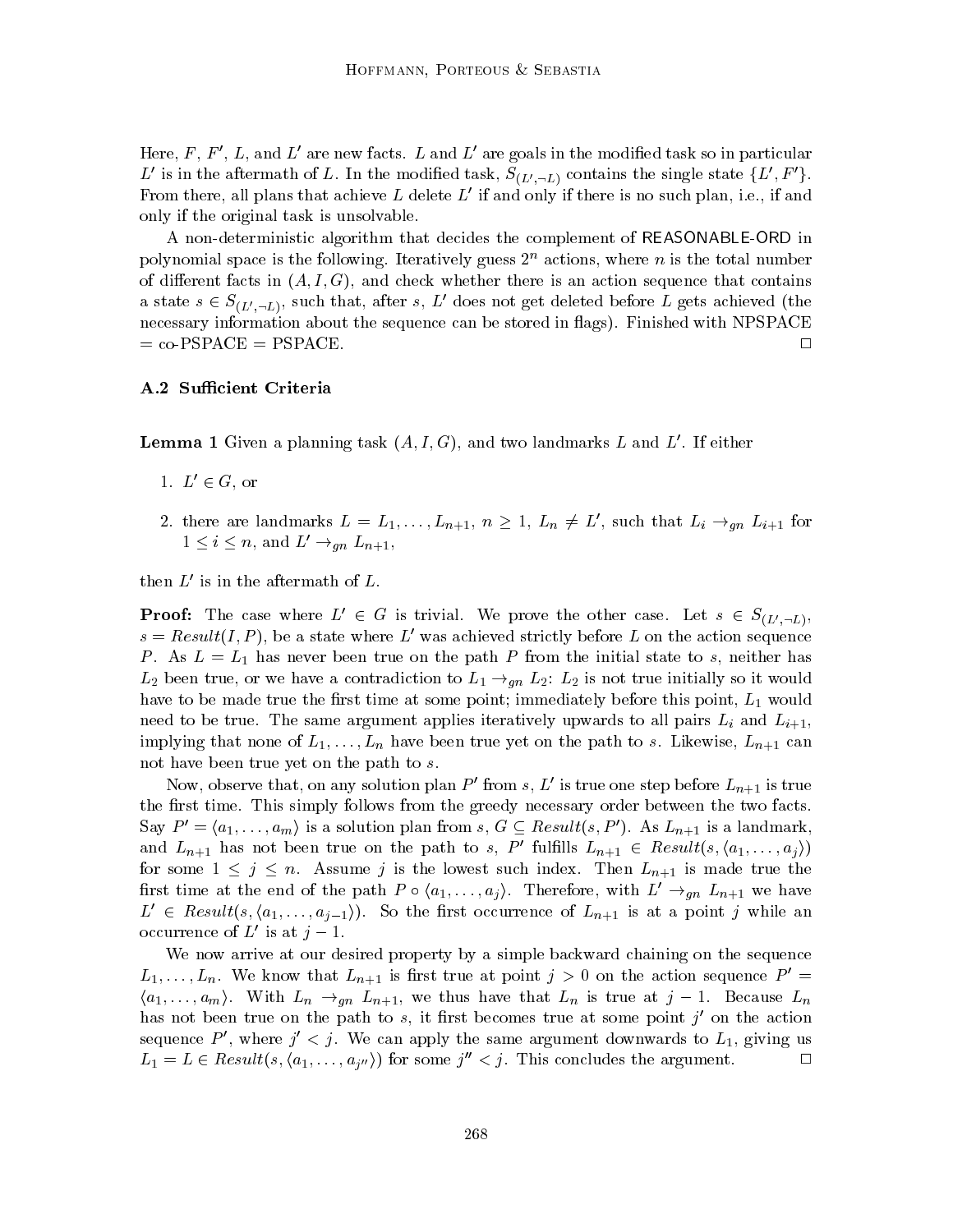Here, $F$, $F'$, $L$, and $L'$ are new facts. $L$ and $L'$ are goals in the modified task so in particular $L'$ is in the aftermath of $L$. In the modified task, $S_{(L', \neg L)}$ contains the single state $\{L', F'\}$. From there, all plans that achieve $L$ delete $L'$ if and only if there is no such plan, i.e., if and only if the original task is unsolvable.

A non-deterministic algorithm that decides the complement of REASONABLE-ORD in polynomial space is the following. Iteratively guess $2^n$ actions, where $n$ is the total number of different facts in $(A, I, G)$, and check whether there is an action sequence that contains a state $s \in S_{(L', \neg L)}$, such that, after $s$, $L'$ does not get deleted before $L$ gets achieved (the necessary information about the sequence can be stored in flags). Finished with NPSPACE = co-PSPACE = PSPACE. □

### A.2 Sufficient Criteria

**Lemma 1** Given a planning task $(A, I, G)$, and two landmarks $L$ and $L'$. If either

1. $L' \in G$, or
2. there are landmarks $L = L_1, \ldots, L_{n+1}$, $n \geq 1$, $L_n \neq L'$, such that $L_i \rightarrow_{gn} L_{i+1}$ for $1 \leq i \leq n$, and $L' \rightarrow_{gn} L_{n+1}$,

then $L'$ is in the aftermath of $L$.

**Proof:** The case where $L' \in G$ is trivial. We prove the other case. Let $s \in S_{(L', \neg L)}$, $s = Result(I, P)$, be a state where $L'$ was achieved strictly before $L$ on the action sequence $P$. As $L = L_1$ has never been true on the path $P$ from the initial state to $s$, neither has $L_2$ been true, or we have a contradiction to $L_1 \rightarrow_{gn} L_2$: $L_2$ is not true initially so it would have to be made true the first time at some point; immediately before this point, $L_1$ would need to be true. The same argument applies iteratively upwards to all pairs $L_i$ and $L_{i+1}$, implying that none of $L_1, \ldots, L_n$ have been true yet on the path to $s$. Likewise, $L_{n+1}$ can not have been true yet on the path to $s$.

Now, observe that, on any solution plan $P'$ from $s$, $L'$ is true one step before $L_{n+1}$ is true the first time. This simply follows from the greedy necessary order between the two facts. Say $P' = \langle a_1, \ldots, a_m \rangle$ is a solution plan from $s$, $G \subseteq Result(s, P')$. As $L_{n+1}$ is a landmark, and $L_{n+1}$ has not been true on the path to $s$, $P'$ fulfills $L_{n+1} \in Result(s, \langle a_1, \ldots, a_j \rangle)$ for some $1 \leq j \leq n$. Assume $j$ is the lowest such index. Then $L_{n+1}$ is made true the first time at the end of the path $P \circ \langle a_1, \ldots, a_j \rangle$. Therefore, with $L' \rightarrow_{gn} L_{n+1}$ we have $L' \in Result(s, \langle a_1, \ldots, a_{j-1} \rangle)$. So the first occurrence of $L_{n+1}$ is at a point $j$ while an occurrence of $L'$ is at $j - 1$.

We now arrive at our desired property by a simple backward chaining on the sequence $L_1, \ldots, L_n$. We know that $L_{n+1}$ is first true at point $j > 0$ on the action sequence $P' = \langle a_1, \ldots, a_m \rangle$. With $L_n \rightarrow_{gn} L_{n+1}$, we thus have that $L_n$ is true at $j - 1$. Because $L_n$ has not been true on the path to $s$, it first becomes true at some point $j'$ on the action sequence $P'$, where $j' < j$. We can apply the same argument downwards to $L_1$, giving us $L_1 = L \in Result(s, \langle a_1, \ldots, a_{j''} \rangle)$ for some $j'' < j$. This concludes the argument. □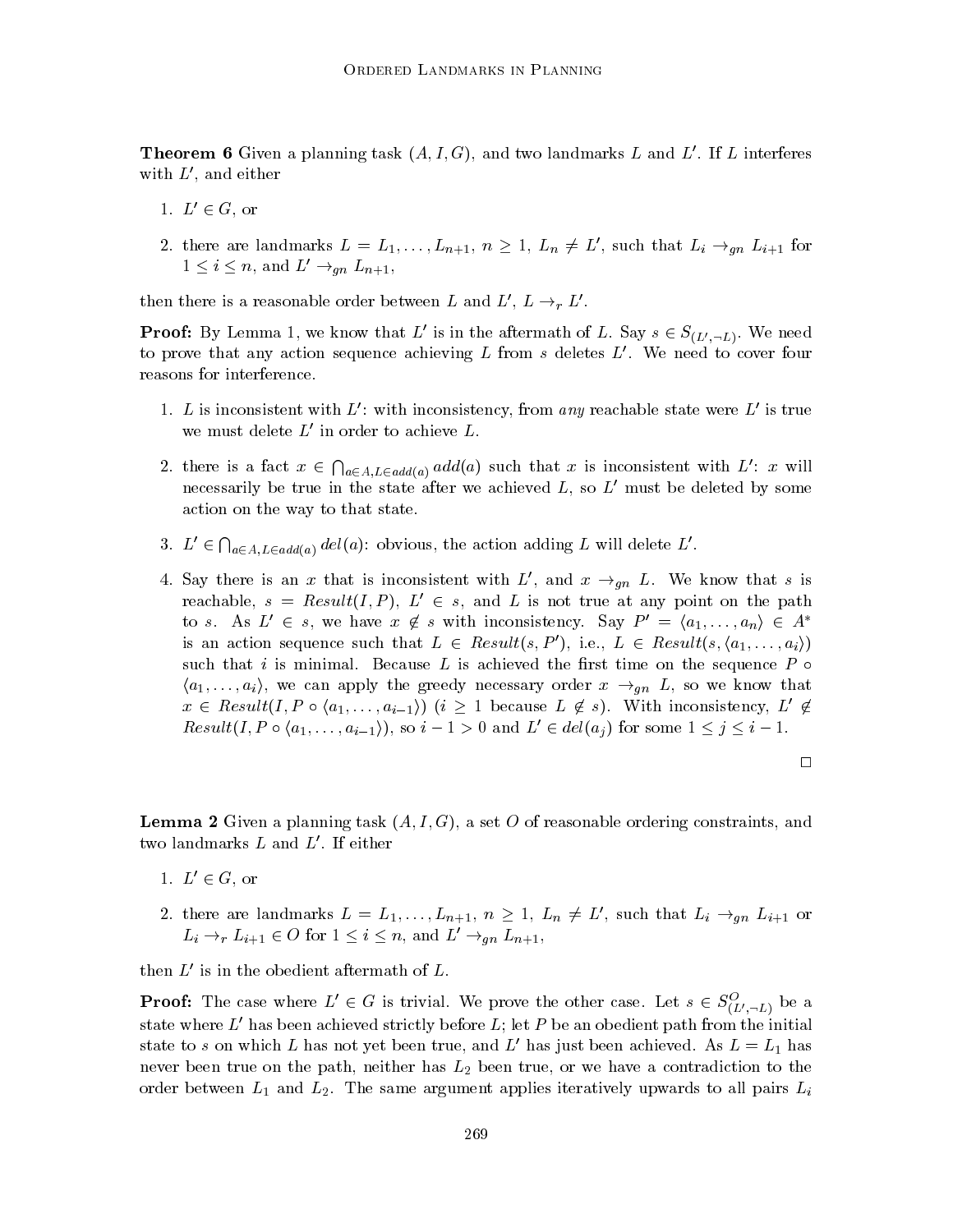**Theorem 6** Given a planning task $(A, I, G)$, and two landmarks $L$ and $L'$. If $L$ interferes with $L'$, and either

1. $L' \in G$, or
2. there are landmarks $L = L_1, \ldots, L_{n+1}$, $n \geq 1$, $L_n \neq L'$, such that $L_i \rightarrow_{gn} L_{i+1}$ for $1 \leq i \leq n$, and $L' \rightarrow_{gn} L_{n+1}$,

then there is a reasonable order between $L$ and $L'$, $L \rightarrow_r L'$.

**Proof:** By Lemma 1, we know that $L'$ is in the aftermath of $L$. Say $s \in S_{(L', \neg L)}$. We need to prove that any action sequence achieving $L$ from $s$ deletes $L'$. We need to cover four reasons for interference.

1. $L$ is inconsistent with $L'$: with inconsistency, from *any* reachable state were $L'$ is true we must delete $L'$ in order to achieve $L$.
2. there is a fact $x \in \bigcap_{a \in A, L \in add(a)} add(a)$ such that $x$ is inconsistent with $L'$: $x$ will necessarily be true in the state after we achieved $L$, so $L'$ must be deleted by some action on the way to that state.
3. $L' \in \bigcap_{a \in A, L \in add(a)} del(a)$: obvious, the action adding $L$ will delete $L'$.
4. Say there is an $x$ that is inconsistent with $L'$, and $x \rightarrow_{gn} L$. We know that $s$ is reachable, $s = Result(I, P)$, $L' \in s$, and $L$ is not true at any point on the path to $s$. As $L' \in s$, we have $x \notin s$ with inconsistency. Say $P' = \langle a_1, \ldots, a_n \rangle \in A^*$ is an action sequence such that $L \in Result(s, P')$, i.e., $L \in Result(s, \langle a_1, \ldots, a_i \rangle)$ such that $i$ is minimal. Because $L$ is achieved the first time on the sequence $P \circ \langle a_1, \ldots, a_i \rangle$, we can apply the greedy necessary order $x \rightarrow_{gn} L$, so we know that $x \in Result(I, P \circ \langle a_1, \ldots, a_{i-1} \rangle)$ ($i \geq 1$ because $L \notin s$). With inconsistency, $L' \notin Result(I, P \circ \langle a_1, \ldots, a_{i-1} \rangle)$, so $i - 1 > 0$ and $L' \in del(a_j)$ for some $1 \leq j \leq i - 1$.

□

**Lemma 2** Given a planning task $(A, I, G)$, a set $O$ of reasonable ordering constraints, and two landmarks $L$ and $L'$. If either

1. $L' \in G$, or
2. there are landmarks $L = L_1, \ldots, L_{n+1}$, $n \geq 1$, $L_n \neq L'$, such that $L_i \rightarrow_{gn} L_{i+1}$ or $L_i \rightarrow_r L_{i+1} \in O$ for $1 \leq i \leq n$, and $L' \rightarrow_{gn} L_{n+1}$,

then $L'$ is in the obedient aftermath of $L$.

**Proof:** The case where $L' \in G$ is trivial. We prove the other case. Let $s \in S^O_{(L', \neg L)}$ be a state where $L'$ has been achieved strictly before $L$; let $P$ be an obedient path from the initial state to $s$ on which $L$ has not yet been true, and $L'$ has just been achieved. As $L = L_1$ has never been true on the path, neither has $L_2$ been true, or we have a contradiction to the order between $L_1$ and $L_2$. The same argument applies iteratively upwards to all pairs $L_i$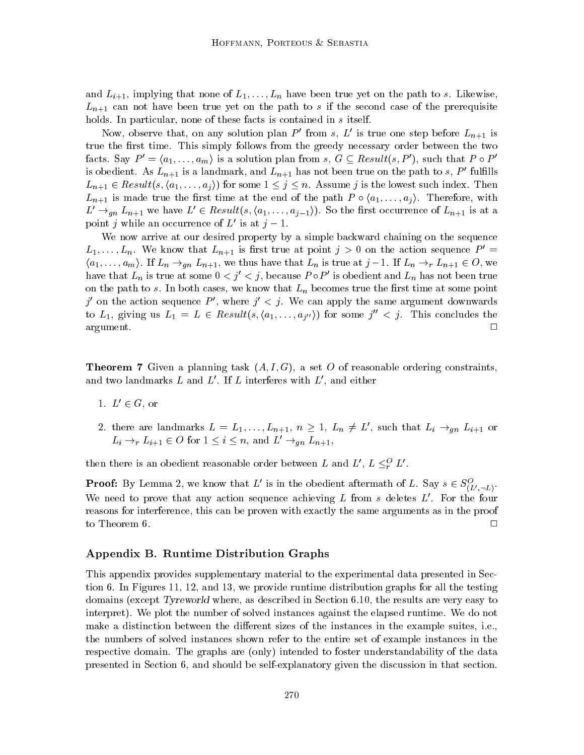and $L_{i+1}$, implying that none of $L_1, \ldots, L_n$ have been true yet on the path to $s$. Likewise, $L_{n+1}$ can not have been true yet on the path to $s$ if the second case of the prerequisite holds. In particular, none of these facts is contained in $s$ itself.

Now, observe that, on any solution plan $P'$ from $s$, $L'$ is true one step before $L_{n+1}$ is true the first time. This simply follows from the greedy necessary order between the two facts. Say $P' = \langle a_1, \ldots, a_m \rangle$ is a solution plan from $s$, $G \subseteq Result(s, P')$, such that $P \circ P'$ is obedient. As $L_{n+1}$ is a landmark, and $L_{n+1}$ has not been true on the path to $s$, $P'$ fulfills $L_{n+1} \in Result(s, \langle a_1, \ldots, a_j \rangle)$ for some $1 \leq j \leq n$. Assume $j$ is the lowest such index. Then $L_{n+1}$ is made true the first time at the end of the path $P \circ \langle a_1, \ldots, a_j \rangle$. Therefore, with $L' \rightarrow_{gn} L_{n+1}$ we have $L' \in Result(s, \langle a_1, \ldots, a_{j-1} \rangle)$. So the first occurrence of $L_{n+1}$ is at a point $j$ while an occurrence of $L'$ is at $j - 1$.

We now arrive at our desired property by a simple backward chaining on the sequence $L_1, \ldots, L_n$. We know that $L_{n+1}$ is first true at point $j > 0$ on the action sequence $P' = \langle a_1, \ldots, a_m \rangle$. If $L_n \rightarrow_{gn} L_{n+1}$, we thus have that $L_n$ is true at $j-1$. If $L_n \rightarrow_r L_{n+1} \in O$, we have that $L_n$ is true at some $0 < j' < j$, because $P \circ P'$ is obedient and $L_n$ has not been true on the path to $s$. In both cases, we know that $L_n$ becomes true the first time at some point $j'$ on the action sequence $P'$, where $j' < j$. We can apply the same argument downwards to $L_1$, giving us $L_1 = L \in Result(s, \langle a_1, \ldots, a_{j''} \rangle)$ for some $j'' < j$. This concludes the argument. □

**Theorem 7** Given a planning task $(A, I, G)$, a set $O$ of reasonable ordering constraints, and two landmarks $L$ and $L'$. If $L$ interferes with $L'$, and either

1. $L' \in G$, or
2. there are landmarks $L = L_1, \ldots, L_{n+1}$, $n \geq 1$, $L_n \neq L'$, such that $L_i \rightarrow_{gn} L_{i+1}$ or $L_i \rightarrow_r L_{i+1} \in O$ for $1 \leq i \leq n$, and $L' \rightarrow_{gn} L_{n+1}$,

then there is an obedient reasonable order between $L$ and $L'$, $L \leq_r^O L'$.

**Proof:** By Lemma 2, we know that $L'$ is in the obedient aftermath of $L$. Say $s \in S^O_{(L', \neg L)}$. We need to prove that any action sequence achieving $L$ from $s$ deletes $L'$. For the four reasons for interference, this can be proven with exactly the same arguments as in the proof to Theorem 6. □

## Appendix B. Runtime Distribution Graphs

This appendix provides supplementary material to the experimental data presented in Section 6. In Figures 11, 12, and 13, we provide runtime distribution graphs for all the testing domains (except *Tyreworld* where, as described in Section 6.10, the results are very easy to interpret). We plot the number of solved instances against the elapsed runtime. We do not make a distinction between the different sizes of the instances in the example suites, i.e., the numbers of solved instances shown refer to the entire set of example instances in the respective domain. The graphs are (only) intended to foster understandability of the data presented in Section 6, and should be self-explanatory given the discussion in that section.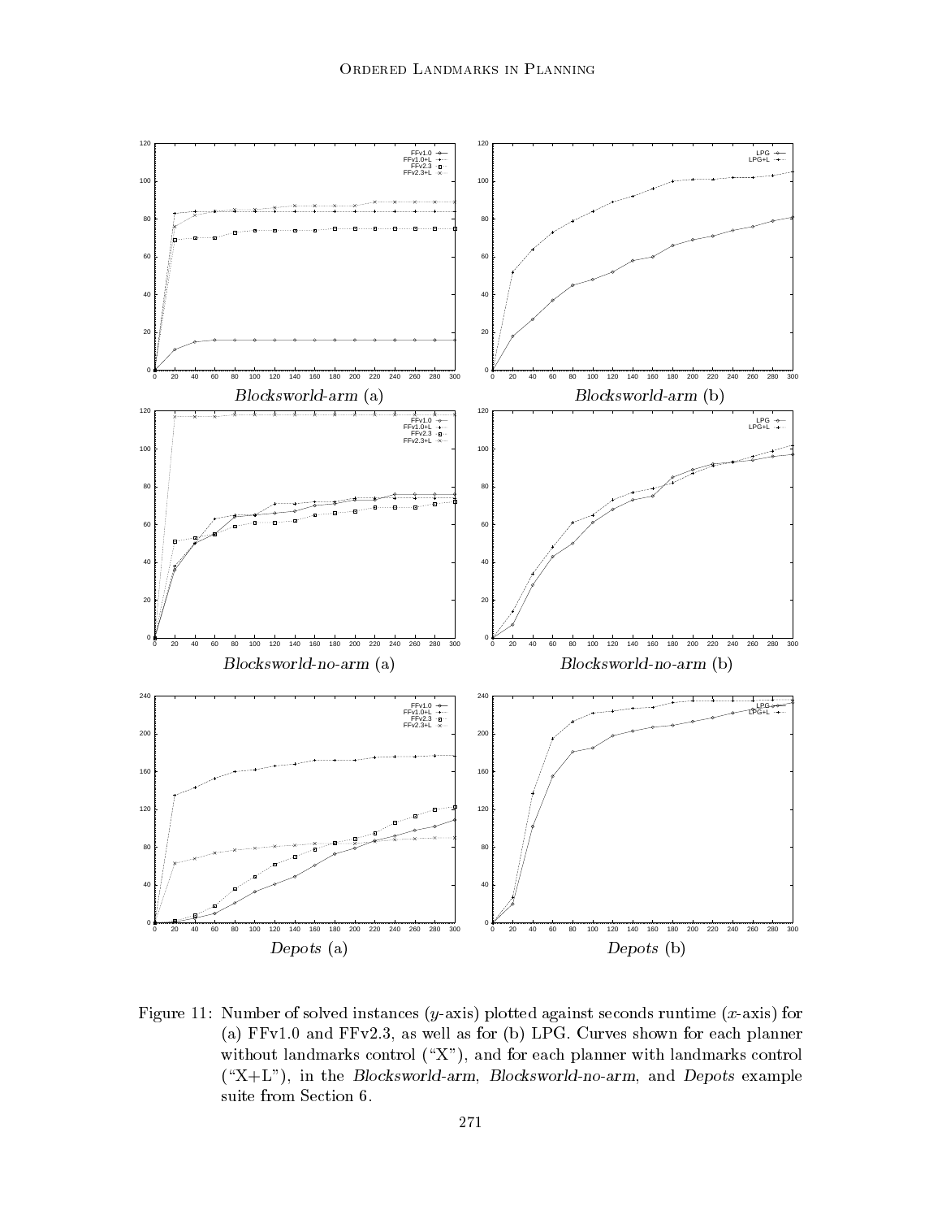Blocksworld-arm (a)

Blocksworld-arm (b)

Blocksworld-no-arm (a)

Blocksworld-no-arm (b)

Depots (a)

Depots (b)

Figure 11: Number of solved instances ($y$-axis) plotted against seconds runtime ($x$-axis) for (a) FFv1.0 and FFv2.3, as well as for (b) LPG. Curves shown for each planner without landmarks control ("X"), and for each planner with landmarks control ("X+L"), in the *Blocksworld-arm*, *Blocksworld-no-arm*, and *Depots* example suite from Section 6.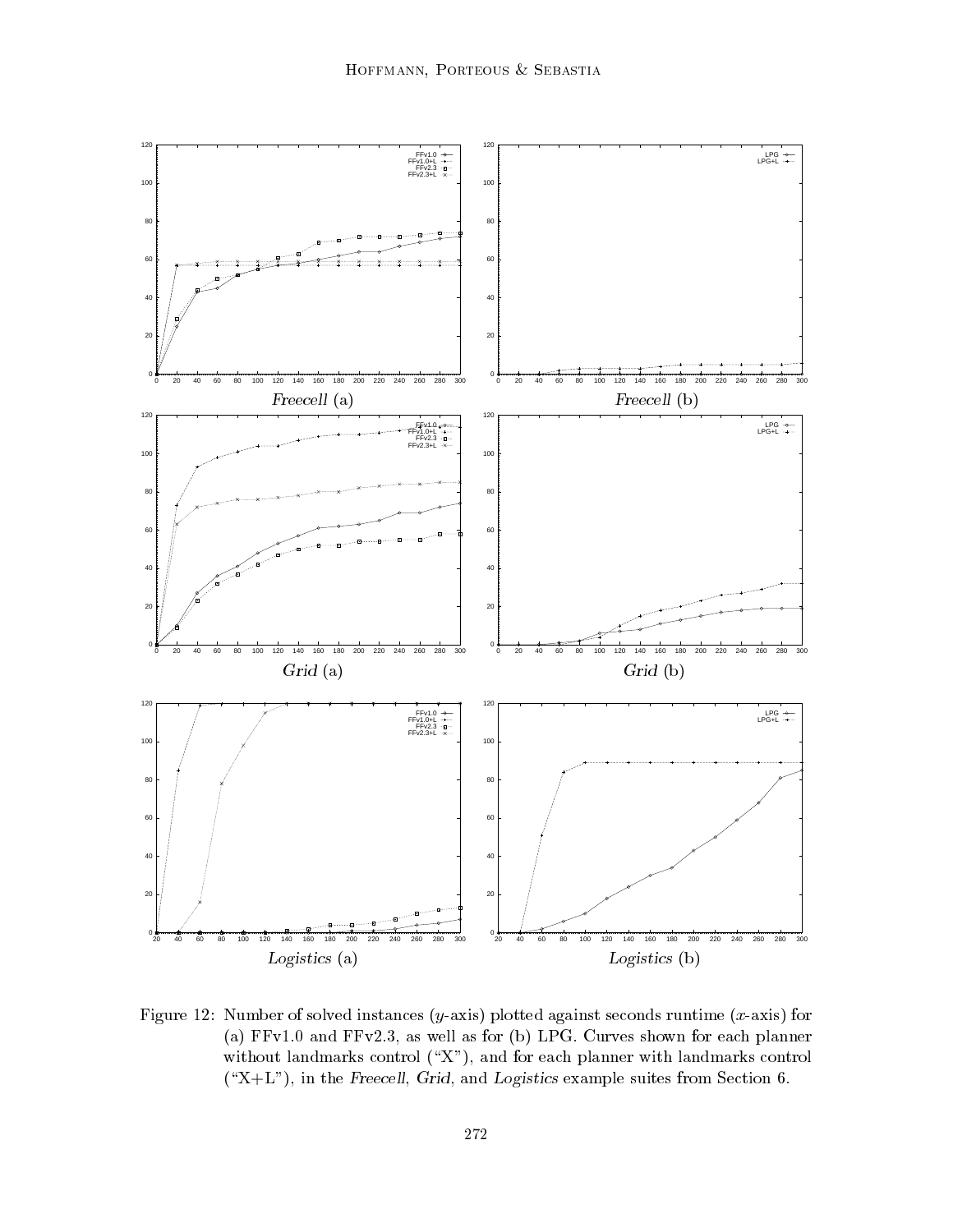Figure 12: Number of solved instances ($y$-axis) plotted against seconds runtime ($x$-axis) for (a) FFv1.0 and FFv2.3, as well as for (b) LPG. Curves shown for each planner without landmarks control ("X"), and for each planner with landmarks control ("X+L"), in the *Freecell*, *Grid*, and *Logistics* example suites from Section 6.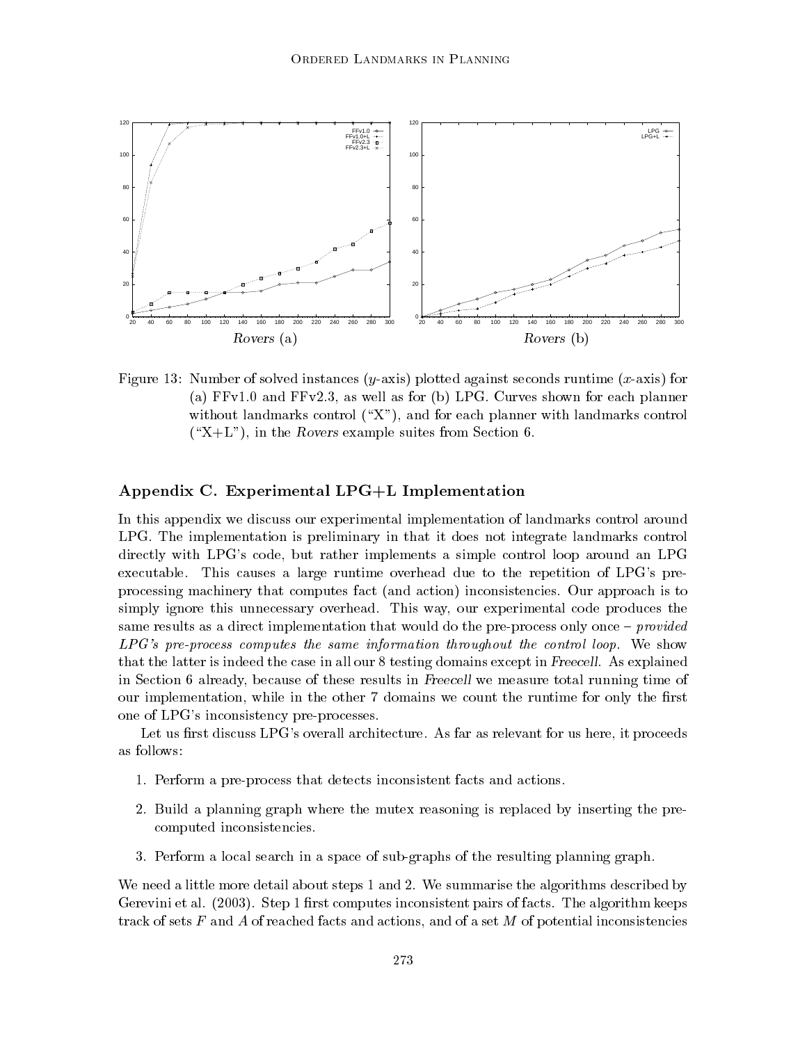Figure 13: Number of solved instances ($y$-axis) plotted against seconds runtime ($x$-axis) for (a) FFv1.0 and FFv2.3, as well as for (b) LPG. Curves shown for each planner without landmarks control ("X"), and for each planner with landmarks control ("X+L"), in the *Rovers* example suites from Section 6.

## Appendix C. Experimental LPG+L Implementation

In this appendix we discuss our experimental implementation of landmarks control around LPG. The implementation is preliminary in that it does not integrate landmarks control directly with LPG's code, but rather implements a simple control loop around an LPG executable. This causes a large runtime overhead due to the repetition of LPG's preprocessing machinery that computes fact (and action) inconsistencies. Our approach is to simply ignore this unnecessary overhead. This way, our experimental code produces the same results as a direct implementation that would do the pre-process only once – *provided LPG's pre-process computes the same information throughout the control loop.* We show that the latter is indeed the case in all our 8 testing domains except in *Freecell*. As explained in Section 6 already, because of these results in *Freecell* we measure total running time of our implementation, while in the other 7 domains we count the runtime for only the first one of LPG's inconsistency pre-processes.

Let us first discuss LPG's overall architecture. As far as relevant for us here, it proceeds as follows:

1. Perform a pre-process that detects inconsistent facts and actions.
2. Build a planning graph where the mutex reasoning is replaced by inserting the precomputed inconsistencies.
3. Perform a local search in a space of sub-graphs of the resulting planning graph.

We need a little more detail about steps 1 and 2. We summarise the algorithms described by Gerevini et al. (2003). Step 1 first computes inconsistent pairs of facts. The algorithm keeps track of sets $F$ and $A$ of reached facts and actions, and of a set $M$ of potential inconsistencies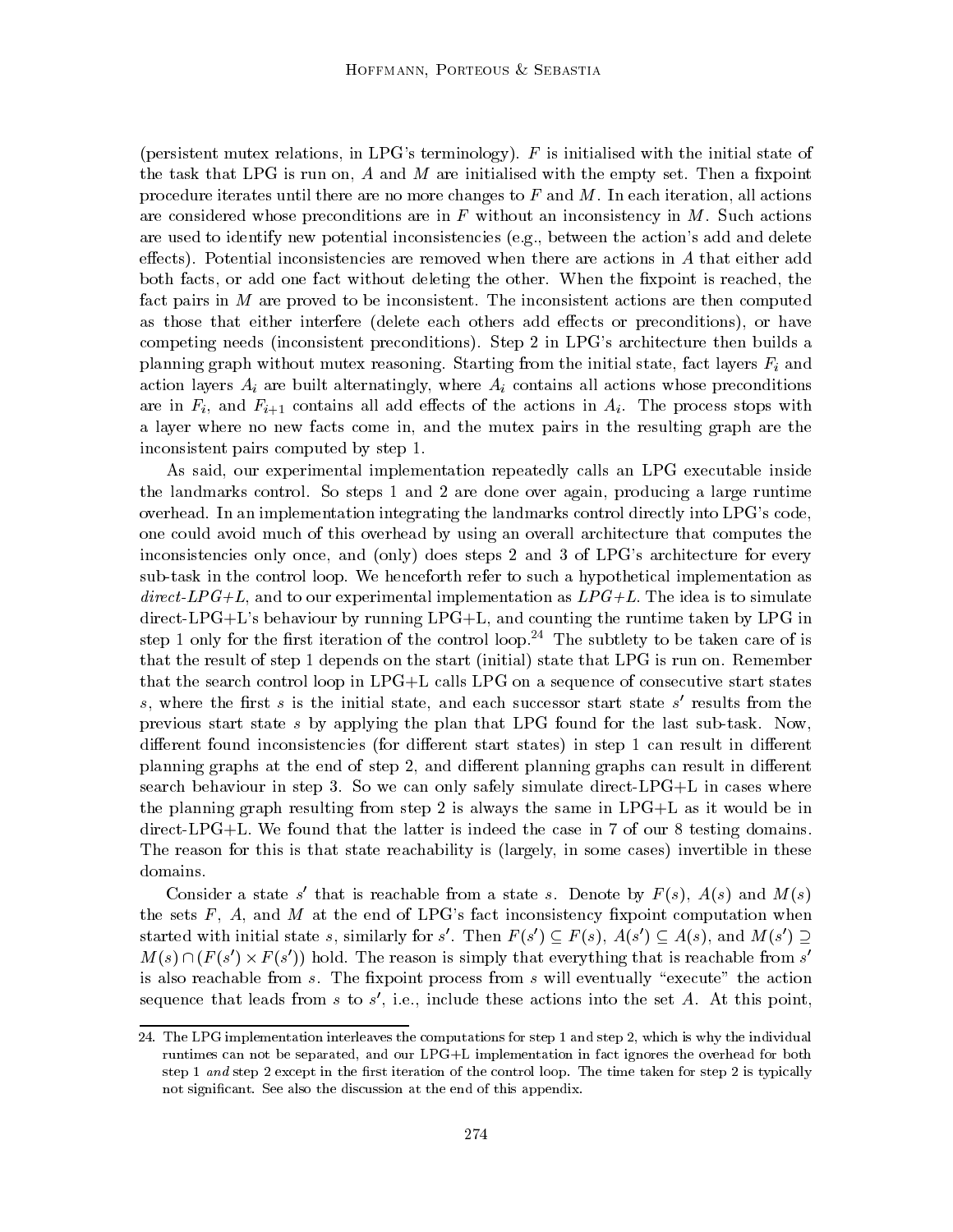(persistent mutex relations, in LPG's terminology). $F$ is initialised with the initial state of the task that LPG is run on, $A$ and $M$ are initialised with the empty set. Then a fixpoint procedure iterates until there are no more changes to $F$ and $M$. In each iteration, all actions are considered whose preconditions are in $F$ without an inconsistency in $M$. Such actions are used to identify new potential inconsistencies (e.g., between the action's add and delete effects). Potential inconsistencies are removed when there are actions in $A$ that either add both facts, or add one fact without deleting the other. When the fixpoint is reached, the fact pairs in $M$ are proved to be inconsistent. The inconsistent actions are then computed as those that either interfere (delete each others add effects or preconditions), or have competing needs (inconsistent preconditions). Step 2 in LPG's architecture then builds a planning graph without mutex reasoning. Starting from the initial state, fact layers $F_i$ and action layers $A_i$ are built alternatingly, where $A_i$ contains all actions whose preconditions are in $F_i$, and $F_{i+1}$ contains all add effects of the actions in $A_i$. The process stops with a layer where no new facts come in, and the mutex pairs in the resulting graph are the inconsistent pairs computed by step 1.

As said, our experimental implementation repeatedly calls an LPG executable inside the landmarks control. So steps 1 and 2 are done over again, producing a large runtime overhead. In an implementation integrating the landmarks control directly into LPG's code, one could avoid much of this overhead by using an overall architecture that computes the inconsistencies only once, and (only) does steps 2 and 3 of LPG's architecture for every sub-task in the control loop. We henceforth refer to such a hypothetical implementation as *direct-LPG+L*, and to our experimental implementation as *LPG+L*. The idea is to simulate direct-LPG+L's behaviour by running LPG+L, and counting the runtime taken by LPG in step 1 only for the first iteration of the control loop.[24] The subtlety to be taken care of is that the result of step 1 depends on the start (initial) state that LPG is run on. Remember that the search control loop in LPG+L calls LPG on a sequence of consecutive start states $s$, where the first $s$ is the initial state, and each successor start state $s'$ results from the previous start state $s$ by applying the plan that LPG found for the last sub-task. Now, different found inconsistencies (for different start states) in step 1 can result in different planning graphs at the end of step 2, and different planning graphs can result in different search behaviour in step 3. So we can only safely simulate direct-LPG+L in cases where the planning graph resulting from step 2 is always the same in LPG+L as it would be in direct-LPG+L. We found that the latter is indeed the case in 7 of our 8 testing domains. The reason for this is that state reachability is (largely, in some cases) invertible in these domains.

Consider a state $s'$ that is reachable from a state $s$. Denote by $F(s)$, $A(s)$ and $M(s)$ the sets $F$, $A$, and $M$ at the end of LPG's fact inconsistency fixpoint computation when started with initial state $s$, similarly for $s'$. Then $F(s') \subseteq F(s)$, $A(s') \subseteq A(s)$, and $M(s') \supseteq M(s) \cap (F(s') \times F(s'))$ hold. The reason is simply that everything that is reachable from $s'$ is also reachable from $s$. The fixpoint process from $s$ will eventually "execute" the action sequence that leads from $s$ to $s'$, i.e., include these actions into the set $A$. At this point,

24. The LPG implementation interleaves the computations for step 1 and step 2, which is why the individual runtimes can not be separated, and our LPG+L implementation in fact ignores the overhead for both step 1 *and* step 2 except in the first iteration of the control loop. The time taken for step 2 is typically not significant. See also the discussion at the end of this appendix.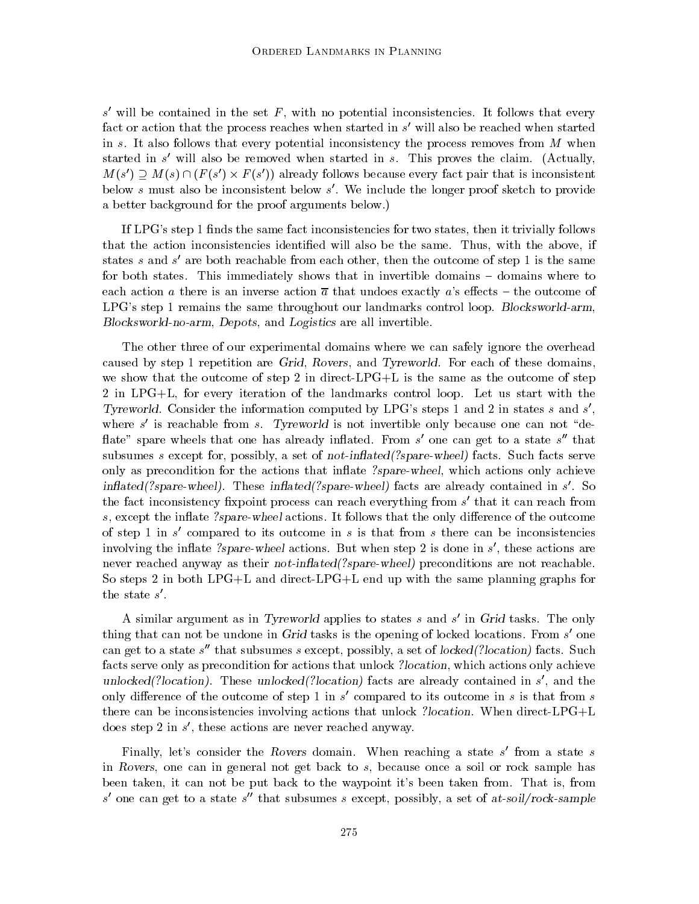$s'$ will be contained in the set $F$, with no potential inconsistencies. It follows that every fact or action that the process reaches when started in $s'$ will also be reached when started in $s$. It also follows that every potential inconsistency the process removes from $M$ when started in $s'$ will also be removed when started in $s$. This proves the claim. (Actually, $M(s') \supseteq M(s) \cap (F(s') \times F(s'))$ already follows because every fact pair that is inconsistent below $s$ must also be inconsistent below $s'$. We include the longer proof sketch to provide a better background for the proof arguments below.)

If LPG's step 1 finds the same fact inconsistencies for two states, then it trivially follows that the action inconsistencies identified will also be the same. Thus, with the above, if states $s$ and $s'$ are both reachable from each other, then the outcome of step 1 is the same for both states. This immediately shows that in invertible domains – domains where to each action $a$ there is an inverse action $\overline{a}$ that undoes exactly $a$'s effects – the outcome of LPG's step 1 remains the same throughout our landmarks control loop. *Blocksworld-arm*, *Blocksworld-no-arm*, *Depots*, and *Logistics* are all invertible.

The other three of our experimental domains where we can safely ignore the overhead caused by step 1 repetition are *Grid*, *Rovers*, and *Tyreworld*. For each of these domains, we show that the outcome of step 2 in direct-LPG+L is the same as the outcome of step 2 in LPG+L, for every iteration of the landmarks control loop. Let us start with the *Tyreworld*. Consider the information computed by LPG's steps 1 and 2 in states $s$ and $s'$, where $s'$ is reachable from $s$. *Tyreworld* is not invertible only because one can not "deflate" spare wheels that one has already inflated. From $s'$ one can get to a state $s''$ that subsumes $s$ except for, possibly, a set of *not-inflated(?spare-wheel)* facts. Such facts serve only as precondition for the actions that inflate *?spare-wheel*, which actions only achieve *inflated(?spare-wheel)*. These *inflated(?spare-wheel)* facts are already contained in $s'$. So the fact inconsistency fixpoint process can reach everything from $s'$ that it can reach from $s$, except the inflate *?spare-wheel* actions. It follows that the only difference of the outcome of step 1 in $s'$ compared to its outcome in $s$ is that from $s$ there can be inconsistencies involving the inflate *?spare-wheel* actions. But when step 2 is done in $s'$, these actions are never reached anyway as their *not-inflated(?spare-wheel)* preconditions are not reachable. So steps 2 in both LPG+L and direct-LPG+L end up with the same planning graphs for the state $s'$.

A similar argument as in *Tyreworld* applies to states $s$ and $s'$ in *Grid* tasks. The only thing that can not be undone in *Grid* tasks is the opening of locked locations. From $s'$ one can get to a state $s''$ that subsumes $s$ except, possibly, a set of *locked(?location)* facts. Such facts serve only as precondition for actions that unlock *?location*, which actions only achieve *unlocked(?location)*. These *unlocked(?location)* facts are already contained in $s'$, and the only difference of the outcome of step 1 in $s'$ compared to its outcome in $s$ is that from $s$ there can be inconsistencies involving actions that unlock *?location*. When direct-LPG+L does step 2 in $s'$, these actions are never reached anyway.

Finally, let's consider the *Rovers* domain. When reaching a state $s'$ from a state $s$ in *Rovers*, one can in general not get back to $s$, because once a soil or rock sample has been taken, it can not be put back to the waypoint it's been taken from. That is, from $s'$ one can get to a state $s''$ that subsumes $s$ except, possibly, a set of *at-soil/rock-sample*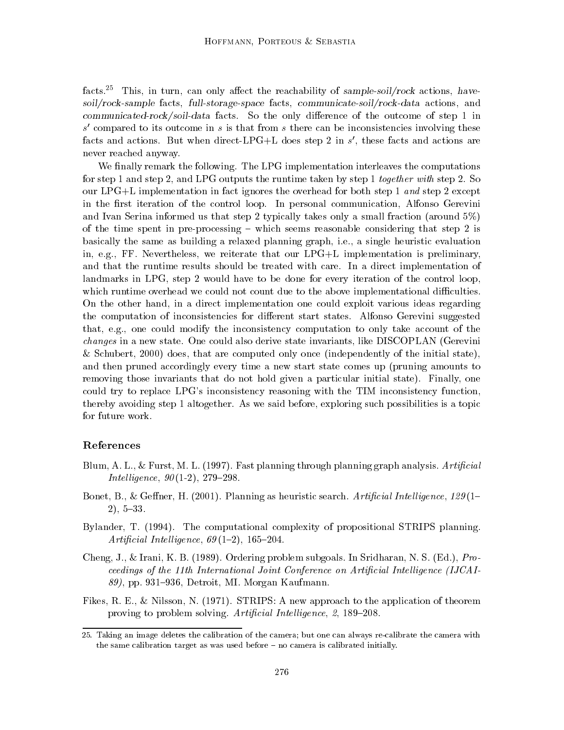facts.[25] This, in turn, can only affect the reachability of *sample-soil/rock* actions, *have-soil/rock-sample* facts, *full-storage-space* facts, *communicate-soil/rock-data* actions, and *communicated-rock/soil-data* facts. So the only difference of the outcome of step 1 in $s'$ compared to its outcome in $s$ is that from $s$ there can be inconsistencies involving these facts and actions. But when direct-LPG+L does step 2 in $s'$, these facts and actions are never reached anyway.

We finally remark the following. The LPG implementation interleaves the computations for step 1 and step 2, and LPG outputs the runtime taken by step 1 *together with* step 2. So our LPG+L implementation in fact ignores the overhead for both step 1 *and* step 2 except in the first iteration of the control loop. In personal communication, Alfonso Gerevini and Ivan Serina informed us that step 2 typically takes only a small fraction (around 5%) of the time spent in pre-processing – which seems reasonable considering that step 2 is basically the same as building a relaxed planning graph, i.e., a single heuristic evaluation in, e.g., FF. Nevertheless, we reiterate that our LPG+L implementation is preliminary, and that the runtime results should be treated with care. In a direct implementation of landmarks in LPG, step 2 would have to be done for every iteration of the control loop, which runtime overhead we could not count due to the above implementational difficulties. On the other hand, in a direct implementation one could exploit various ideas regarding the computation of inconsistencies for different start states. Alfonso Gerevini suggested that, e.g., one could modify the inconsistency computation to only take account of the *changes* in a new state. One could also derive state invariants, like DISCOPLAN (Gerevini & Schubert, 2000) does, that are computed only once (independently of the initial state), and then pruned accordingly every time a new start state comes up (pruning amounts to removing those invariants that do not hold given a particular initial state). Finally, one could try to replace LPG's inconsistency reasoning with the TIM inconsistency function, thereby avoiding step 1 altogether. As we said before, exploring such possibilities is a topic for future work.

## References

Blum, A. L., & Furst, M. L. (1997). Fast planning through planning graph analysis. *Artificial Intelligence*, *90*(1-2), 279–298.

Bonet, B., & Geffner, H. (2001). Planning as heuristic search. *Artificial Intelligence*, *129*(1–2), 5–33.

Bylander, T. (1994). The computational complexity of propositional STRIPS planning. *Artificial Intelligence*, *69*(1–2), 165–204.

Cheng, J., & Irani, K. B. (1989). Ordering problem subgoals. In Sridharan, N. S. (Ed.), *Proceedings of the 11th International Joint Conference on Artificial Intelligence (IJCAI-89)*, pp. 931–936, Detroit, MI. Morgan Kaufmann.

Fikes, R. E., & Nilsson, N. (1971). STRIPS: A new approach to the application of theorem proving to problem solving. *Artificial Intelligence*, *2*, 189–208.

---

25. Taking an image deletes the calibration of the camera; but one can always re-calibrate the camera with the same calibration target as was used before – no camera is calibrated initially.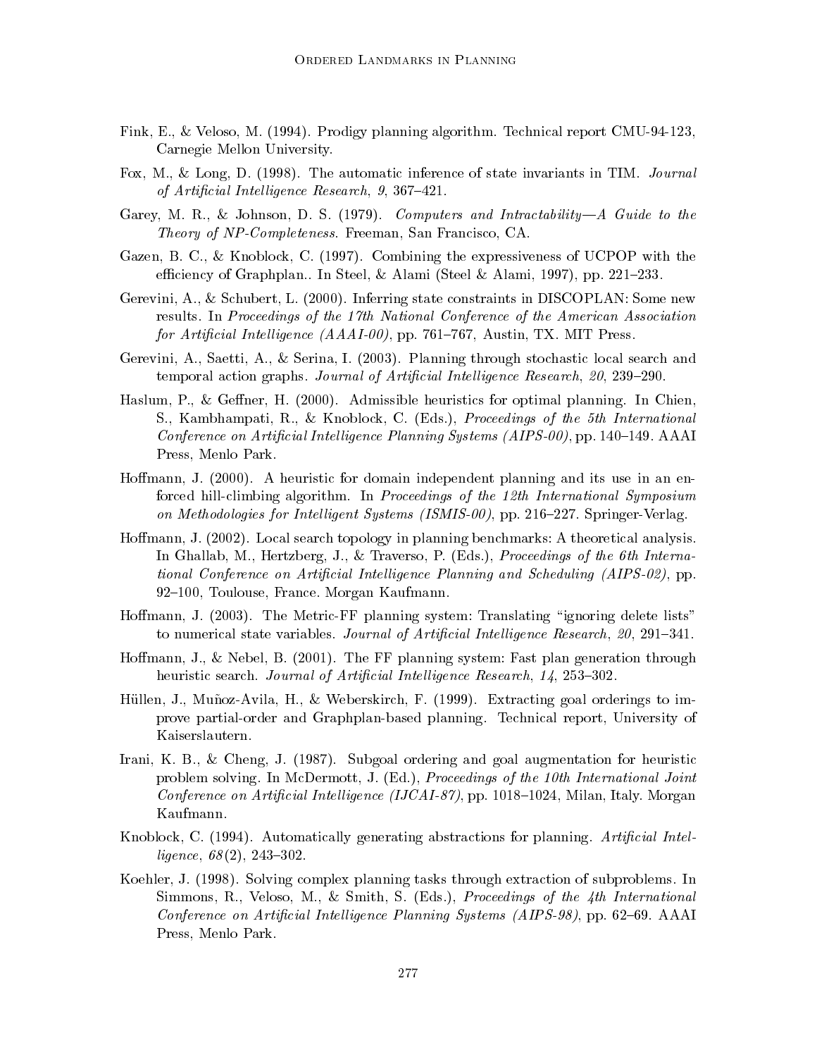Fink, E., & Veloso, M. (1994). Prodigy planning algorithm. Technical report CMU-94-123, Carnegie Mellon University.

Fox, M., & Long, D. (1998). The automatic inference of state invariants in TIM. *Journal of Artificial Intelligence Research*, *9*, 367–421.

Garey, M. R., & Johnson, D. S. (1979). *Computers and Intractability—A Guide to the Theory of NP-Completeness*. Freeman, San Francisco, CA.

Gazen, B. C., & Knoblock, C. (1997). Combining the expressiveness of UCPOP with the efficiency of Graphplan.. In Steel, & Alami (Steel & Alami, 1997), pp. 221–233.

Gerevini, A., & Schubert, L. (2000). Inferring state constraints in DISCOPLAN: Some new results. In *Proceedings of the 17th National Conference of the American Association for Artificial Intelligence (AAAI-00)*, pp. 761–767, Austin, TX. MIT Press.

Gerevini, A., Saetti, A., & Serina, I. (2003). Planning through stochastic local search and temporal action graphs. *Journal of Artificial Intelligence Research*, *20*, 239–290.

Haslum, P., & Geffner, H. (2000). Admissible heuristics for optimal planning. In Chien, S., Kambhampati, R., & Knoblock, C. (Eds.), *Proceedings of the 5th International Conference on Artificial Intelligence Planning Systems (AIPS-00)*, pp. 140–149. AAAI Press, Menlo Park.

Hoffmann, J. (2000). A heuristic for domain independent planning and its use in an enforced hill-climbing algorithm. In *Proceedings of the 12th International Symposium on Methodologies for Intelligent Systems (ISMIS-00)*, pp. 216–227. Springer-Verlag.

Hoffmann, J. (2002). Local search topology in planning benchmarks: A theoretical analysis. In Ghallab, M., Hertzberg, J., & Traverso, P. (Eds.), *Proceedings of the 6th International Conference on Artificial Intelligence Planning and Scheduling (AIPS-02)*, pp. 92–100, Toulouse, France. Morgan Kaufmann.

Hoffmann, J. (2003). The Metric-FF planning system: Translating "ignoring delete lists" to numerical state variables. *Journal of Artificial Intelligence Research*, *20*, 291–341.

Hoffmann, J., & Nebel, B. (2001). The FF planning system: Fast plan generation through heuristic search. *Journal of Artificial Intelligence Research*, *14*, 253–302.

Hüllen, J., Muñoz-Avila, H., & Weberskirch, F. (1999). Extracting goal orderings to improve partial-order and Graphplan-based planning. Technical report, University of Kaiserslautern.

Irani, K. B., & Cheng, J. (1987). Subgoal ordering and goal augmentation for heuristic problem solving. In McDermott, J. (Ed.), *Proceedings of the 10th International Joint Conference on Artificial Intelligence (IJCAI-87)*, pp. 1018–1024, Milan, Italy. Morgan Kaufmann.

Knoblock, C. (1994). Automatically generating abstractions for planning. *Artificial Intelligence*, *68*(2), 243–302.

Koehler, J. (1998). Solving complex planning tasks through extraction of subproblems. In Simmons, R., Veloso, M., & Smith, S. (Eds.), *Proceedings of the 4th International Conference on Artificial Intelligence Planning Systems (AIPS-98)*, pp. 62–69. AAAI Press, Menlo Park.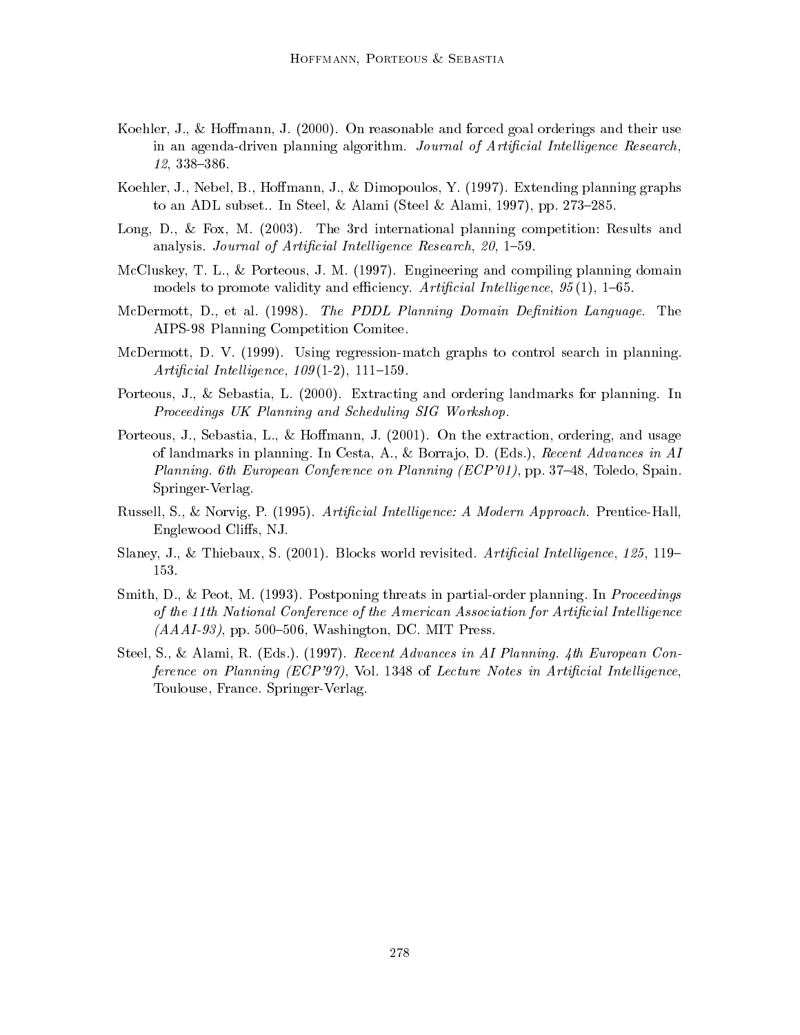Koehler, J., & Hoffmann, J. (2000). On reasonable and forced goal orderings and their use in an agenda-driven planning algorithm. *Journal of Artificial Intelligence Research*, *12*, 338–386.

Koehler, J., Nebel, B., Hoffmann, J., & Dimopoulos, Y. (1997). Extending planning graphs to an ADL subset.. In Steel, & Alami (Steel & Alami, 1997), pp. 273–285.

Long, D., & Fox, M. (2003). The 3rd international planning competition: Results and analysis. *Journal of Artificial Intelligence Research*, *20*, 1–59.

McCluskey, T. L., & Porteous, J. M. (1997). Engineering and compiling planning domain models to promote validity and efficiency. *Artificial Intelligence*, *95*(1), 1–65.

McDermott, D., et al. (1998). *The PDDL Planning Domain Definition Language*. The AIPS-98 Planning Competition Comitee.

McDermott, D. V. (1999). Using regression-match graphs to control search in planning. *Artificial Intelligence*, *109*(1-2), 111–159.

Porteous, J., & Sebastia, L. (2000). Extracting and ordering landmarks for planning. In *Proceedings UK Planning and Scheduling SIG Workshop*.

Porteous, J., Sebastia, L., & Hoffmann, J. (2001). On the extraction, ordering, and usage of landmarks in planning. In Cesta, A., & Borrajo, D. (Eds.), *Recent Advances in AI Planning. 6th European Conference on Planning (ECP'01)*, pp. 37–48, Toledo, Spain. Springer-Verlag.

Russell, S., & Norvig, P. (1995). *Artificial Intelligence: A Modern Approach*. Prentice-Hall, Englewood Cliffs, NJ.

Slaney, J., & Thiebaux, S. (2001). Blocks world revisited. *Artificial Intelligence*, *125*, 119–153.

Smith, D., & Peot, M. (1993). Postponing threats in partial-order planning. In *Proceedings of the 11th National Conference of the American Association for Artificial Intelligence (AAAI-93)*, pp. 500–506, Washington, DC. MIT Press.

Steel, S., & Alami, R. (Eds.). (1997). *Recent Advances in AI Planning. 4th European Conference on Planning (ECP'97)*, Vol. 1348 of *Lecture Notes in Artificial Intelligence*, Toulouse, France. Springer-Verlag.